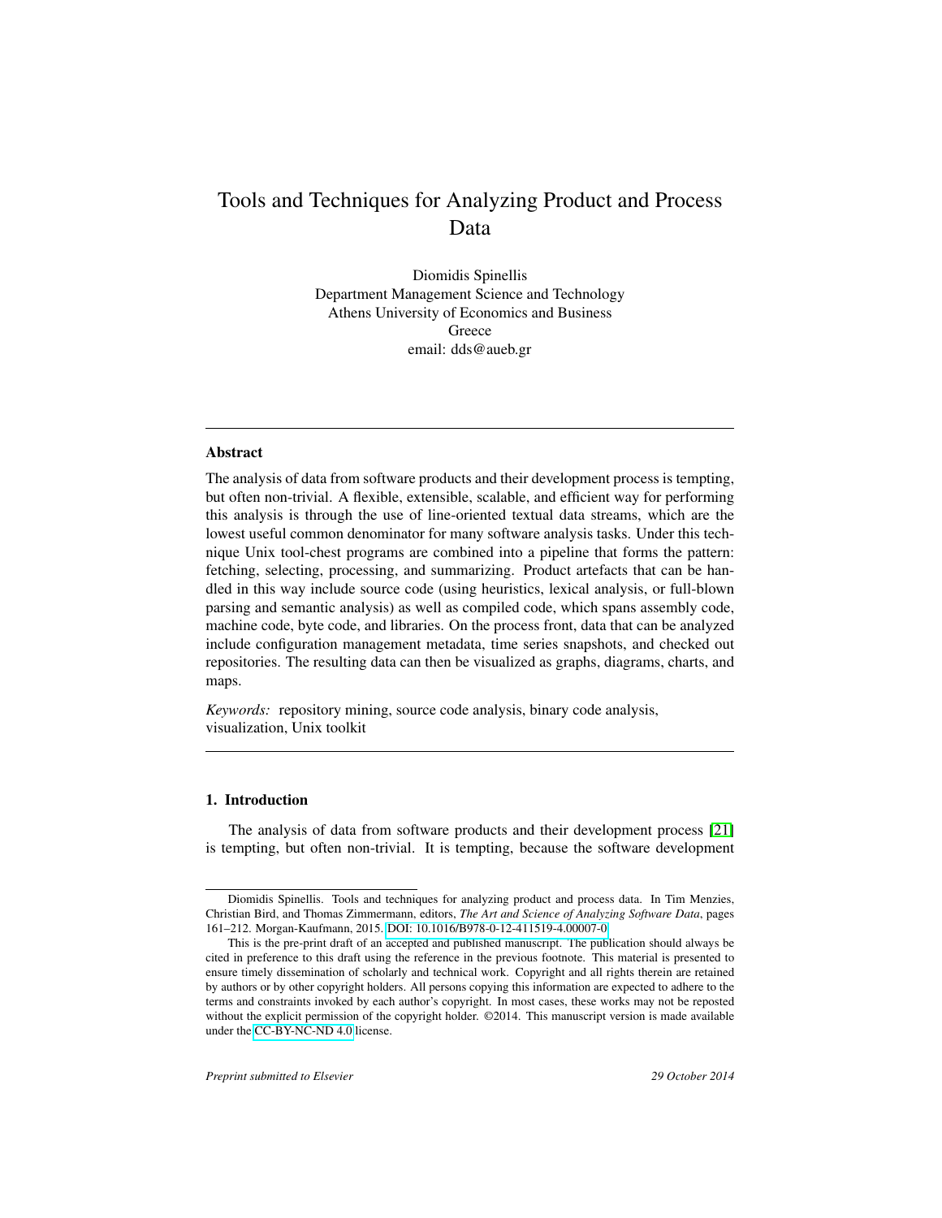# Tools and Techniques for Analyzing Product and Process Data

Diomidis Spinellis
Department Management Science and Technology
Athens University of Economics and Business
Greece
email: dds@aueb.gr

---

### Abstract

The analysis of data from software products and their development process is tempting, but often non-trivial. A flexible, extensible, scalable, and efficient way for performing this analysis is through the use of line-oriented textual data streams, which are the lowest useful common denominator for many software analysis tasks. Under this technique Unix tool-chest programs are combined into a pipeline that forms the pattern: fetching, selecting, processing, and summarizing. Product artefacts that can be handled in this way include source code (using heuristics, lexical analysis, or full-blown parsing and semantic analysis) as well as compiled code, which spans assembly code, machine code, byte code, and libraries. On the process front, data that can be analyzed include configuration management metadata, time series snapshots, and checked out repositories. The resulting data can then be visualized as graphs, diagrams, charts, and maps.

*Keywords:* repository mining, source code analysis, binary code analysis, visualization, Unix toolkit

---

## 1. Introduction

The analysis of data from software products and their development process [21] is tempting, but often non-trivial. It is tempting, because the software development

Diomidis Spinellis. Tools and techniques for analyzing product and process data. In Tim Menzies, Christian Bird, and Thomas Zimmermann, editors, *The Art and Science of Analyzing Software Data*, pages 161–212. Morgan-Kaufmann, 2015. DOI: 10.1016/B978-0-12-411519-4.00007-0

This is the pre-print draft of an accepted and published manuscript. The publication should always be cited in preference to this draft using the reference in the previous footnote. This material is presented to ensure timely dissemination of scholarly and technical work. Copyright and all rights therein are retained by authors or by other copyright holders. All persons copying this information are expected to adhere to the terms and constraints invoked by each author's copyright. In most cases, these works may not be reposted without the explicit permission of the copyright holder. ©2014. This manuscript version is made available under the CC-BY-NC-ND 4.0 license.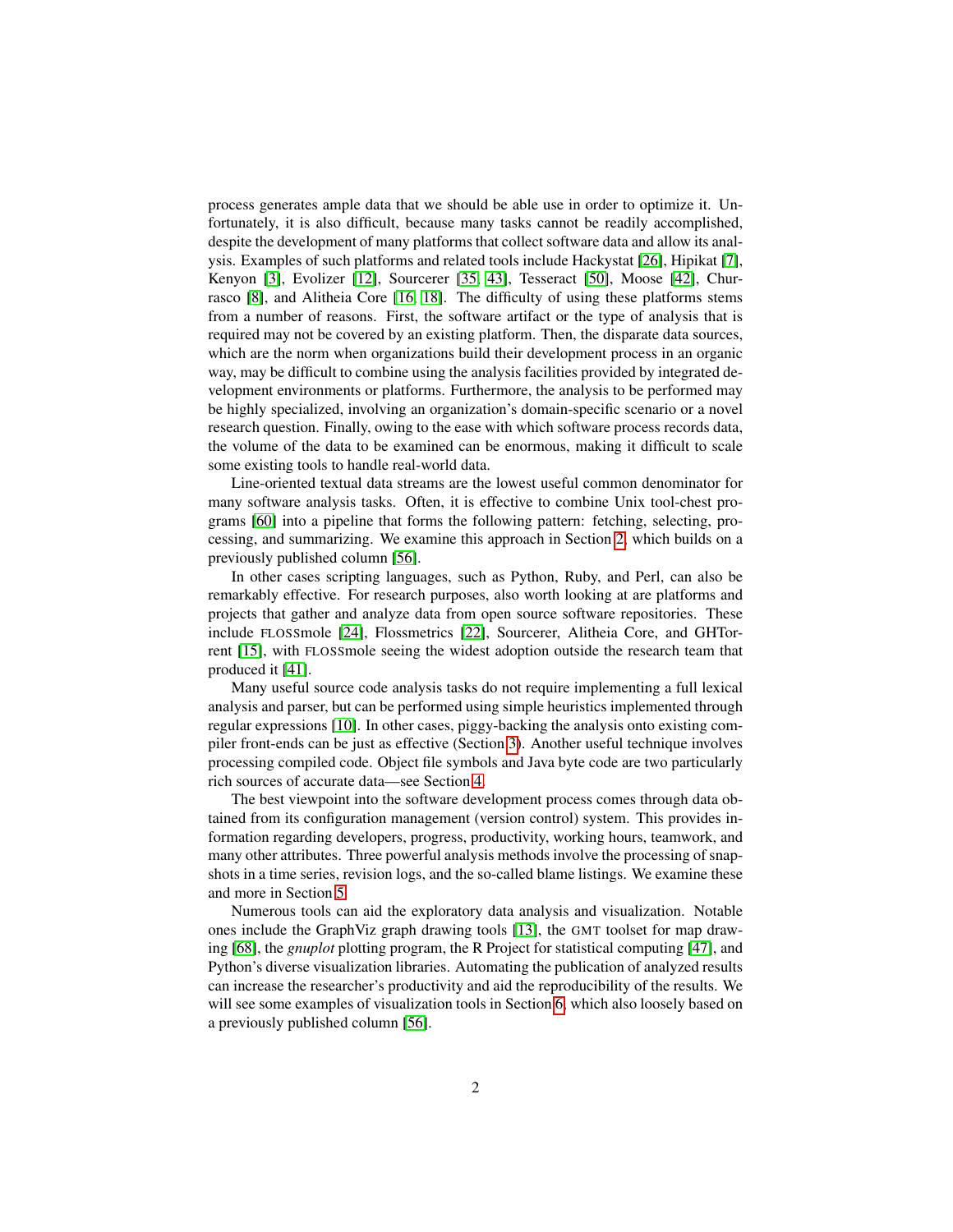process generates ample data that we should be able use in order to optimize it. Unfortunately, it is also difficult, because many tasks cannot be readily accomplished, despite the development of many platforms that collect software data and allow its analysis. Examples of such platforms and related tools include Hackystat [26], Hipikat [7], Kenyon [3], Evolizer [12], Sourcerer [35, 43], Tesseract [50], Moose [42], Churrasco [8], and Alitheia Core [16, 18]. The difficulty of using these platforms stems from a number of reasons. First, the software artifact or the type of analysis that is required may not be covered by an existing platform. Then, the disparate data sources, which are the norm when organizations build their development process in an organic way, may be difficult to combine using the analysis facilities provided by integrated development environments or platforms. Furthermore, the analysis to be performed may be highly specialized, involving an organization's domain-specific scenario or a novel research question. Finally, owing to the ease with which software process records data, the volume of the data to be examined can be enormous, making it difficult to scale some existing tools to handle real-world data.

Line-oriented textual data streams are the lowest useful common denominator for many software analysis tasks. Often, it is effective to combine Unix tool-chest programs [60] into a pipeline that forms the following pattern: fetching, selecting, processing, and summarizing. We examine this approach in Section 2, which builds on a previously published column [56].

In other cases scripting languages, such as Python, Ruby, and Perl, can also be remarkably effective. For research purposes, also worth looking at are platforms and projects that gather and analyze data from open source software repositories. These include FLOSSmole [24], Flossmetrics [22], Sourcerer, Alitheia Core, and GHTorrent [15], with FLOSSmole seeing the widest adoption outside the research team that produced it [41].

Many useful source code analysis tasks do not require implementing a full lexical analysis and parser, but can be performed using simple heuristics implemented through regular expressions [10]. In other cases, piggy-backing the analysis onto existing compiler front-ends can be just as effective (Section 3). Another useful technique involves processing compiled code. Object file symbols and Java byte code are two particularly rich sources of accurate data—see Section 4.

The best viewpoint into the software development process comes through data obtained from its configuration management (version control) system. This provides information regarding developers, progress, productivity, working hours, teamwork, and many other attributes. Three powerful analysis methods involve the processing of snapshots in a time series, revision logs, and the so-called blame listings. We examine these and more in Section 5.

Numerous tools can aid the exploratory data analysis and visualization. Notable ones include the GraphViz graph drawing tools [13], the GMT toolset for map drawing [68], the *gnuplot* plotting program, the R Project for statistical computing [47], and Python's diverse visualization libraries. Automating the publication of analyzed results can increase the researcher's productivity and aid the reproducibility of the results. We will see some examples of visualization tools in Section 6, which also loosely based on a previously published column [56].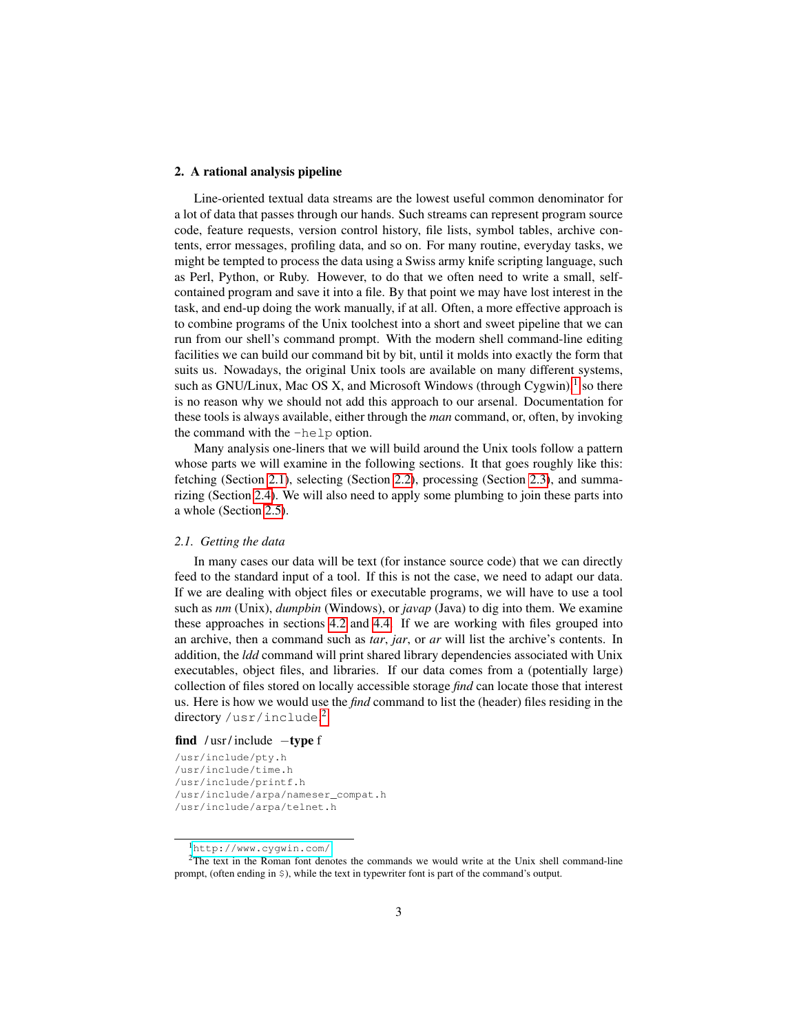## 2. A rational analysis pipeline

Line-oriented textual data streams are the lowest useful common denominator for a lot of data that passes through our hands. Such streams can represent program source code, feature requests, version control history, file lists, symbol tables, archive contents, error messages, profiling data, and so on. For many routine, everyday tasks, we might be tempted to process the data using a Swiss army knife scripting language, such as Perl, Python, or Ruby. However, to do that we often need to write a small, self-contained program and save it into a file. By that point we may have lost interest in the task, and end-up doing the work manually, if at all. Often, a more effective approach is to combine programs of the Unix toolchest into a short and sweet pipeline that we can run from our shell's command prompt. With the modern shell command-line editing facilities we can build our command bit by bit, until it molds into exactly the form that suits us. Nowadays, the original Unix tools are available on many different systems, such as GNU/Linux, Mac OS X, and Microsoft Windows (through Cygwin),[1] so there is no reason why we should not add this approach to our arsenal. Documentation for these tools is always available, either through the *man* command, or, often, by invoking the command with the `-help` option.

Many analysis one-liners that we will build around the Unix tools follow a pattern whose parts we will examine in the following sections. It that goes roughly like this: fetching (Section 2.1), selecting (Section 2.2), processing (Section 2.3), and summarizing (Section 2.4). We will also need to apply some plumbing to join these parts into a whole (Section 2.5).

### *2.1. Getting the data*

In many cases our data will be text (for instance source code) that we can directly feed to the standard input of a tool. If this is not the case, we need to adapt our data. If we are dealing with object files or executable programs, we will have to use a tool such as *nm* (Unix), *dumpbin* (Windows), or *javap* (Java) to dig into them. We examine these approaches in sections 4.2 and 4.4. If we are working with files grouped into an archive, then a command such as *tar*, *jar*, or *ar* will list the archive's contents. In addition, the *ldd* command will print shared library dependencies associated with Unix executables, object files, and libraries. If our data comes from a (potentially large) collection of files stored on locally accessible storage *find* can locate those that interest us. Here is how we would use the *find* command to list the (header) files residing in the directory `/usr/include`.[2]

**find** /usr/include −**type** f

```
/usr/include/pty.h
/usr/include/time.h
/usr/include/printf.h
/usr/include/arpa/nameser_compat.h
/usr/include/arpa/telnet.h
```

[1] http://www.cygwin.com/

[2] The text in the Roman font denotes the commands we would write at the Unix shell command-line prompt, (often ending in $), while the text in typewriter font is part of the command's output.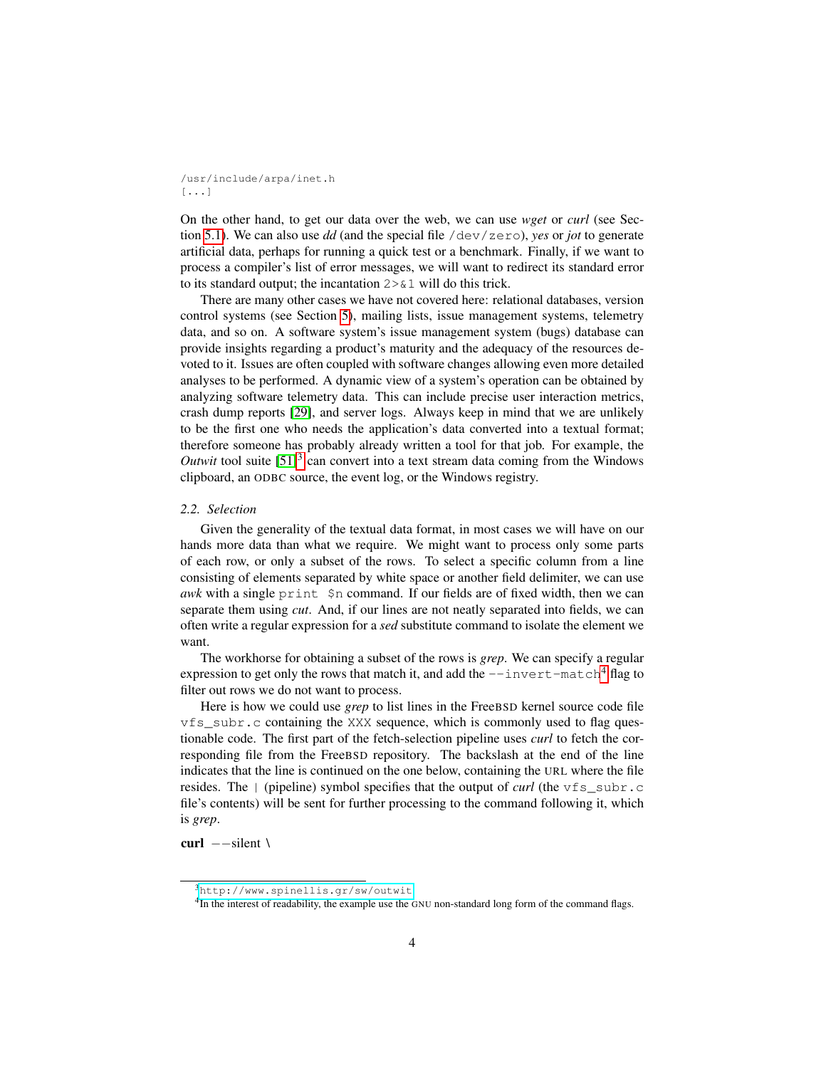```
/usr/include/arpa/inet.h
[...]
```

On the other hand, to get our data over the web, we can use *wget* or *curl* (see Section 5.1). We can also use *dd* (and the special file `/dev/zero`), *yes* or *jot* to generate artificial data, perhaps for running a quick test or a benchmark. Finally, if we want to process a compiler's list of error messages, we will want to redirect its standard error to its standard output; the incantation `2>&1` will do this trick.

There are many other cases we have not covered here: relational databases, version control systems (see Section 5), mailing lists, issue management systems, telemetry data, and so on. A software system's issue management system (bugs) database can provide insights regarding a product's maturity and the adequacy of the resources devoted to it. Issues are often coupled with software changes allowing even more detailed analyses to be performed. A dynamic view of a system's operation can be obtained by analyzing software telemetry data. This can include precise user interaction metrics, crash dump reports [29], and server logs. Always keep in mind that we are unlikely to be the first one who needs the application's data converted into a textual format; therefore someone has probably already written a tool for that job. For example, the *Outwit* tool suite [51][3] can convert into a text stream data coming from the Windows clipboard, an ODBC source, the event log, or the Windows registry.

### *2.2. Selection*

Given the generality of the textual data format, in most cases we will have on our hands more data than what we require. We might want to process only some parts of each row, or only a subset of the rows. To select a specific column from a line consisting of elements separated by white space or another field delimiter, we can use *awk* with a single `print $n` command. If our fields are of fixed width, then we can separate them using *cut*. And, if our lines are not neatly separated into fields, we can often write a regular expression for a *sed* substitute command to isolate the element we want.

The workhorse for obtaining a subset of the rows is *grep*. We can specify a regular expression to get only the rows that match it, and add the `--invert-match`[4] flag to filter out rows we do not want to process.

Here is how we could use *grep* to list lines in the FreeBSD kernel source code file `vfs_subr.c` containing the `XXX` sequence, which is commonly used to flag questionable code. The first part of the fetch-selection pipeline uses *curl* to fetch the corresponding file from the FreeBSD repository. The backslash at the end of the line indicates that the line is continued on the one below, containing the URL where the file resides. The `|` (pipeline) symbol specifies that the output of *curl* (the `vfs_subr.c` file's contents) will be sent for further processing to the command following it, which is *grep*.

```
curl --silent \
```

[3] http://www.spinellis.gr/sw/outwit

[4] In the interest of readability, the example use the GNU non-standard long form of the command flags.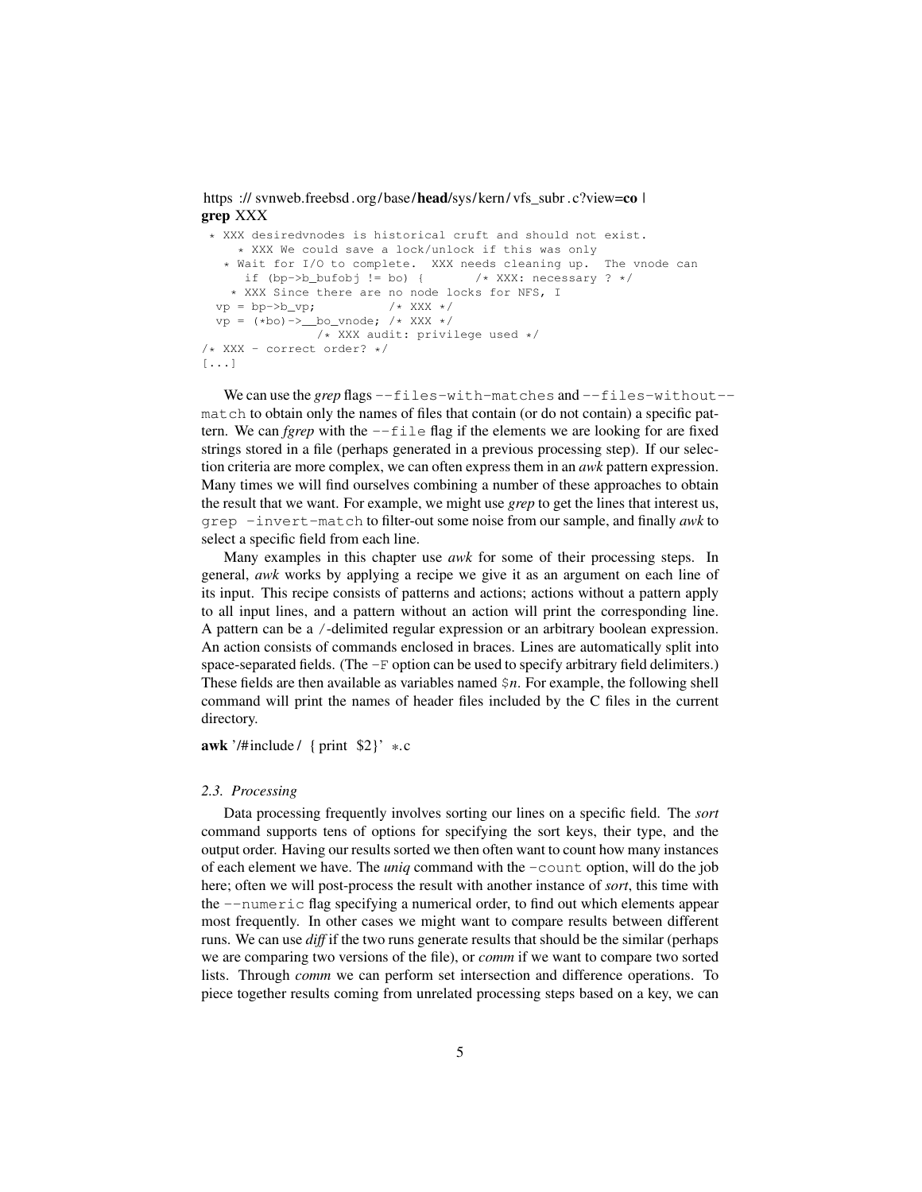```
https :// svnweb.freebsd . org/ base/head/sys/ kern/ vfs_subr . c?view=co |
grep XXX
```

```
 * XXX desiredvnodes is historical cruft and should not exist.
     * XXX We could save a lock/unlock if this was only
   * Wait for I/O to complete.  XXX needs cleaning up.  The vnode can
      if (bp->b_bufobj != bo) {       /* XXX: necessary ? */
    * XXX Since there are no node locks for NFS, I
  vp = bp->b_vp;          /* XXX */
  vp = (*bo)->__bo_vnode; /* XXX */
                /* XXX audit: privilege used */
/* XXX - correct order? */
[...]
```

We can use the *grep* flags `--files-with-matches` and `--files-without--match` to obtain only the names of files that contain (or do not contain) a specific pattern. We can *fgrep* with the `--file` flag if the elements we are looking for are fixed strings stored in a file (perhaps generated in a previous processing step). If our selection criteria are more complex, we can often express them in an *awk* pattern expression. Many times we will find ourselves combining a number of these approaches to obtain the result that we want. For example, we might use *grep* to get the lines that interest us, `grep -invert-match` to filter-out some noise from our sample, and finally *awk* to select a specific field from each line.

Many examples in this chapter use *awk* for some of their processing steps. In general, *awk* works by applying a recipe we give it as an argument on each line of its input. This recipe consists of patterns and actions; actions without a pattern apply to all input lines, and a pattern without an action will print the corresponding line. A pattern can be a `/`-delimited regular expression or an arbitrary boolean expression. An action consists of commands enclosed in braces. Lines are automatically split into space-separated fields. (The `-F` option can be used to specify arbitrary field delimiters.) These fields are then available as variables named `$`*n*. For example, the following shell command will print the names of header files included by the C files in the current directory.

```
awk '/#include / { print $2}' *.c
```

### 2.3. Processing

Data processing frequently involves sorting our lines on a specific field. The *sort* command supports tens of options for specifying the sort keys, their type, and the output order. Having our results sorted we then often want to count how many instances of each element we have. The *uniq* command with the `-count` option, will do the job here; often we will post-process the result with another instance of *sort*, this time with the `--numeric` flag specifying a numerical order, to find out which elements appear most frequently. In other cases we might want to compare results between different runs. We can use *diff* if the two runs generate results that should be the similar (perhaps we are comparing two versions of the file), or *comm* if we want to compare two sorted lists. Through *comm* we can perform set intersection and difference operations. To piece together results coming from unrelated processing steps based on a key, we can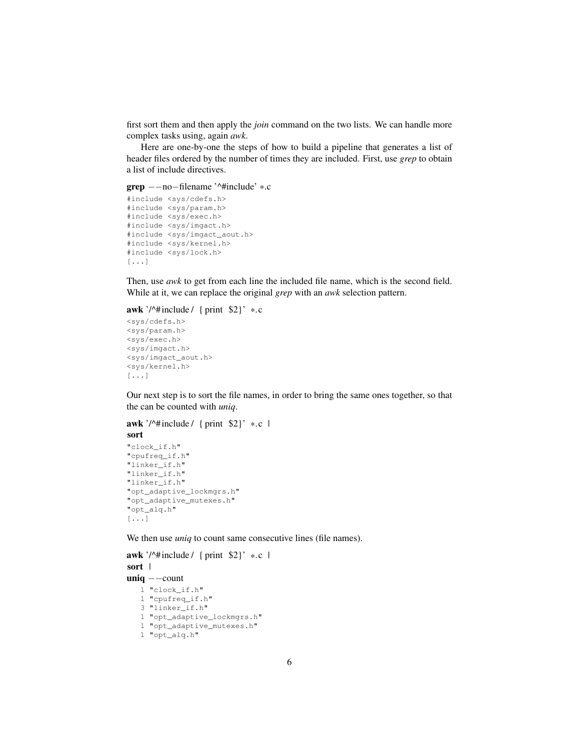first sort them and then apply the *join* command on the two lists. We can handle more complex tasks using, again *awk*.

Here are one-by-one the steps of how to build a pipeline that generates a list of header files ordered by the number of times they are included. First, use *grep* to obtain a list of include directives.

```
grep --no-filename '^#include' *.c
```

```
#include <sys/cdefs.h>
#include <sys/param.h>
#include <sys/exec.h>
#include <sys/imgact.h>
#include <sys/imgact_aout.h>
#include <sys/kernel.h>
#include <sys/lock.h>
[...]
```

Then, use *awk* to get from each line the included file name, which is the second field. While at it, we can replace the original *grep* with an *awk* selection pattern.

```
awk '/^#include/ { print $2}' *.c
```

```
<sys/cdefs.h>
<sys/param.h>
<sys/exec.h>
<sys/imgact.h>
<sys/imgact_aout.h>
<sys/kernel.h>
[...]
```

Our next step is to sort the file names, in order to bring the same ones together, so that the can be counted with *uniq*.

```
awk '/^#include/ { print $2}' *.c |
sort
```

```
"clock_if.h"
"cpufreq_if.h"
"linker_if.h"
"linker_if.h"
"linker_if.h"
"opt_adaptive_lockmgrs.h"
"opt_adaptive_mutexes.h"
"opt_alq.h"
[...]
```

We then use *uniq* to count same consecutive lines (file names).

```
awk '/^#include/ { print $2}' *.c |
sort |
uniq --count
```

```
   1 "clock_if.h"
   1 "cpufreq_if.h"
   3 "linker_if.h"
   1 "opt_adaptive_lockmgrs.h"
   1 "opt_adaptive_mutexes.h"
   1 "opt_alq.h"
```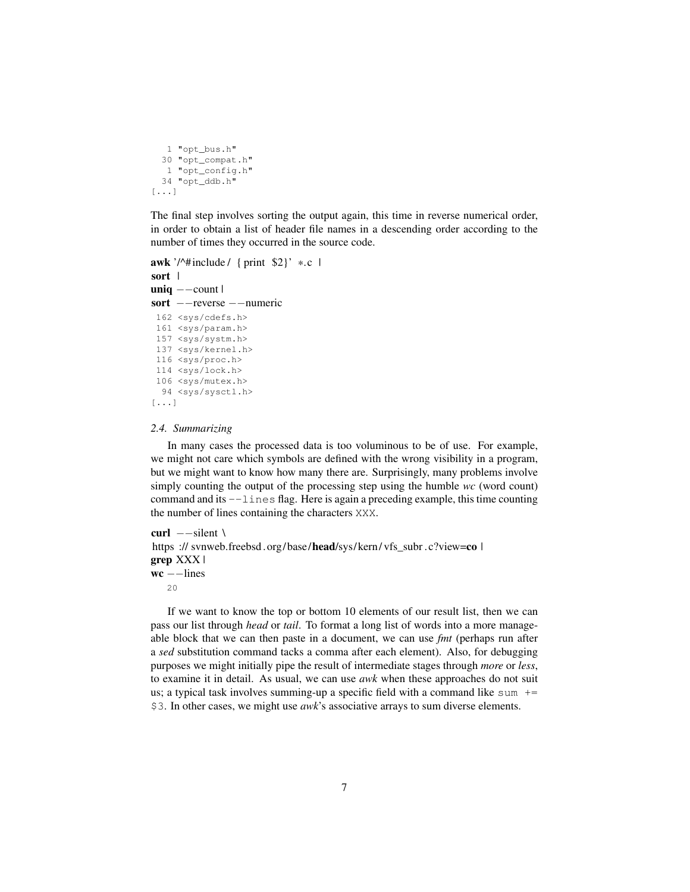```
    1 "opt_bus.h"
   30 "opt_compat.h"
    1 "opt_config.h"
   34 "opt_ddb.h"
[...]
```

The final step involves sorting the output again, this time in reverse numerical order, in order to obtain a list of header file names in a descending order according to the number of times they occurred in the source code.

```
awk '/^#include / { print $2}' *.c |
sort |
uniq --count |
sort --reverse --numeric
```

```
 162 <sys/cdefs.h>
 161 <sys/param.h>
 157 <sys/systm.h>
 137 <sys/kernel.h>
 116 <sys/proc.h>
 114 <sys/lock.h>
 106 <sys/mutex.h>
  94 <sys/sysctl.h>
[...]
```

### *2.4. Summarizing*

In many cases the processed data is too voluminous to be of use. For example, we might not care which symbols are defined with the wrong visibility in a program, but we might want to know how many there are. Surprisingly, many problems involve simply counting the output of the processing step using the humble *wc* (word count) command and its `--lines` flag. Here is again a preceding example, this time counting the number of lines containing the characters `XXX`.

```
curl --silent \
https://svnweb.freebsd.org/base/head/sys/kern/vfs_subr.c?view=co |
grep XXX |
wc --lines
```

```
20
```

If we want to know the top or bottom 10 elements of our result list, then we can pass our list through *head* or *tail*. To format a long list of words into a more manageable block that we can then paste in a document, we can use *fmt* (perhaps run after a *sed* substitution command tacks a comma after each element). Also, for debugging purposes we might initially pipe the result of intermediate stages through *more* or *less*, to examine it in detail. As usual, we can use *awk* when these approaches do not suit us; a typical task involves summing-up a specific field with a command like `sum += $3`. In other cases, we might use *awk*'s associative arrays to sum diverse elements.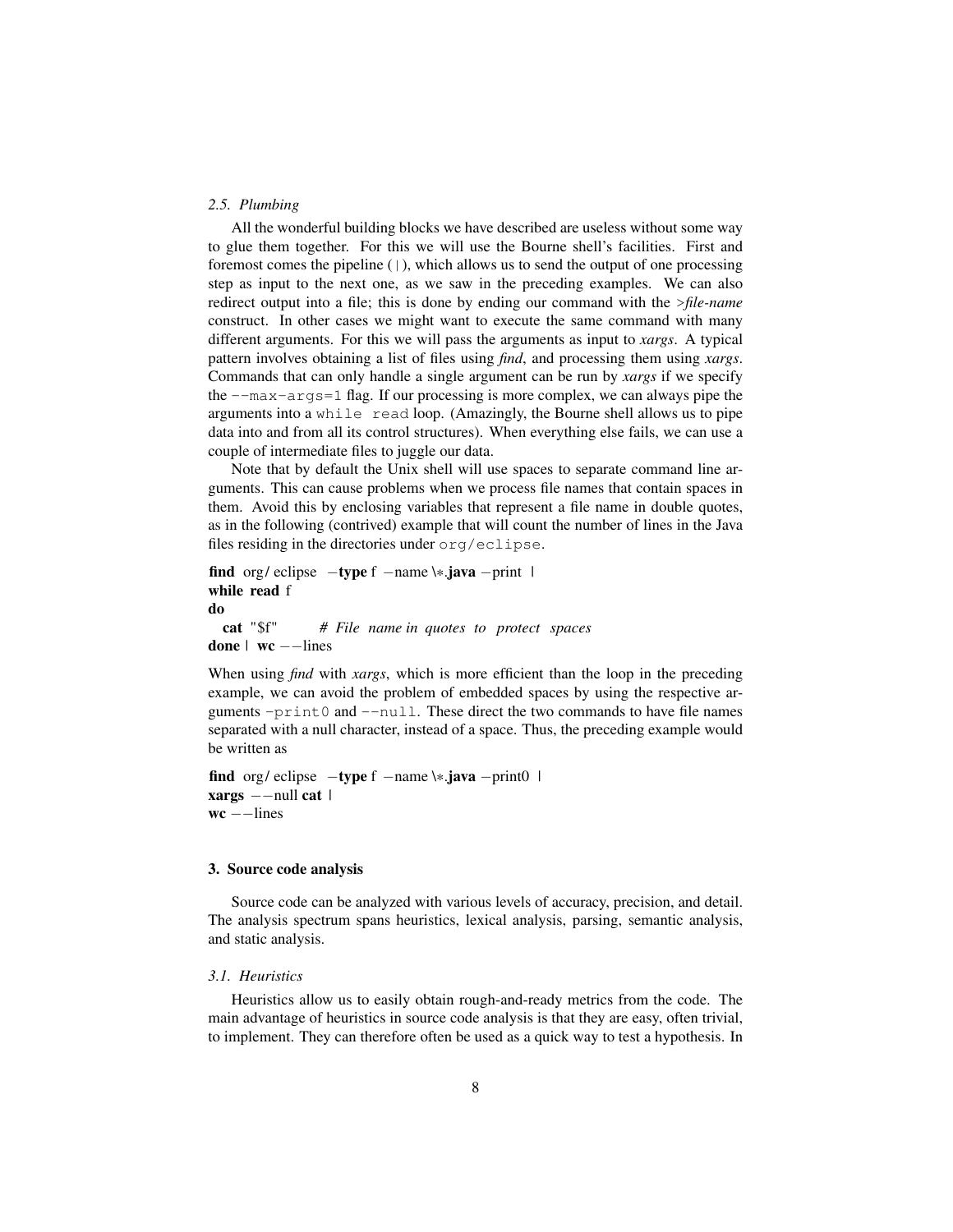### 2.5. Plumbing

All the wonderful building blocks we have described are useless without some way to glue them together. For this we will use the Bourne shell's facilities. First and foremost comes the pipeline (`|`), which allows us to send the output of one processing step as input to the next one, as we saw in the preceding examples. We can also redirect output into a file; this is done by ending our command with the >*file-name* construct. In other cases we might want to execute the same command with many different arguments. For this we will pass the arguments as input to *xargs*. A typical pattern involves obtaining a list of files using *find*, and processing them using *xargs*. Commands that can only handle a single argument can be run by *xargs* if we specify the `--max-args=1` flag. If our processing is more complex, we can always pipe the arguments into a `while read` loop. (Amazingly, the Bourne shell allows us to pipe data into and from all its control structures). When everything else fails, we can use a couple of intermediate files to juggle our data.

Note that by default the Unix shell will use spaces to separate command line arguments. This can cause problems when we process file names that contain spaces in them. Avoid this by enclosing variables that represent a file name in double quotes, as in the following (contrived) example that will count the number of lines in the Java files residing in the directories under `org/eclipse`.

```
find org/eclipse -type f -name \*.java -print |
while read f
do
  cat "$f"      # File name in quotes to protect spaces
done | wc --lines
```

When using *find* with *xargs*, which is more efficient than the loop in the preceding example, we can avoid the problem of embedded spaces by using the respective arguments `-print0` and `--null`. These direct the two commands to have file names separated with a null character, instead of a space. Thus, the preceding example would be written as

```
find org/eclipse -type f -name \*.java -print0 |
xargs --null cat |
wc --lines
```

## 3. Source code analysis

Source code can be analyzed with various levels of accuracy, precision, and detail. The analysis spectrum spans heuristics, lexical analysis, parsing, semantic analysis, and static analysis.

### 3.1. Heuristics

Heuristics allow us to easily obtain rough-and-ready metrics from the code. The main advantage of heuristics in source code analysis is that they are easy, often trivial, to implement. They can therefore often be used as a quick way to test a hypothesis. In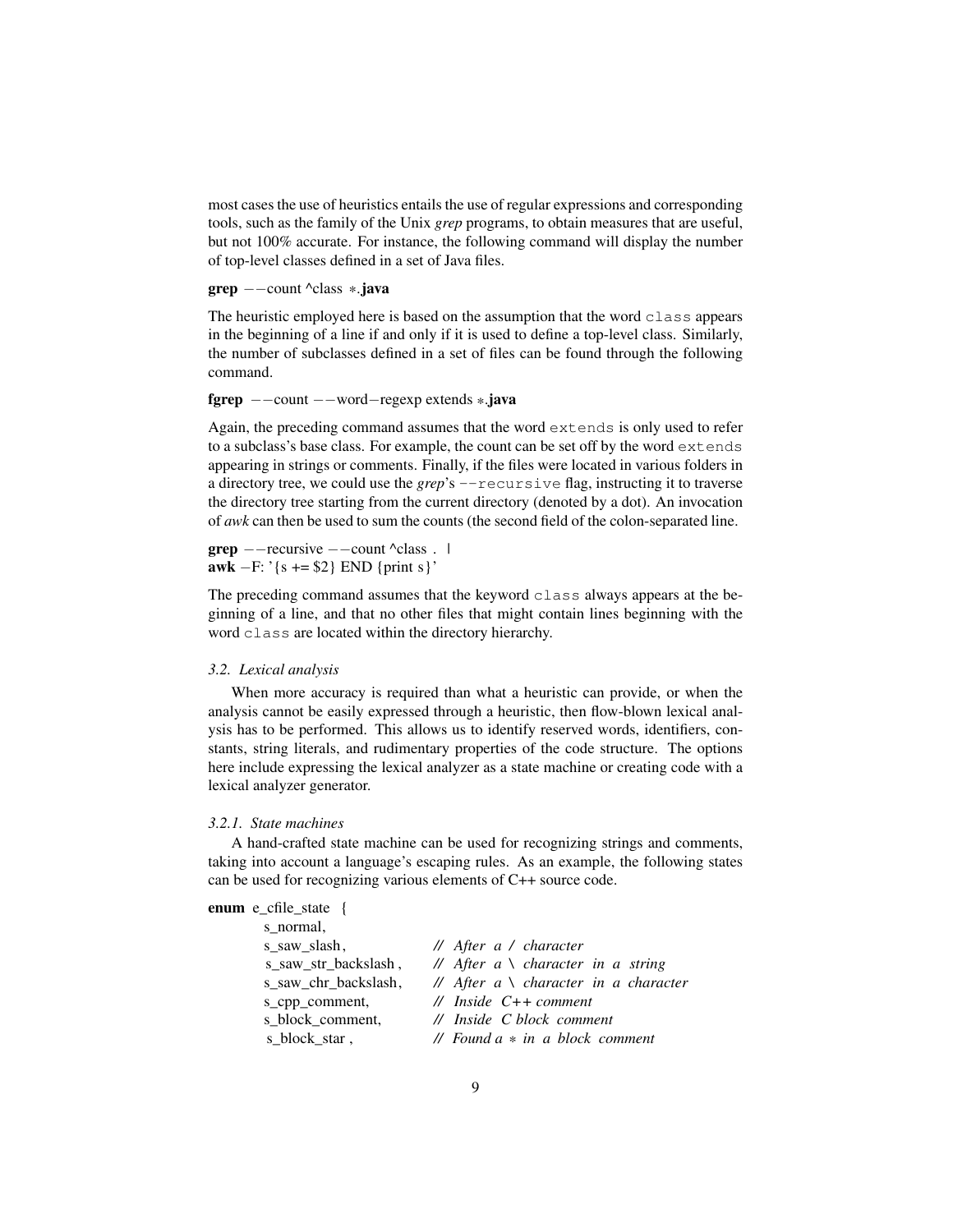most cases the use of heuristics entails the use of regular expressions and corresponding tools, such as the family of the Unix *grep* programs, to obtain measures that are useful, but not 100% accurate. For instance, the following command will display the number of top-level classes defined in a set of Java files.

```
grep --count ^class *.java
```

The heuristic employed here is based on the assumption that the word `class` appears in the beginning of a line if and only if it is used to define a top-level class. Similarly, the number of subclasses defined in a set of files can be found through the following command.

```
fgrep --count --word-regexp extends *.java
```

Again, the preceding command assumes that the word `extends` is only used to refer to a subclass's base class. For example, the count can be set off by the word `extends` appearing in strings or comments. Finally, if the files were located in various folders in a directory tree, we could use the *grep*'s `--recursive` flag, instructing it to traverse the directory tree starting from the current directory (denoted by a dot). An invocation of *awk* can then be used to sum the counts (the second field of the colon-separated line.

```
grep --recursive --count ^class . |
awk -F: '{s += $2} END {print s}'
```

The preceding command assumes that the keyword `class` always appears at the beginning of a line, and that no other files that might contain lines beginning with the word `class` are located within the directory hierarchy.

### *3.2. Lexical analysis*

When more accuracy is required than what a heuristic can provide, or when the analysis cannot be easily expressed through a heuristic, then flow-blown lexical analysis has to be performed. This allows us to identify reserved words, identifiers, constants, string literals, and rudimentary properties of the code structure. The options here include expressing the lexical analyzer as a state machine or creating code with a lexical analyzer generator.

#### *3.2.1. State machines*

A hand-crafted state machine can be used for recognizing strings and comments, taking into account a language's escaping rules. As an example, the following states can be used for recognizing various elements of C++ source code.

```
enum e_cfile_state {
    s_normal,
    s_saw_slash,          // After a / character
    s_saw_str_backslash,  // After a \ character in a string
    s_saw_chr_backslash,  // After a \ character in a character
    s_cpp_comment,        // Inside C++ comment
    s_block_comment,      // Inside C block comment
    s_block_star,         // Found a * in a block comment
```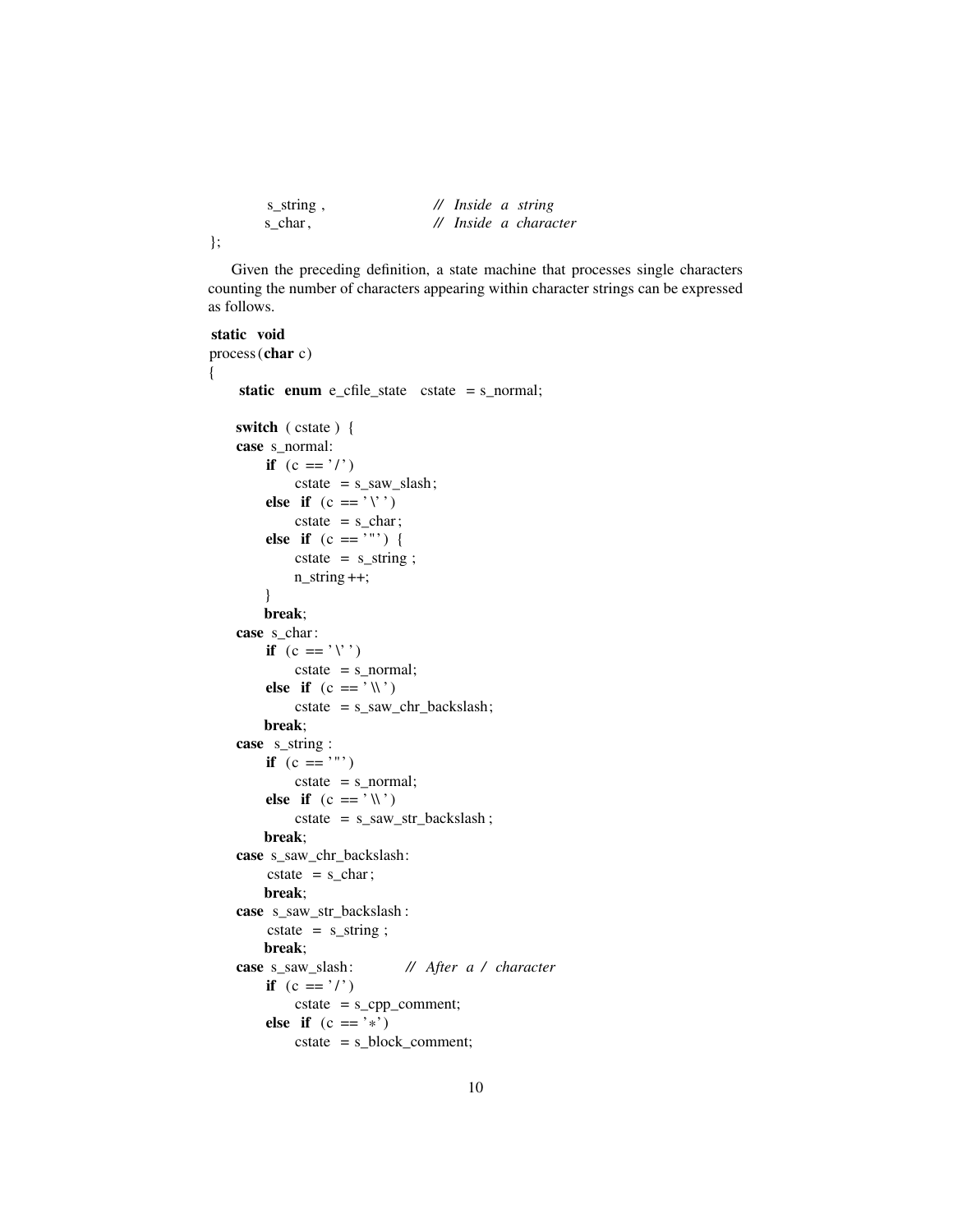```
        s_string ,              // Inside a string
        s_char ,                // Inside a character
};
```

Given the preceding definition, a state machine that processes single characters counting the number of characters appearing within character strings can be expressed as follows.

```
static void
process(char c)
{
    static enum e_cfile_state cstate = s_normal;

    switch (cstate) {
    case s_normal:
        if (c == '/')
            cstate = s_saw_slash;
        else if (c == '\'')
            cstate = s_char;
        else if (c == '"') {
            cstate = s_string ;
            n_string++;
        }
        break;
    case s_char:
        if (c == '\'')
            cstate = s_normal;
        else if (c == '\\')
            cstate = s_saw_chr_backslash;
        break;
    case s_string :
        if (c == '"')
            cstate = s_normal;
        else if (c == '\\')
            cstate = s_saw_str_backslash ;
        break;
    case s_saw_chr_backslash:
        cstate = s_char;
        break;
    case s_saw_str_backslash :
        cstate = s_string ;
        break;
    case s_saw_slash:           // After a / character
        if (c == '/')
            cstate = s_cpp_comment;
        else if (c == '*')
            cstate = s_block_comment;
```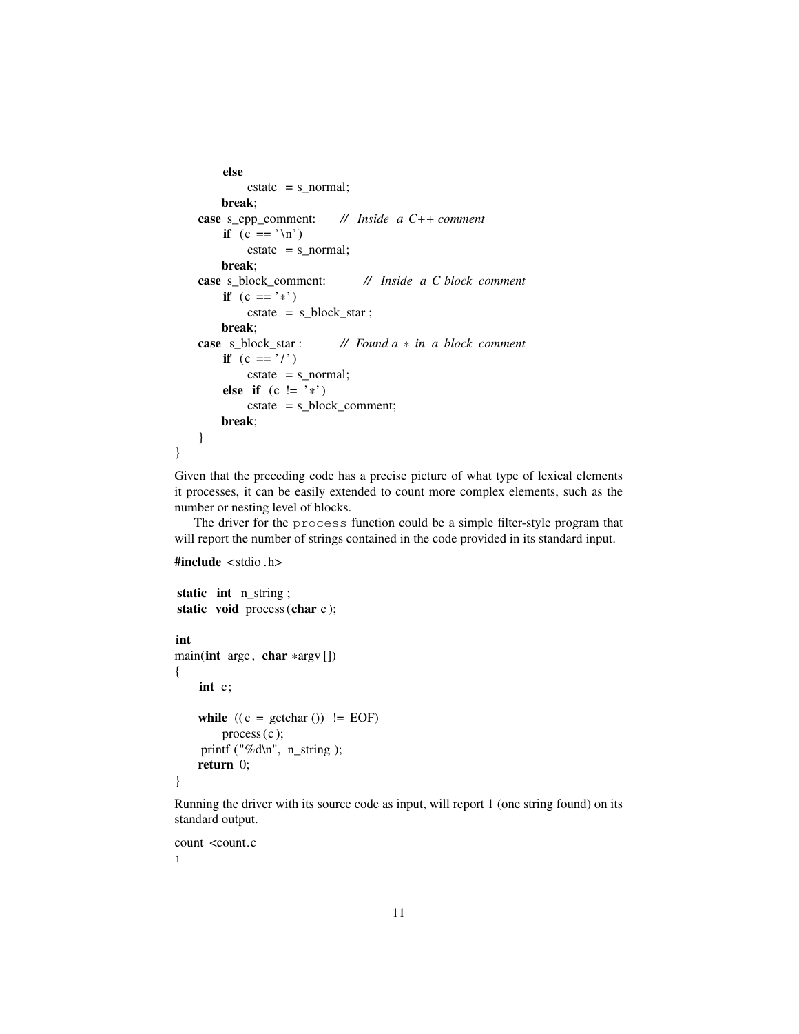```
		else
			cstate = s_normal;
		break;
	case s_cpp_comment:	// Inside a C++ comment
		if (c == '\n')
			cstate = s_normal;
		break;
	case s_block_comment:	// Inside a C block comment
		if (c == '*')
			cstate = s_block_star;
		break;
	case s_block_star:	// Found a * in a block comment
		if (c == '/')
			cstate = s_normal;
		else if (c != '*')
			cstate = s_block_comment;
		break;
	}
}
```

Given that the preceding code has a precise picture of what type of lexical elements it processes, it can be easily extended to count more complex elements, such as the number or nesting level of blocks.

The driver for the `process` function could be a simple filter-style program that will report the number of strings contained in the code provided in its standard input.

```
#include <stdio.h>

static int n_string;
static void process(char c);

int
main(int argc, char *argv[])
{
	int c;

	while ((c = getchar()) != EOF)
		process(c);
	printf("%d\n", n_string);
	return 0;
}
```

Running the driver with its source code as input, will report 1 (one string found) on its standard output.

```
count <count.c
1
```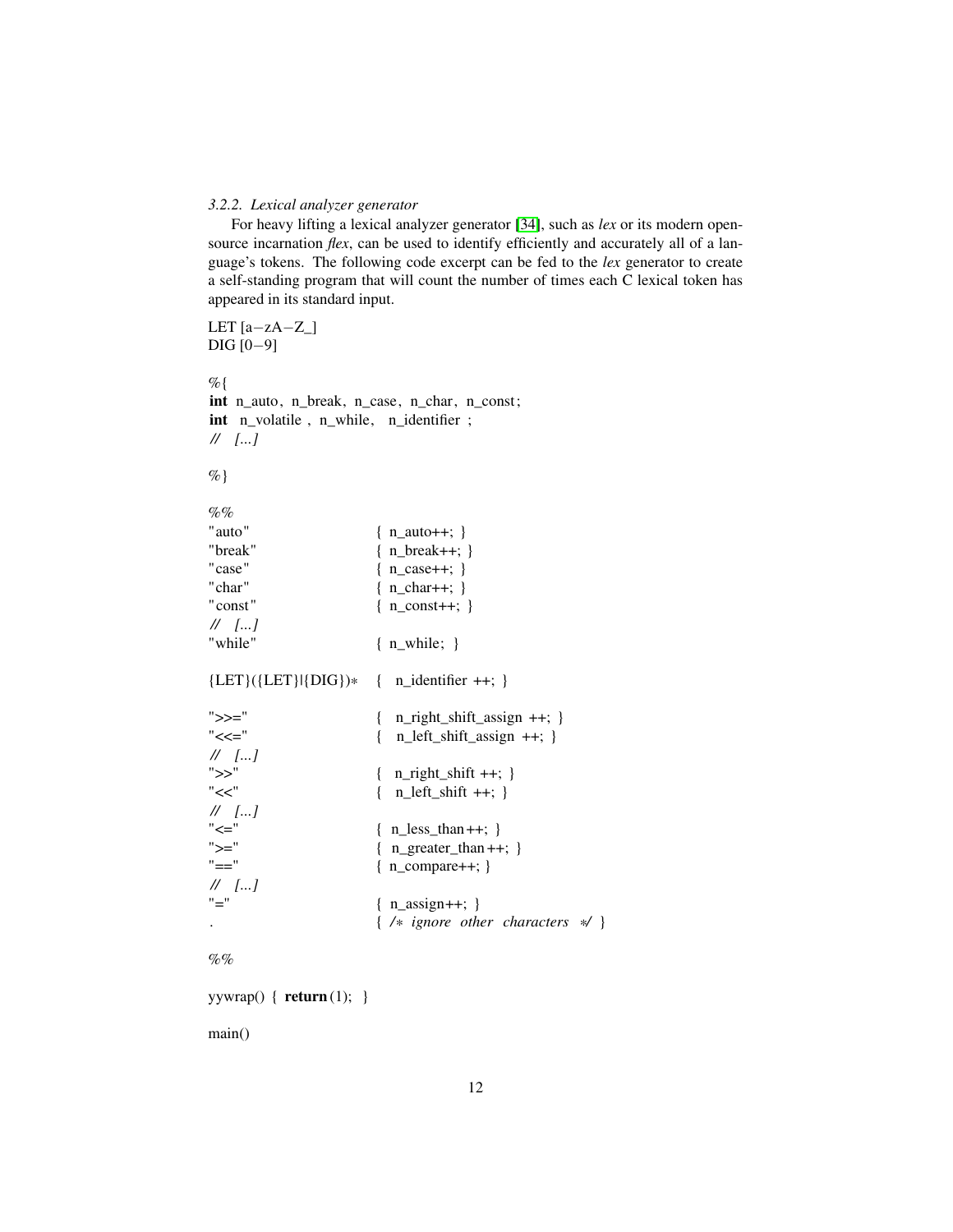*3.2.2. Lexical analyzer generator*

For heavy lifting a lexical analyzer generator [34], such as *lex* or its modern open-source incarnation *flex*, can be used to identify efficiently and accurately all of a language's tokens. The following code excerpt can be fed to the *lex* generator to create a self-standing program that will count the number of times each C lexical token has appeared in its standard input.

```
LET [a-zA-Z_]
DIG [0-9]

%{
int n_auto, n_break, n_case, n_char, n_const;
int  n_volatile , n_while,  n_identifier ;
//  [...]

%}

%%
"auto"                  { n_auto++; }
"break"                 { n_break++; }
"case"                  { n_case++; }
"char"                  { n_char++; }
"const"                 { n_const++; }
//  [...]
"while"                 { n_while; }

{LET}({LET}|{DIG})*     {  n_identifier ++; }

">>="                   {  n_right_shift_assign ++; }
"<<="                   {  n_left_shift_assign ++; }
//  [...]
">>"                    {  n_right_shift ++; }
"<<"                    {  n_left_shift ++; }
//  [...]
"<="                    { n_less_than++; }
">="                    { n_greater_than++; }
"=="                    { n_compare++; }
//  [...]
"="                     { n_assign++; }
.                       { /* ignore other characters */ }

%%

yywrap() { return(1); }

main()
```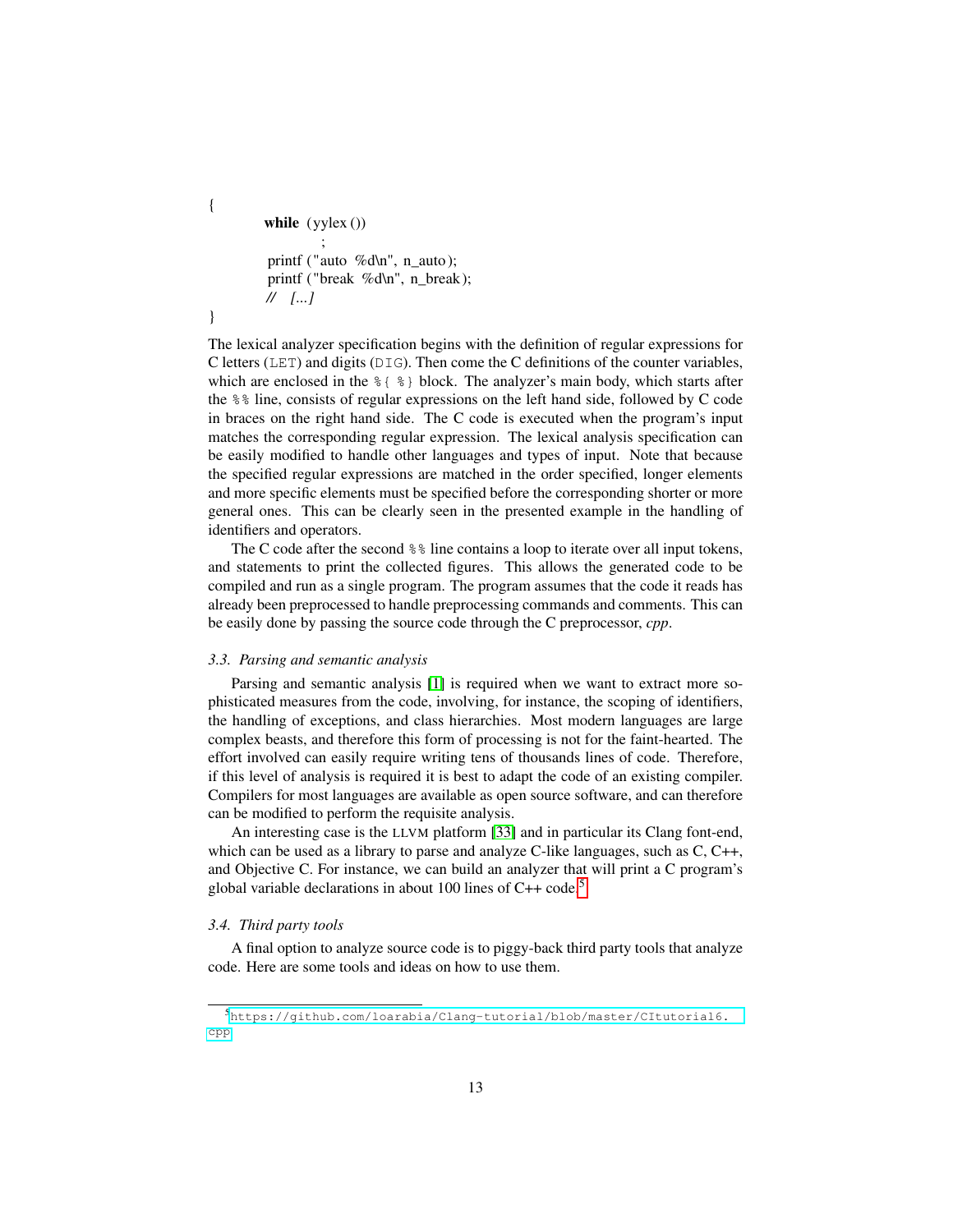```
{
        while (yylex())
                ;
        printf("auto %d\n", n_auto);
        printf("break %d\n", n_break);
        // [...]
}
```

The lexical analyzer specification begins with the definition of regular expressions for C letters (LET) and digits (DIG). Then come the C definitions of the counter variables, which are enclosed in the %{ %} block. The analyzer's main body, which starts after the %% line, consists of regular expressions on the left hand side, followed by C code in braces on the right hand side. The C code is executed when the program's input matches the corresponding regular expression. The lexical analysis specification can be easily modified to handle other languages and types of input. Note that because the specified regular expressions are matched in the order specified, longer elements and more specific elements must be specified before the corresponding shorter or more general ones. This can be clearly seen in the presented example in the handling of identifiers and operators.

The C code after the second %% line contains a loop to iterate over all input tokens, and statements to print the collected figures. This allows the generated code to be compiled and run as a single program. The program assumes that the code it reads has already been preprocessed to handle preprocessing commands and comments. This can be easily done by passing the source code through the C preprocessor, *cpp*.

### *3.3. Parsing and semantic analysis*

Parsing and semantic analysis [1] is required when we want to extract more sophisticated measures from the code, involving, for instance, the scoping of identifiers, the handling of exceptions, and class hierarchies. Most modern languages are large complex beasts, and therefore this form of processing is not for the faint-hearted. The effort involved can easily require writing tens of thousands lines of code. Therefore, if this level of analysis is required it is best to adapt the code of an existing compiler. Compilers for most languages are available as open source software, and can therefore can be modified to perform the requisite analysis.

An interesting case is the LLVM platform [33] and in particular its Clang font-end, which can be used as a library to parse and analyze C-like languages, such as C, C++, and Objective C. For instance, we can build an analyzer that will print a C program's global variable declarations in about 100 lines of C++ code.[5]

### *3.4. Third party tools*

A final option to analyze source code is to piggy-back third party tools that analyze code. Here are some tools and ideas on how to use them.

---

[5] https://github.com/loarabia/Clang-tutorial/blob/master/CItutorial6.cpp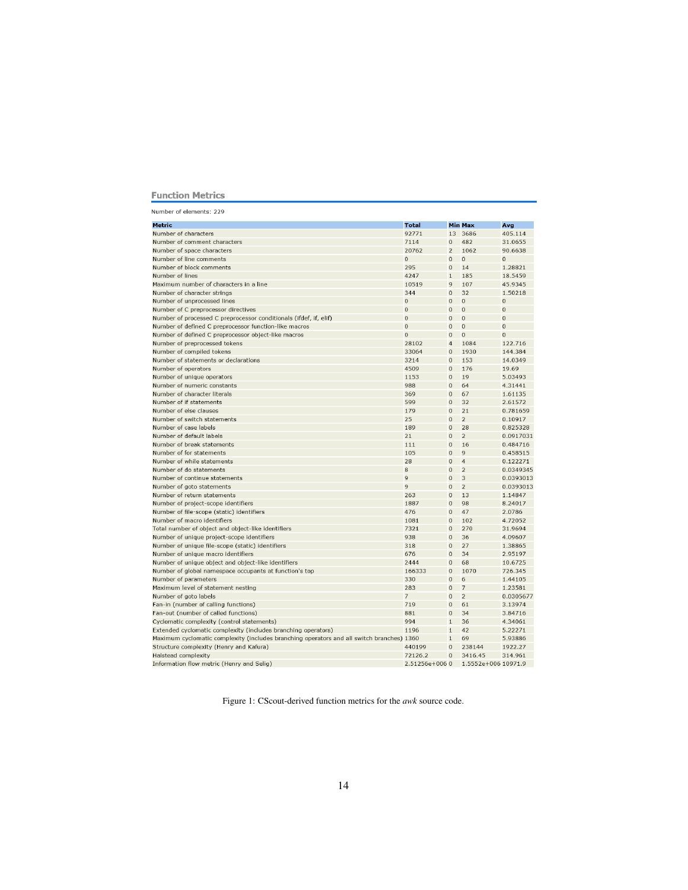## Function Metrics

Number of elements: 229

| Metric | Total | Min | Max | Avg |
|---|---|---|---|---|
| Number of characters | 92771 | 13 | 3686 | 405.114 |
| Number of comment characters | 7114 | 0 | 482 | 31.0655 |
| Number of space characters | 20762 | 2 | 1062 | 90.6638 |
| Number of line comments | 0 | 0 | 0 | 0 |
| Number of block comments | 295 | 0 | 14 | 1.28821 |
| Number of lines | 4247 | 1 | 185 | 18.5459 |
| Maximum number of characters in a line | 10519 | 9 | 107 | 45.9345 |
| Number of character strings | 344 | 0 | 32 | 1.50218 |
| Number of unprocessed lines | 0 | 0 | 0 | 0 |
| Number of C preprocessor directives | 0 | 0 | 0 | 0 |
| Number of processed C preprocessor conditionals (ifdef, if, elif) | 0 | 0 | 0 | 0 |
| Number of defined C preprocessor function-like macros | 0 | 0 | 0 | 0 |
| Number of defined C preprocessor object-like macros | 0 | 0 | 0 | 0 |
| Number of preprocessed tokens | 28102 | 4 | 1084 | 122.716 |
| Number of compiled tokens | 33064 | 0 | 1930 | 144.384 |
| Number of statements or declarations | 3214 | 0 | 153 | 14.0349 |
| Number of operators | 4509 | 0 | 176 | 19.69 |
| Number of unique operators | 1153 | 0 | 19 | 5.03493 |
| Number of numeric constants | 988 | 0 | 64 | 4.31441 |
| Number of character literals | 369 | 0 | 67 | 1.61135 |
| Number of if statements | 599 | 0 | 32 | 2.61572 |
| Number of else clauses | 179 | 0 | 21 | 0.781659 |
| Number of switch statements | 25 | 0 | 2 | 0.10917 |
| Number of case labels | 189 | 0 | 28 | 0.825328 |
| Number of default labels | 21 | 0 | 2 | 0.0917031 |
| Number of break statements | 111 | 0 | 16 | 0.484716 |
| Number of for statements | 105 | 0 | 9 | 0.458515 |
| Number of while statements | 28 | 0 | 4 | 0.122271 |
| Number of do statements | 8 | 0 | 2 | 0.0349345 |
| Number of continue statements | 9 | 0 | 3 | 0.0393013 |
| Number of goto statements | 9 | 0 | 2 | 0.0393013 |
| Number of return statements | 263 | 0 | 13 | 1.14847 |
| Number of project-scope identifiers | 1887 | 0 | 98 | 8.24017 |
| Number of file-scope (static) identifiers | 476 | 0 | 47 | 2.0786 |
| Number of macro identifiers | 1081 | 0 | 102 | 4.72052 |
| Total number of object and object-like identifiers | 7321 | 0 | 270 | 31.9694 |
| Number of unique project-scope identifiers | 938 | 0 | 36 | 4.09607 |
| Number of unique file-scope (static) identifiers | 318 | 0 | 27 | 1.38865 |
| Number of unique macro identifiers | 676 | 0 | 34 | 2.95197 |
| Number of unique object and object-like identifiers | 2444 | 0 | 68 | 10.6725 |
| Number of global namespace occupants at function's top | 166333 | 0 | 1070 | 726.345 |
| Number of parameters | 330 | 0 | 6 | 1.44105 |
| Maximum level of statement nesting | 283 | 0 | 7 | 1.23581 |
| Number of goto labels | 7 | 0 | 2 | 0.0305677 |
| Fan-in (number of calling functions) | 719 | 0 | 61 | 3.13974 |
| Fan-out (number of called functions) | 881 | 0 | 34 | 3.84716 |
| Cyclomatic complexity (control statements) | 994 | 1 | 36 | 4.34061 |
| Extended cyclomatic complexity (includes branching operators) | 1196 | 1 | 42 | 5.22271 |
| Maximum cyclomatic complexity (includes branching operators and all switch branches) | 1360 | 1 | 69 | 5.93886 |
| Structure complexity (Henry and Kafura) | 440199 | 0 | 238144 | 1922.27 |
| Halstead complexity | 72126.2 | 0 | 3416.45 | 314.961 |
| Information flow metric (Henry and Selig) | 2.51256e+006 | 0 | 1.5552e+006 | 10971.9 |

Figure 1: CScout-derived function metrics for the *awk* source code.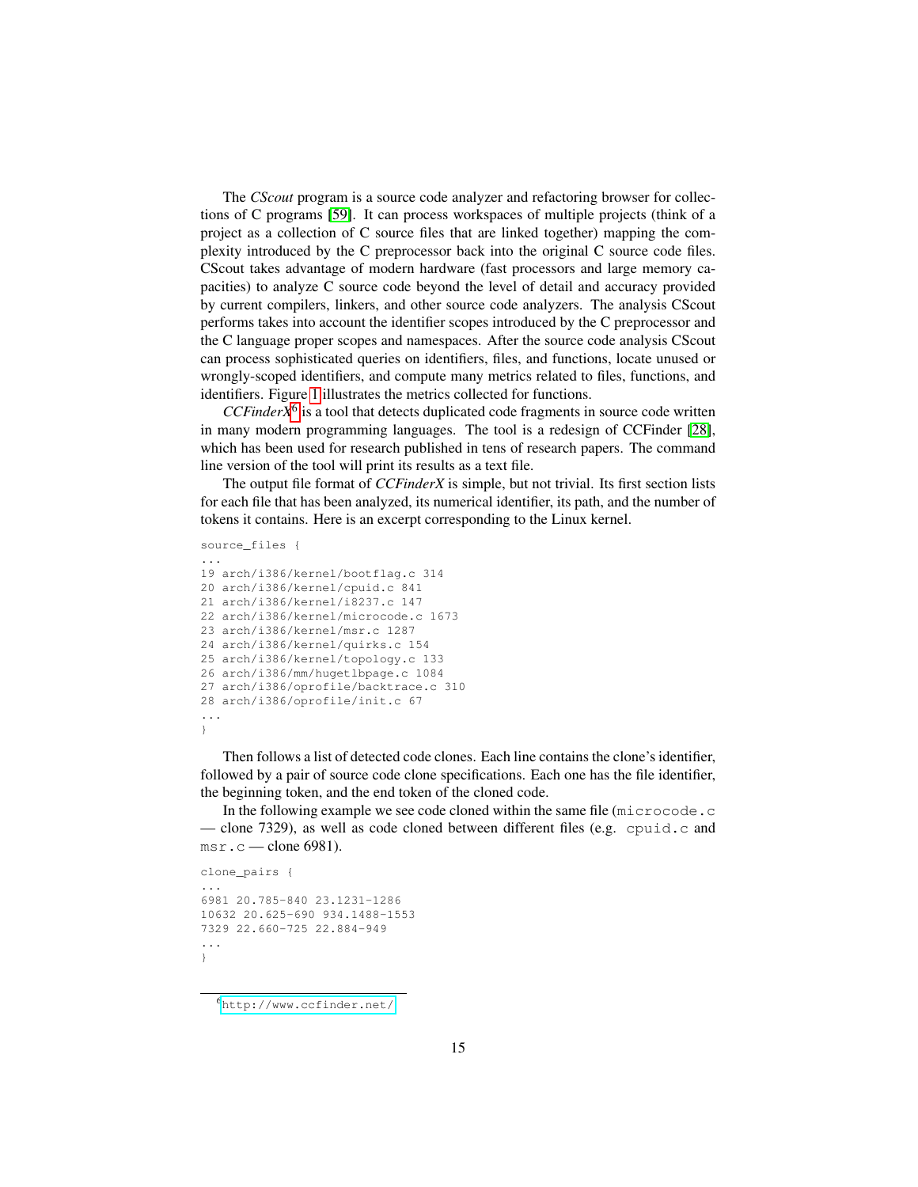The *CScout* program is a source code analyzer and refactoring browser for collections of C programs [59]. It can process workspaces of multiple projects (think of a project as a collection of C source files that are linked together) mapping the complexity introduced by the C preprocessor back into the original C source code files. CScout takes advantage of modern hardware (fast processors and large memory capacities) to analyze C source code beyond the level of detail and accuracy provided by current compilers, linkers, and other source code analyzers. The analysis CScout performs takes into account the identifier scopes introduced by the C preprocessor and the C language proper scopes and namespaces. After the source code analysis CScout can process sophisticated queries on identifiers, files, and functions, locate unused or wrongly-scoped identifiers, and compute many metrics related to files, functions, and identifiers. Figure 1 illustrates the metrics collected for functions.

*CCFinderX*[6] is a tool that detects duplicated code fragments in source code written in many modern programming languages. The tool is a redesign of CCFinder [28], which has been used for research published in tens of research papers. The command line version of the tool will print its results as a text file.

The output file format of *CCFinderX* is simple, but not trivial. Its first section lists for each file that has been analyzed, its numerical identifier, its path, and the number of tokens it contains. Here is an excerpt corresponding to the Linux kernel.

```
source_files {
...
19 arch/i386/kernel/bootflag.c 314
20 arch/i386/kernel/cpuid.c 841
21 arch/i386/kernel/i8237.c 147
22 arch/i386/kernel/microcode.c 1673
23 arch/i386/kernel/msr.c 1287
24 arch/i386/kernel/quirks.c 154
25 arch/i386/kernel/topology.c 133
26 arch/i386/mm/hugetlbpage.c 1084
27 arch/i386/oprofile/backtrace.c 310
28 arch/i386/oprofile/init.c 67
...
}
```

Then follows a list of detected code clones. Each line contains the clone's identifier, followed by a pair of source code clone specifications. Each one has the file identifier, the beginning token, and the end token of the cloned code.

In the following example we see code cloned within the same file (`microcode.c` — clone 7329), as well as code cloned between different files (e.g. `cpuid.c` and `msr.c` — clone 6981).

```
clone_pairs {
...
6981 20.785-840 23.1231-1286
10632 20.625-690 934.1488-1553
7329 22.660-725 22.884-949
...
}
```

[6] http://www.ccfinder.net/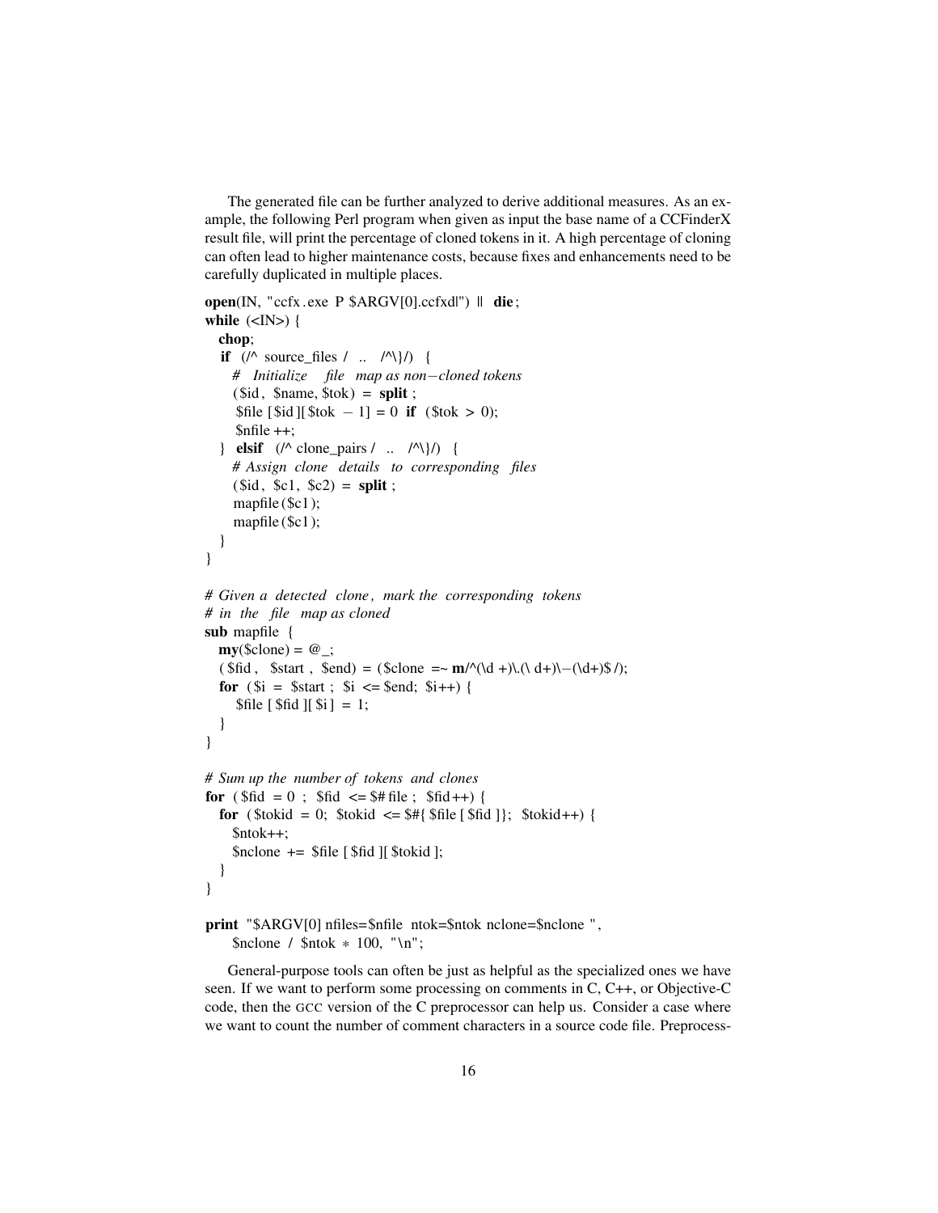The generated file can be further analyzed to derive additional measures. As an example, the following Perl program when given as input the base name of a CCFinderX result file, will print the percentage of cloned tokens in it. A high percentage of cloning can often lead to higher maintenance costs, because fixes and enhancements need to be carefully duplicated in multiple places.

```perl
open(IN, "ccfx.exe P $ARGV[0].ccfxd|") || die;
while (<IN>) {
  chop;
  if (/^source_files/ .. /^\}/) {
    # Initialize file map as non-cloned tokens
    ($id, $name, $tok) = split;
    $file[$id][$tok - 1] = 0 if ($tok > 0);
    $nfile++;
  } elsif (/^clone_pairs/ .. /^\}/) {
    # Assign clone details to corresponding files
    ($id, $c1, $c2) = split;
    mapfile($c1);
    mapfile($c1);
  }
}

# Given a detected clone, mark the corresponding tokens
# in the file map as cloned
sub mapfile {
  my($clone) = @_;
  ($fid, $start, $end) = ($clone =~ m/^(\d+)\.(\d+)\-(\d+)$/);
  for ($i = $start; $i <= $end; $i++) {
    $file[$fid][$i] = 1;
  }
}

# Sum up the number of tokens and clones
for ($fid = 0; $fid <= $#file; $fid++) {
  for ($tokid = 0; $tokid <= $#{$file[$fid]}; $tokid++) {
    $ntok++;
    $nclone += $file[$fid][$tokid];
  }
}

print "$ARGV[0] nfiles=$nfile ntok=$ntok nclone=$nclone ",
    $nclone / $ntok * 100, "\n";
```

General-purpose tools can often be just as helpful as the specialized ones we have seen. If we want to perform some processing on comments in C, C++, or Objective-C code, then the GCC version of the C preprocessor can help us. Consider a case where we want to count the number of comment characters in a source code file. Preprocess-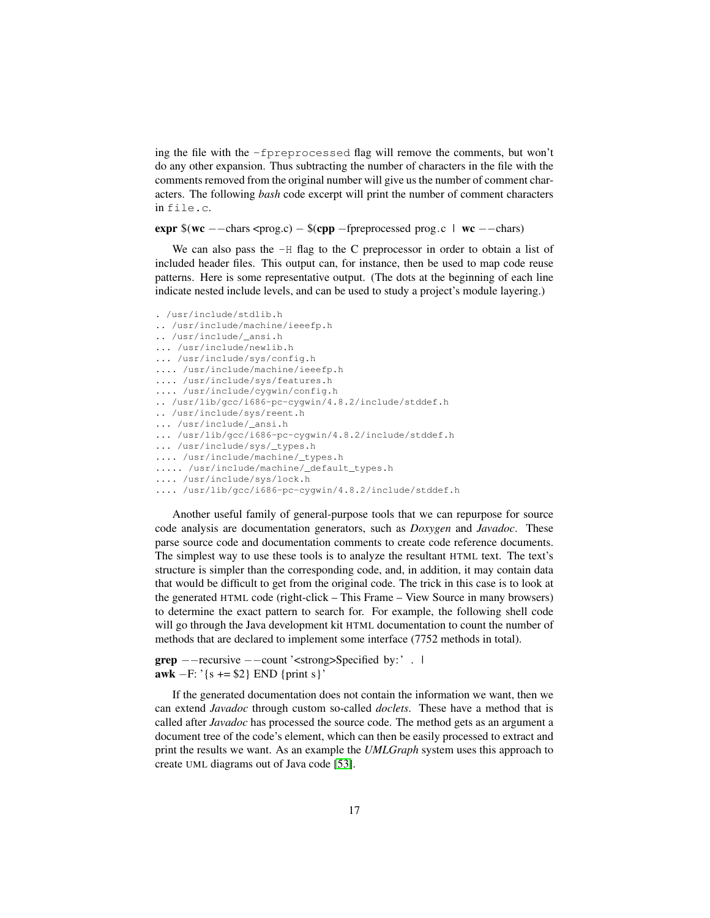ing the file with the `-fpreprocessed` flag will remove the comments, but won't do any other expansion. Thus subtracting the number of characters in the file with the comments removed from the original number will give us the number of comment characters. The following *bash* code excerpt will print the number of comment characters in `file.c`.

```
expr $(wc --chars <prog.c) - $(cpp -fpreprocessed prog.c | wc --chars)
```

We can also pass the `-H` flag to the C preprocessor in order to obtain a list of included header files. This output can, for instance, then be used to map code reuse patterns. Here is some representative output. (The dots at the beginning of each line indicate nested include levels, and can be used to study a project's module layering.)

```
. /usr/include/stdlib.h
.. /usr/include/machine/ieeefp.h
.. /usr/include/_ansi.h
... /usr/include/newlib.h
... /usr/include/sys/config.h
.... /usr/include/machine/ieeefp.h
.... /usr/include/sys/features.h
.... /usr/include/cygwin/config.h
.. /usr/lib/gcc/i686-pc-cygwin/4.8.2/include/stddef.h
.. /usr/include/sys/reent.h
... /usr/include/_ansi.h
... /usr/lib/gcc/i686-pc-cygwin/4.8.2/include/stddef.h
... /usr/include/sys/_types.h
.... /usr/include/machine/_types.h
..... /usr/include/machine/_default_types.h
.... /usr/include/sys/lock.h
.... /usr/lib/gcc/i686-pc-cygwin/4.8.2/include/stddef.h
```

Another useful family of general-purpose tools that we can repurpose for source code analysis are documentation generators, such as *Doxygen* and *Javadoc*. These parse source code and documentation comments to create code reference documents. The simplest way to use these tools is to analyze the resultant HTML text. The text's structure is simpler than the corresponding code, and, in addition, it may contain data that would be difficult to get from the original code. The trick in this case is to look at the generated HTML code (right-click – This Frame – View Source in many browsers) to determine the exact pattern to search for. For example, the following shell code will go through the Java development kit HTML documentation to count the number of methods that are declared to implement some interface (7752 methods in total).

```
grep --recursive --count '<strong>Specified by:' . |
awk -F: '{s += $2} END {print s}'
```

If the generated documentation does not contain the information we want, then we can extend *Javadoc* through custom so-called *doclets*. These have a method that is called after *Javadoc* has processed the source code. The method gets as an argument a document tree of the code's element, which can then be easily processed to extract and print the results we want. As an example the *UMLGraph* system uses this approach to create UML diagrams out of Java code [53].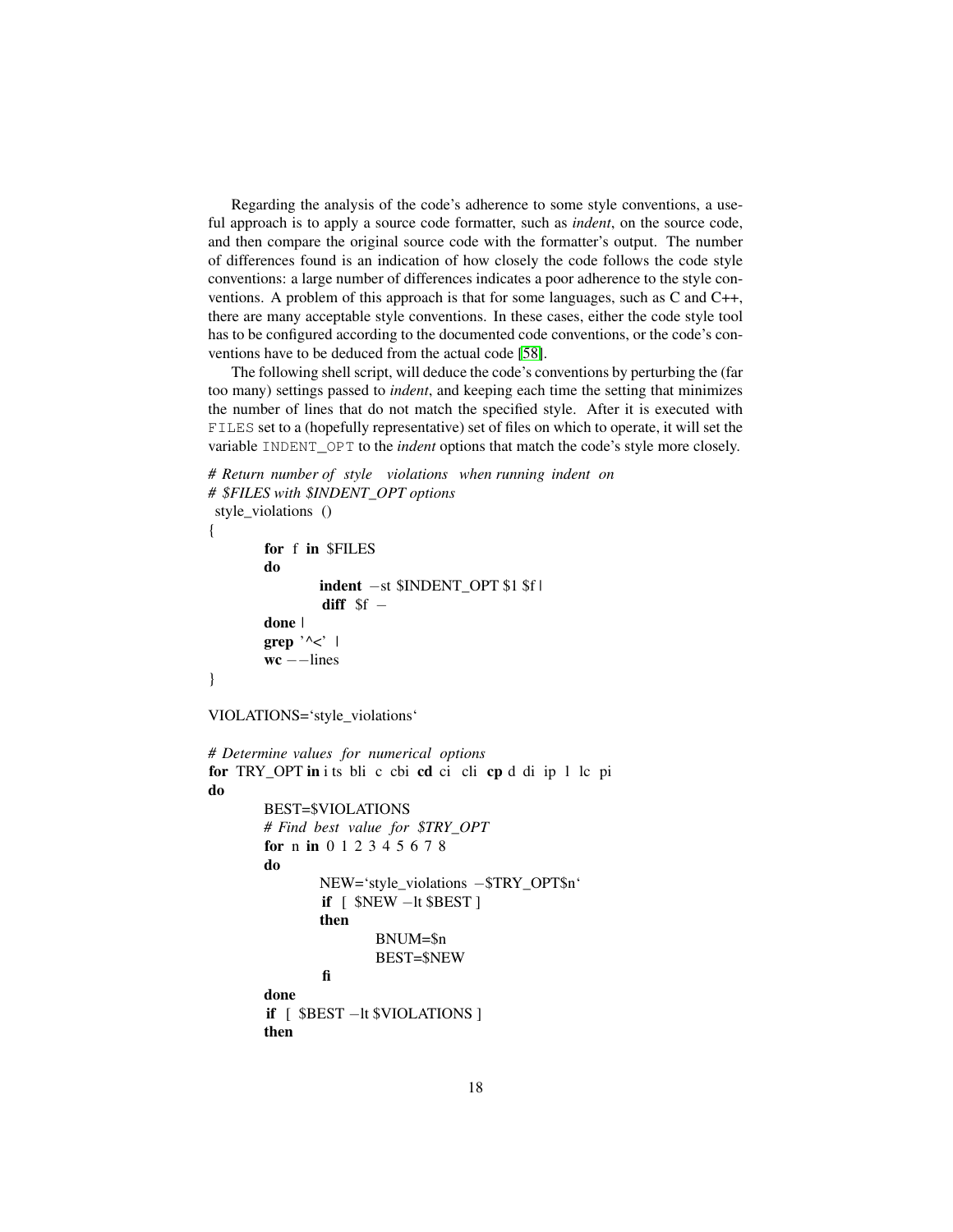Regarding the analysis of the code's adherence to some style conventions, a useful approach is to apply a source code formatter, such as *indent*, on the source code, and then compare the original source code with the formatter's output. The number of differences found is an indication of how closely the code follows the code style conventions: a large number of differences indicates a poor adherence to the style conventions. A problem of this approach is that for some languages, such as C and C++, there are many acceptable style conventions. In these cases, either the code style tool has to be configured according to the documented code conventions, or the code's conventions have to be deduced from the actual code [58].

The following shell script, will deduce the code's conventions by perturbing the (far too many) settings passed to *indent*, and keeping each time the setting that minimizes the number of lines that do not match the specified style. After it is executed with `FILES` set to a (hopefully representative) set of files on which to operate, it will set the variable `INDENT_OPT` to the *indent* options that match the code's style more closely.

```
# Return number of style violations when running indent on
# $FILES with $INDENT_OPT options
style_violations ()
{
        for f in $FILES
        do
                indent -st $INDENT_OPT $1 $f |
                diff $f -
        done |
        grep '^<' |
        wc --lines
}

VIOLATIONS=`style_violations`

# Determine values for numerical options
for TRY_OPT in i ts bli c cbi cd ci cli cp d di ip l lc pi
do
        BEST=$VIOLATIONS
        # Find best value for $TRY_OPT
        for n in 0 1 2 3 4 5 6 7 8
        do
                NEW=`style_violations -$TRY_OPT$n`
                if [ $NEW -lt $BEST ]
                then
                        BNUM=$n
                        BEST=$NEW
                fi
        done
        if [ $BEST -lt $VIOLATIONS ]
        then
```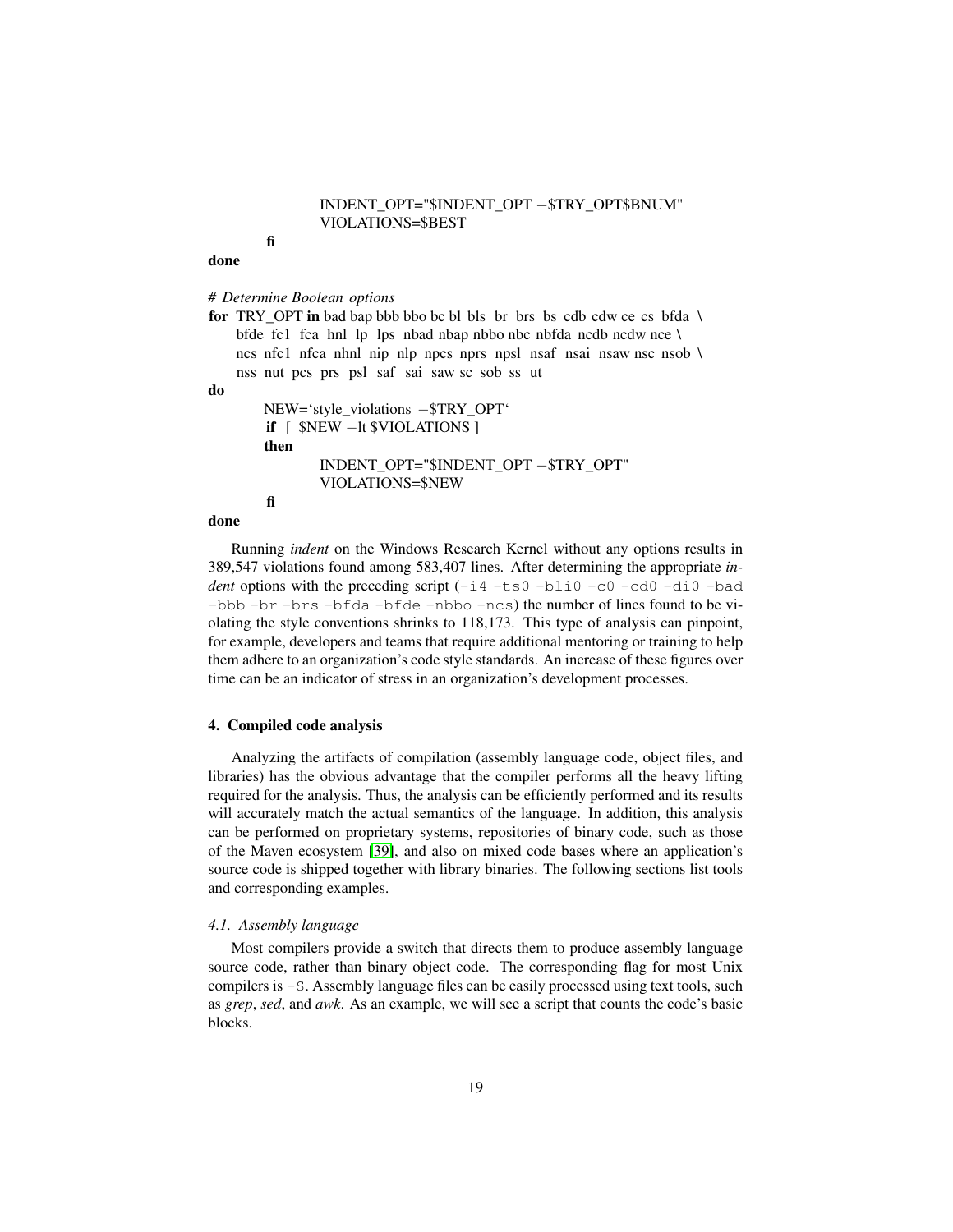```
                INDENT_OPT="$INDENT_OPT -$TRY_OPT$BNUM"
                VIOLATIONS=$BEST
        fi
done

# Determine Boolean options
for TRY_OPT in bad bap bbb bbo bc bl bls br brs bs cdb cdw ce cs bfda \
    bfde fc1 fca hnl lp lps nbad nbap nbbo nbc nbfda ncdb ncdw nce \
    ncs nfc1 nfca nhnl nip nlp npcs nprs npsl nsaf nsai nsaw nsc nsob \
    nss nut pcs prs psl saf sai saw sc sob ss ut
do
        NEW=`style_violations -$TRY_OPT`
        if [ $NEW -lt $VIOLATIONS ]
        then
                INDENT_OPT="$INDENT_OPT -$TRY_OPT"
                VIOLATIONS=$NEW
        fi
done
```

Running *indent* on the Windows Research Kernel without any options results in 389,547 violations found among 583,407 lines. After determining the appropriate *indent* options with the preceding script (`-i4 -ts0 -bli0 -c0 -cd0 -di0 -bad -bbb -br -brs -bfda -bfde -nbbo -ncs`) the number of lines found to be violating the style conventions shrinks to 118,173. This type of analysis can pinpoint, for example, developers and teams that require additional mentoring or training to help them adhere to an organization's code style standards. An increase of these figures over time can be an indicator of stress in an organization's development processes.

## 4. Compiled code analysis

Analyzing the artifacts of compilation (assembly language code, object files, and libraries) has the obvious advantage that the compiler performs all the heavy lifting required for the analysis. Thus, the analysis can be efficiently performed and its results will accurately match the actual semantics of the language. In addition, this analysis can be performed on proprietary systems, repositories of binary code, such as those of the Maven ecosystem [39], and also on mixed code bases where an application's source code is shipped together with library binaries. The following sections list tools and corresponding examples.

### 4.1. Assembly language

Most compilers provide a switch that directs them to produce assembly language source code, rather than binary object code. The corresponding flag for most Unix compilers is `-S`. Assembly language files can be easily processed using text tools, such as *grep*, *sed*, and *awk*. As an example, we will see a script that counts the code's basic blocks.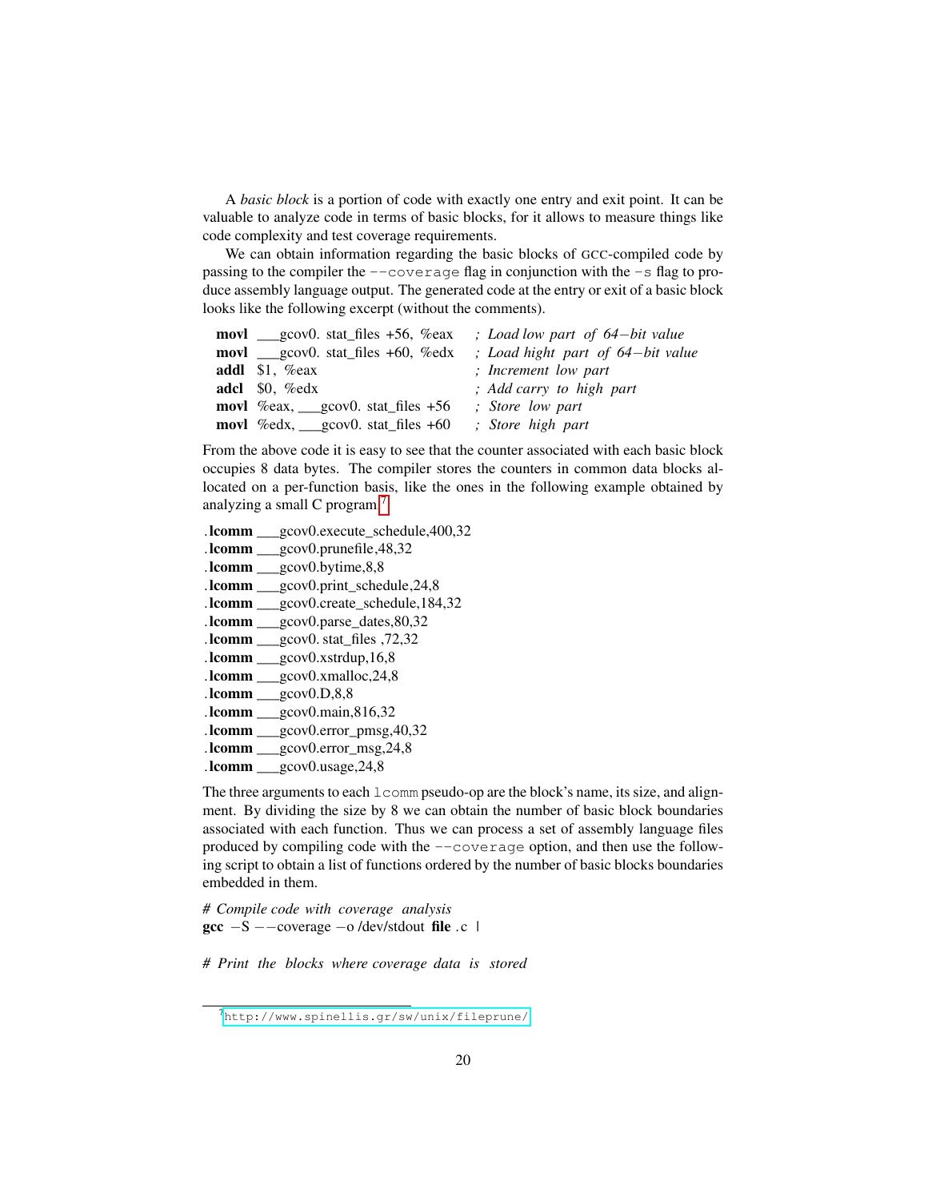A *basic block* is a portion of code with exactly one entry and exit point. It can be valuable to analyze code in terms of basic blocks, for it allows to measure things like code complexity and test coverage requirements.

We can obtain information regarding the basic blocks of GCC-compiled code by passing to the compiler the `--coverage` flag in conjunction with the `-s` flag to produce assembly language output. The generated code at the entry or exit of a basic block looks like the following excerpt (without the comments).

```
movl ___gcov0.stat_files +56, %eax   ; Load low part of 64-bit value
movl ___gcov0.stat_files +60, %edx   ; Load hight part of 64-bit value
addl $1, %eax                        ; Increment low part
adcl $0, %edx                        ; Add carry to high part
movl %eax, ___gcov0.stat_files +56   ; Store low part
movl %edx, ___gcov0.stat_files +60   ; Store high part
```

From the above code it is easy to see that the counter associated with each basic block occupies 8 data bytes. The compiler stores the counters in common data blocks allocated on a per-function basis, like the ones in the following example obtained by analyzing a small C program.[7]

```
.lcomm ___gcov0.execute_schedule,400,32
.lcomm ___gcov0.prunefile,48,32
.lcomm ___gcov0.bytime,8,8
.lcomm ___gcov0.print_schedule,24,8
.lcomm ___gcov0.create_schedule,184,32
.lcomm ___gcov0.parse_dates,80,32
.lcomm ___gcov0.stat_files,72,32
.lcomm ___gcov0.xstrdup,16,8
.lcomm ___gcov0.xmalloc,24,8
.lcomm ___gcov0.D,8,8
.lcomm ___gcov0.main,816,32
.lcomm ___gcov0.error_pmsg,40,32
.lcomm ___gcov0.error_msg,24,8
.lcomm ___gcov0.usage,24,8
```

The three arguments to each `lcomm` pseudo-op are the block's name, its size, and alignment. By dividing the size by 8 we can obtain the number of basic block boundaries associated with each function. Thus we can process a set of assembly language files produced by compiling code with the `--coverage` option, and then use the following script to obtain a list of functions ordered by the number of basic blocks boundaries embedded in them.

```
# Compile code with coverage analysis
gcc -S --coverage -o /dev/stdout file.c |

# Print the blocks where coverage data is stored
```

[7] http://www.spinellis.gr/sw/unix/fileprune/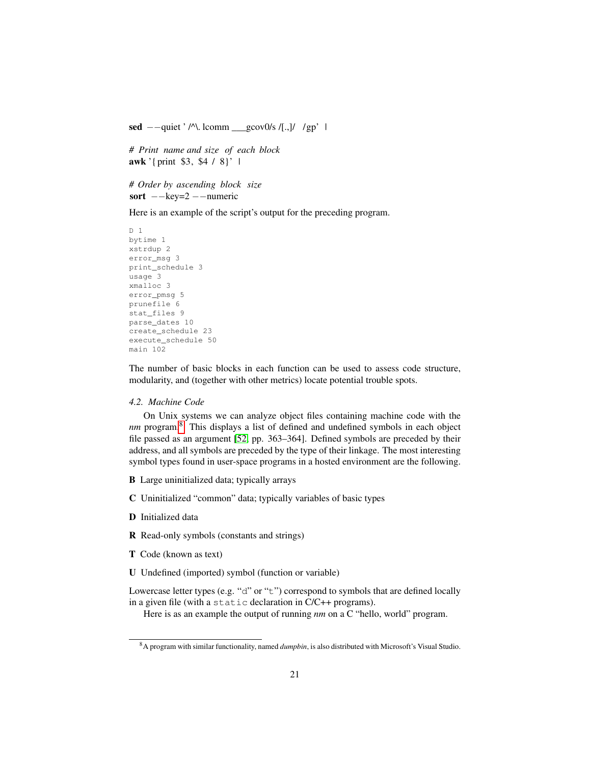```
sed --quiet '/^\.lcomm ___gcov0/s /[.,]/ /gp' |

# Print name and size of each block
awk '{print $3, $4 / 8}' |

# Order by ascending block size
sort --key=2 --numeric
```

Here is an example of the script's output for the preceding program.

```
D 1
bytime 1
xstrdup 2
error_msg 3
print_schedule 3
usage 3
xmalloc 3
error_pmsg 5
prunefile 6
stat_files 9
parse_dates 10
create_schedule 23
execute_schedule 50
main 102
```

The number of basic blocks in each function can be used to assess code structure, modularity, and (together with other metrics) locate potential trouble spots.

#### 4.2. Machine Code

On Unix systems we can analyze object files containing machine code with the *nm* program.[8] This displays a list of defined and undefined symbols in each object file passed as an argument [52, pp. 363–364]. Defined symbols are preceded by their address, and all symbols are preceded by the type of their linkage. The most interesting symbol types found in user-space programs in a hosted environment are the following.

**B** Large uninitialized data; typically arrays

**C** Uninitialized "common" data; typically variables of basic types

**D** Initialized data

**R** Read-only symbols (constants and strings)

**T** Code (known as text)

**U** Undefined (imported) symbol (function or variable)

Lowercase letter types (e.g. "`d`" or "`t`") correspond to symbols that are defined locally in a given file (with a `static` declaration in C/C++ programs).

Here is as an example the output of running *nm* on a C "hello, world" program.

[8] A program with similar functionality, named *dumpbin*, is also distributed with Microsoft's Visual Studio.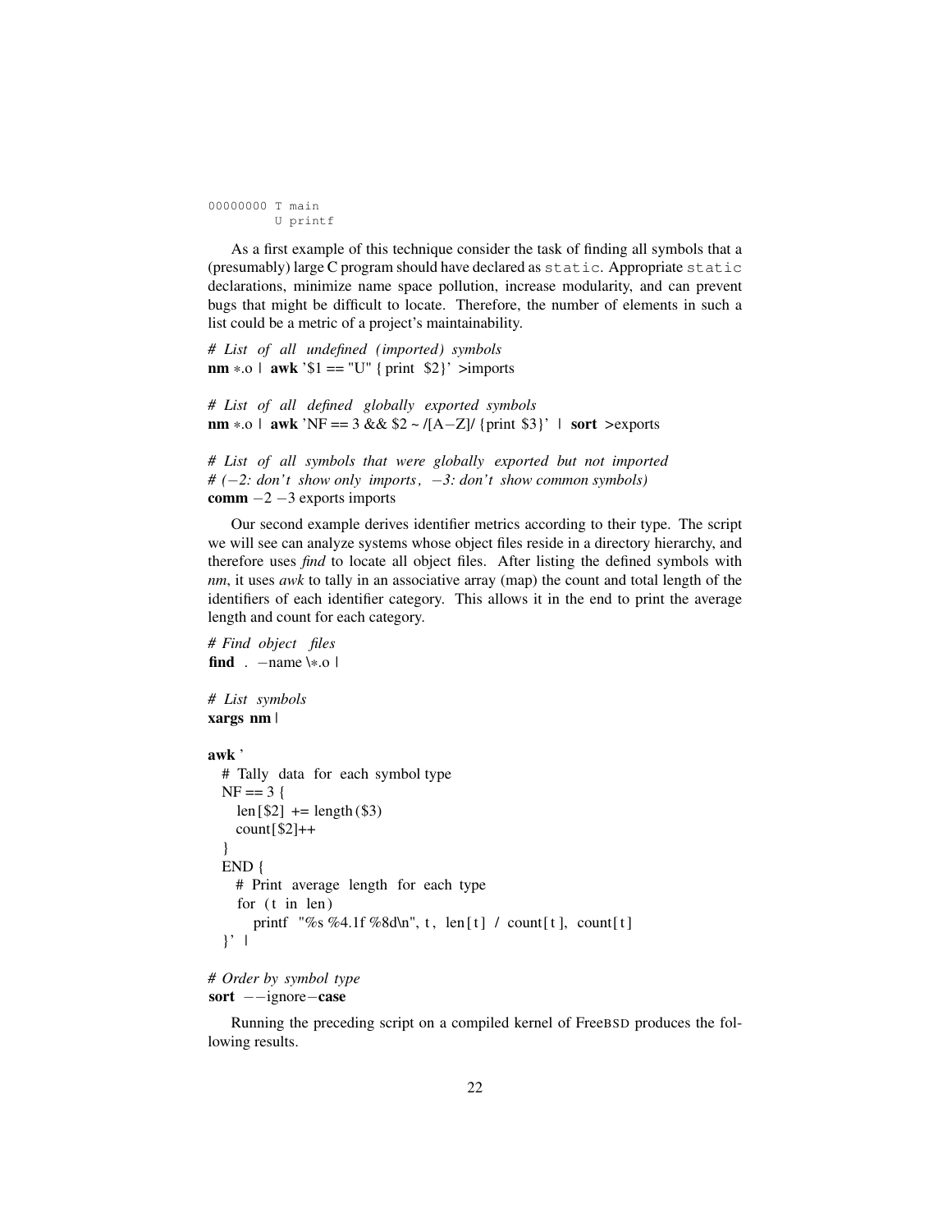```
00000000 T main
         U printf
```

As a first example of this technique consider the task of finding all symbols that a (presumably) large C program should have declared as `static`. Appropriate `static` declarations, minimize name space pollution, increase modularity, and can prevent bugs that might be difficult to locate. Therefore, the number of elements in such a list could be a metric of a project's maintainability.

```
# List of all undefined (imported) symbols
nm *.o | awk '$1 == "U" { print $2}' >imports

# List of all defined globally exported symbols
nm *.o | awk 'NF == 3 && $2 ~ /[A-Z]/ {print $3}' | sort >exports

# List of all symbols that were globally exported but not imported
# (-2: don't show only imports, -3: don't show common symbols)
comm -2 -3 exports imports
```

Our second example derives identifier metrics according to their type. The script we will see can analyze systems whose object files reside in a directory hierarchy, and therefore uses *find* to locate all object files. After listing the defined symbols with *nm*, it uses *awk* to tally in an associative array (map) the count and total length of the identifiers of each identifier category. This allows it in the end to print the average length and count for each category.

```
# Find object files
find . -name \*.o |

# List symbols
xargs nm |

awk '
  # Tally data for each symbol type
  NF == 3 {
    len[$2] += length($3)
    count[$2]++
  }
  END {
    # Print average length for each type
    for (t in len)
       printf "%s %4.1f %8d\n", t, len[t] / count[t], count[t]
  }' |

# Order by symbol type
sort --ignore-case
```

Running the preceding script on a compiled kernel of FreeBSD produces the following results.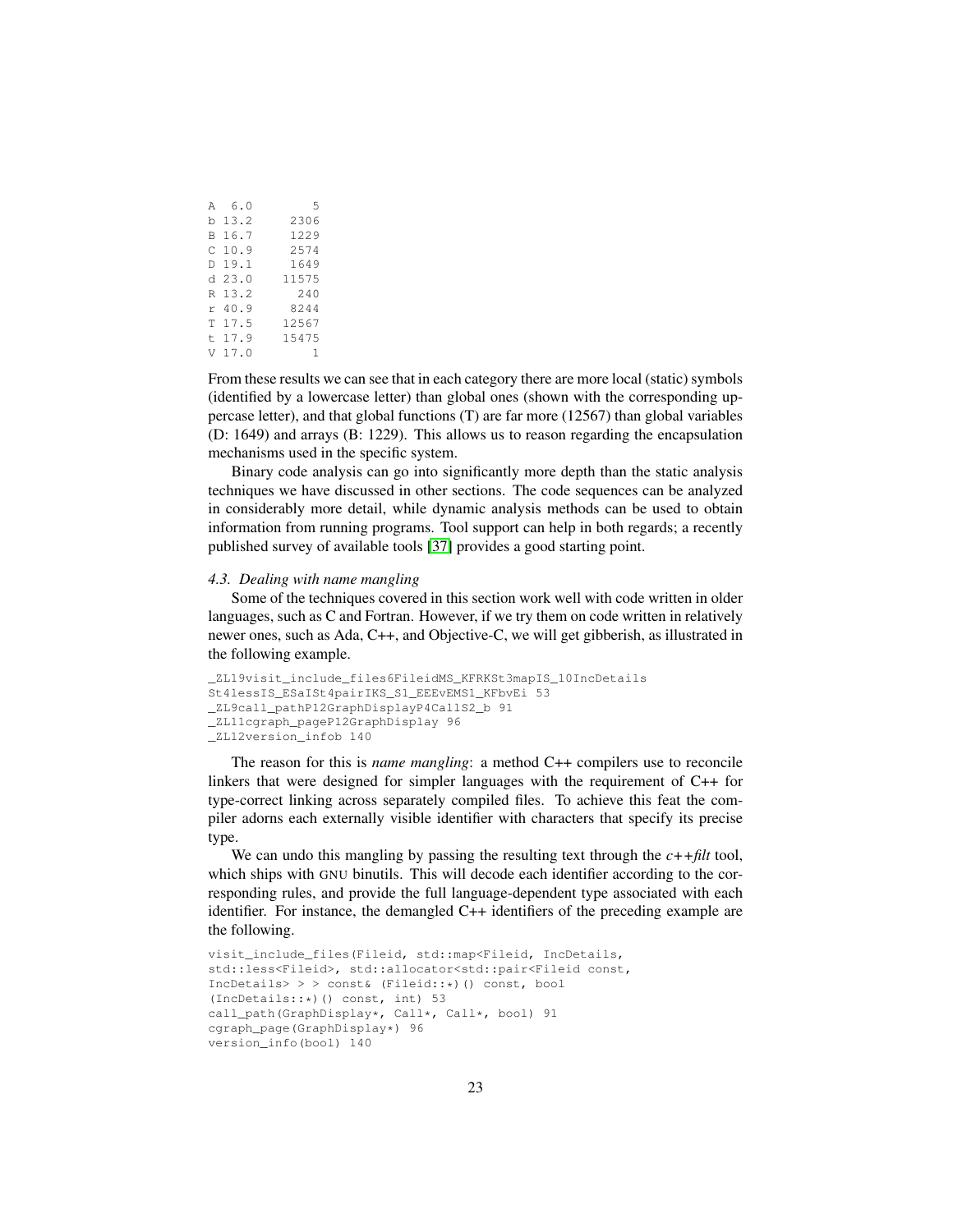```
A  6.0        5
b 13.2     2306
B 16.7     1229
C 10.9     2574
D 19.1     1649
d 23.0    11575
R 13.2      240
r 40.9     8244
T 17.5    12567
t 17.9    15475
V 17.0        1
```

From these results we can see that in each category there are more local (static) symbols (identified by a lowercase letter) than global ones (shown with the corresponding uppercase letter), and that global functions (T) are far more (12567) than global variables (D: 1649) and arrays (B: 1229). This allows us to reason regarding the encapsulation mechanisms used in the specific system.

Binary code analysis can go into significantly more depth than the static analysis techniques we have discussed in other sections. The code sequences can be analyzed in considerably more detail, while dynamic analysis methods can be used to obtain information from running programs. Tool support can help in both regards; a recently published survey of available tools [37] provides a good starting point.

### *4.3. Dealing with name mangling*

Some of the techniques covered in this section work well with code written in older languages, such as C and Fortran. However, if we try them on code written in relatively newer ones, such as Ada, C++, and Objective-C, we will get gibberish, as illustrated in the following example.

```
_ZL19visit_include_files6FileidMS_KFRKSt3mapIS_10IncDetails
St4lessIS_ESaISt4pairIKS_S1_EEEvEMS1_KFbvEi 53
_ZL9call_pathP12GraphDisplayP4CallS2_b 91
_ZL11cgraph_pageP12GraphDisplay 96
_ZL12version_infob 140
```

The reason for this is *name mangling*: a method C++ compilers use to reconcile linkers that were designed for simpler languages with the requirement of C++ for type-correct linking across separately compiled files. To achieve this feat the compiler adorns each externally visible identifier with characters that specify its precise type.

We can undo this mangling by passing the resulting text through the *c++filt* tool, which ships with GNU binutils. This will decode each identifier according to the corresponding rules, and provide the full language-dependent type associated with each identifier. For instance, the demangled C++ identifiers of the preceding example are the following.

```
visit_include_files(Fileid, std::map<Fileid, IncDetails,
std::less<Fileid>, std::allocator<std::pair<Fileid const,
IncDetails> > > const& (Fileid::*)() const, bool
(IncDetails::*)() const, int) 53
call_path(GraphDisplay*, Call*, Call*, bool) 91
cgraph_page(GraphDisplay*) 96
version_info(bool) 140
```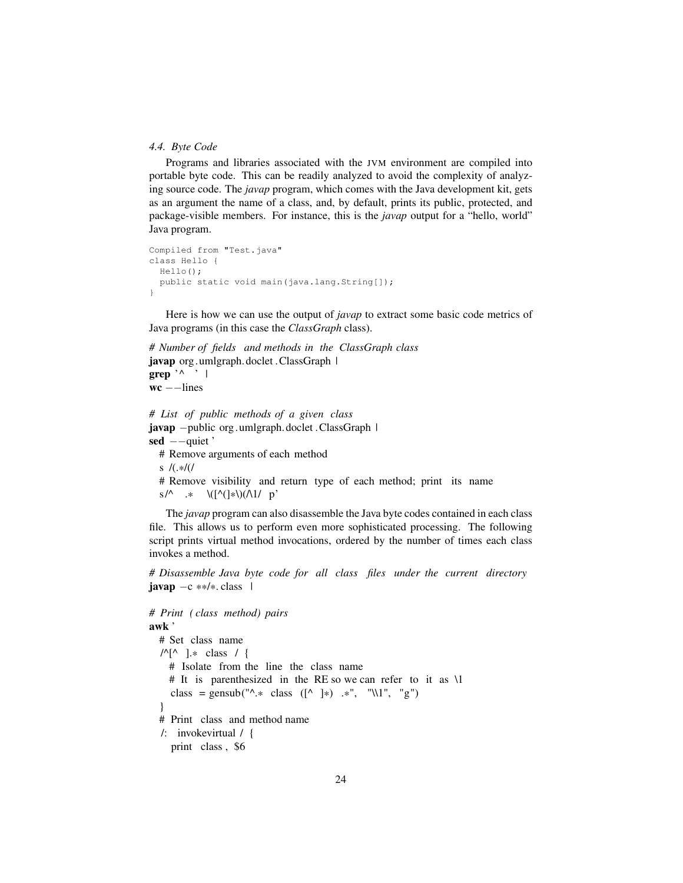### 4.4. Byte Code

Programs and libraries associated with the JVM environment are compiled into portable byte code. This can be readily analyzed to avoid the complexity of analyzing source code. The *javap* program, which comes with the Java development kit, gets as an argument the name of a class, and, by default, prints its public, protected, and package-visible members. For instance, this is the *javap* output for a "hello, world" Java program.

```
Compiled from "Test.java"
class Hello {
  Hello();
  public static void main(java.lang.String[]);
}
```

Here is how we can use the output of *javap* to extract some basic code metrics of Java programs (in this case the *ClassGraph* class).

```
# Number of fields and methods in the ClassGraph class
javap org.umlgraph.doclet.ClassGraph |
grep '^  ' |
wc --lines

# List of public methods of a given class
javap -public org.umlgraph.doclet.ClassGraph |
sed --quiet '
  # Remove arguments of each method
  s/(.*/(/
  # Remove visibility and return type of each method; print its name
  s/^ .* \([^(]*\)(/\1/ p'
```

The *javap* program can also disassemble the Java byte codes contained in each class file. This allows us to perform even more sophisticated processing. The following script prints virtual method invocations, ordered by the number of times each class invokes a method.

```
# Disassemble Java byte code for all class files under the current directory
javap -c **/*.class |

# Print (class method) pairs
awk '
  # Set class name
  /^[^ ].* class / {
    # Isolate from the line the class name
    # It is parenthesized in the RE so we can refer to it as \1
    class = gensub("^.* class ([^ ]*) .*", "\\1", "g")
  }
  # Print class and method name
  /: invokevirtual / {
    print class, $6
```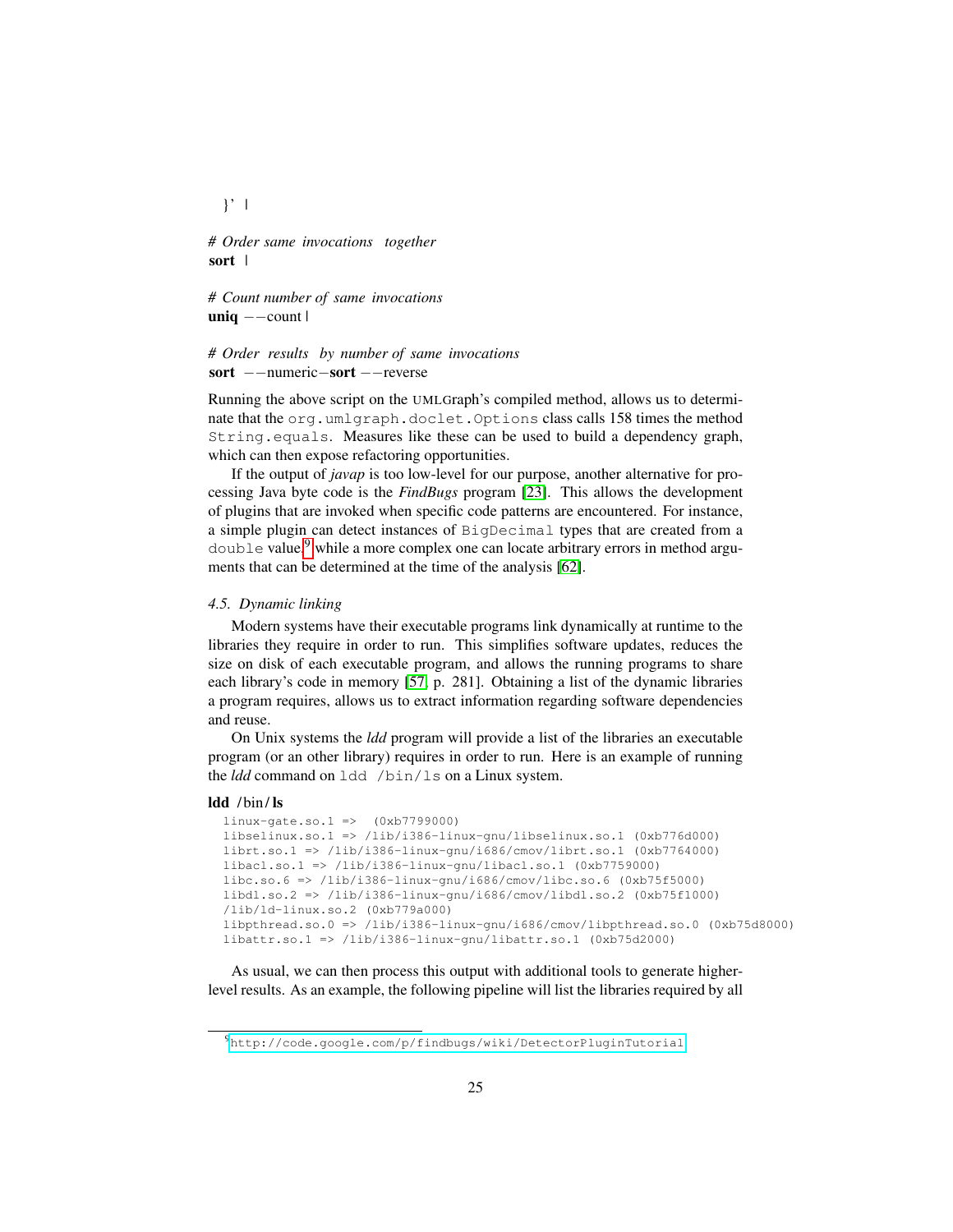```
}' |

# Order same invocations together
sort |

# Count number of same invocations
uniq --count |

# Order results by number of same invocations
sort --numeric-sort --reverse
```

Running the above script on the UMLGraph's compiled method, allows us to determinate that the `org.umlgraph.doclet.Options` class calls 158 times the method `String.equals`. Measures like these can be used to build a dependency graph, which can then expose refactoring opportunities.

If the output of *javap* is too low-level for our purpose, another alternative for processing Java byte code is the *FindBugs* program [23]. This allows the development of plugins that are invoked when specific code patterns are encountered. For instance, a simple plugin can detect instances of `BigDecimal` types that are created from a `double` value,[9] while a more complex one can locate arbitrary errors in method arguments that can be determined at the time of the analysis [62].

*4.5. Dynamic linking*

Modern systems have their executable programs link dynamically at runtime to the libraries they require in order to run. This simplifies software updates, reduces the size on disk of each executable program, and allows the running programs to share each library's code in memory [57, p. 281]. Obtaining a list of the dynamic libraries a program requires, allows us to extract information regarding software dependencies and reuse.

On Unix systems the *ldd* program will provide a list of the libraries an executable program (or an other library) requires in order to run. Here is an example of running the *ldd* command on `ldd /bin/ls` on a Linux system.

```
ldd /bin/ls
  linux-gate.so.1 =>  (0xb7799000)
  libselinux.so.1 => /lib/i386-linux-gnu/libselinux.so.1 (0xb776d000)
  librt.so.1 => /lib/i386-linux-gnu/i686/cmov/librt.so.1 (0xb7764000)
  libacl.so.1 => /lib/i386-linux-gnu/libacl.so.1 (0xb7759000)
  libc.so.6 => /lib/i386-linux-gnu/i686/cmov/libc.so.6 (0xb75f5000)
  libdl.so.2 => /lib/i386-linux-gnu/i686/cmov/libdl.so.2 (0xb75f1000)
  /lib/ld-linux.so.2 (0xb779a000)
  libpthread.so.0 => /lib/i386-linux-gnu/i686/cmov/libpthread.so.0 (0xb75d8000)
  libattr.so.1 => /lib/i386-linux-gnu/libattr.so.1 (0xb75d2000)
```

As usual, we can then process this output with additional tools to generate higher-level results. As an example, the following pipeline will list the libraries required by all

[9] http://code.google.com/p/findbugs/wiki/DetectorPluginTutorial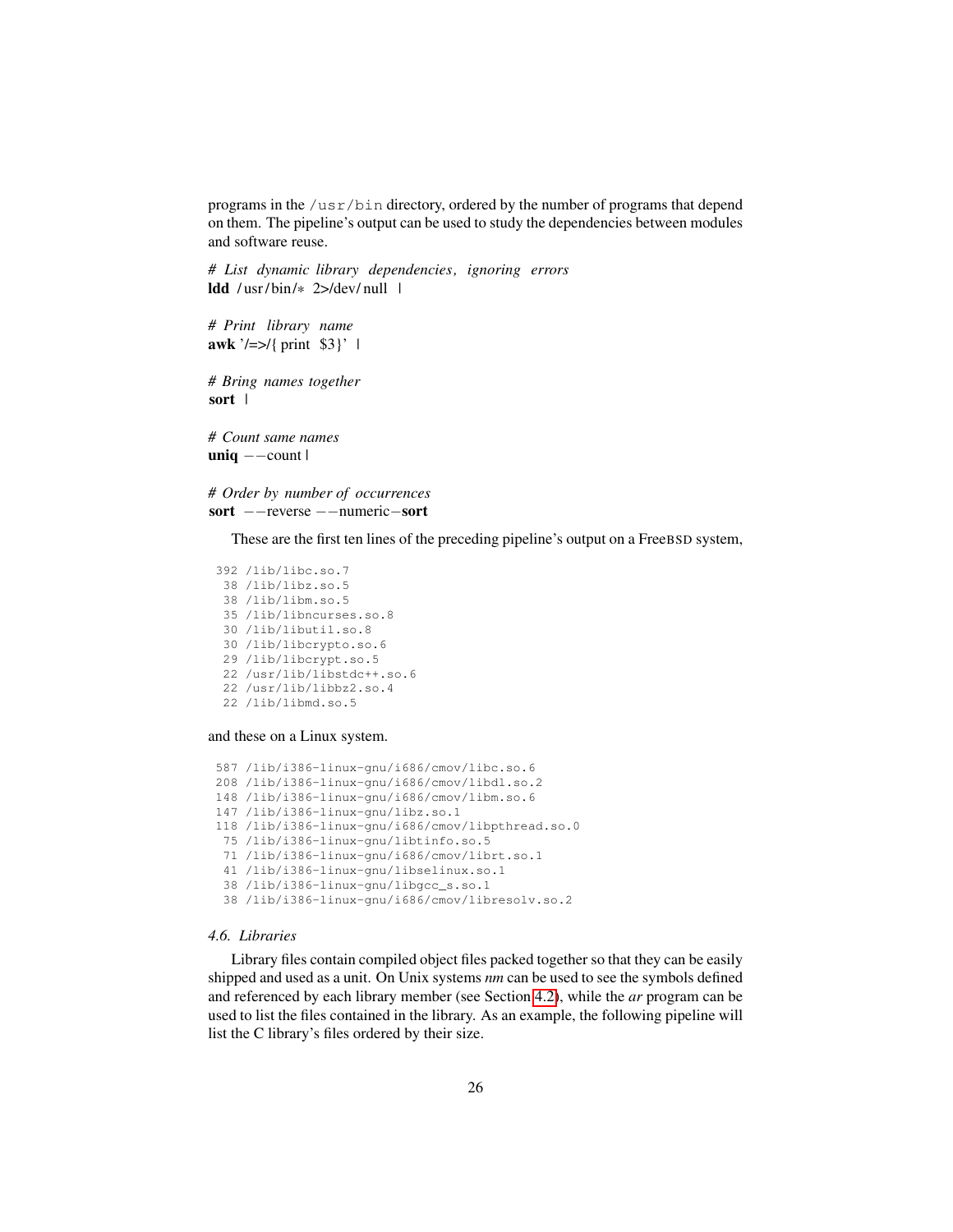programs in the `/usr/bin` directory, ordered by the number of programs that depend on them. The pipeline's output can be used to study the dependencies between modules and software reuse.

```
# List dynamic library dependencies, ignoring errors
ldd /usr/bin/* 2>/dev/null |

# Print library name
awk '/=>/{ print $3}' |

# Bring names together
sort |

# Count same names
uniq --count |

# Order by number of occurrences
sort --reverse --numeric-sort
```

These are the first ten lines of the preceding pipeline's output on a FreeBSD system,

```
392 /lib/libc.so.7
 38 /lib/libz.so.5
 38 /lib/libm.so.5
 35 /lib/libncurses.so.8
 30 /lib/libutil.so.8
 30 /lib/libcrypto.so.6
 29 /lib/libcrypt.so.5
 22 /usr/lib/libstdc++.so.6
 22 /usr/lib/libbz2.so.4
 22 /lib/libmd.so.5
```

and these on a Linux system.

```
587 /lib/i386-linux-gnu/i686/cmov/libc.so.6
208 /lib/i386-linux-gnu/i686/cmov/libdl.so.2
148 /lib/i386-linux-gnu/i686/cmov/libm.so.6
147 /lib/i386-linux-gnu/libz.so.1
118 /lib/i386-linux-gnu/i686/cmov/libpthread.so.0
 75 /lib/i386-linux-gnu/libtinfo.so.5
 71 /lib/i386-linux-gnu/i686/cmov/librt.so.1
 41 /lib/i386-linux-gnu/libselinux.so.1
 38 /lib/i386-linux-gnu/libgcc_s.so.1
 38 /lib/i386-linux-gnu/i686/cmov/libresolv.so.2
```

### *4.6. Libraries*

Library files contain compiled object files packed together so that they can be easily shipped and used as a unit. On Unix systems *nm* can be used to see the symbols defined and referenced by each library member (see Section 4.2), while the *ar* program can be used to list the files contained in the library. As an example, the following pipeline will list the C library's files ordered by their size.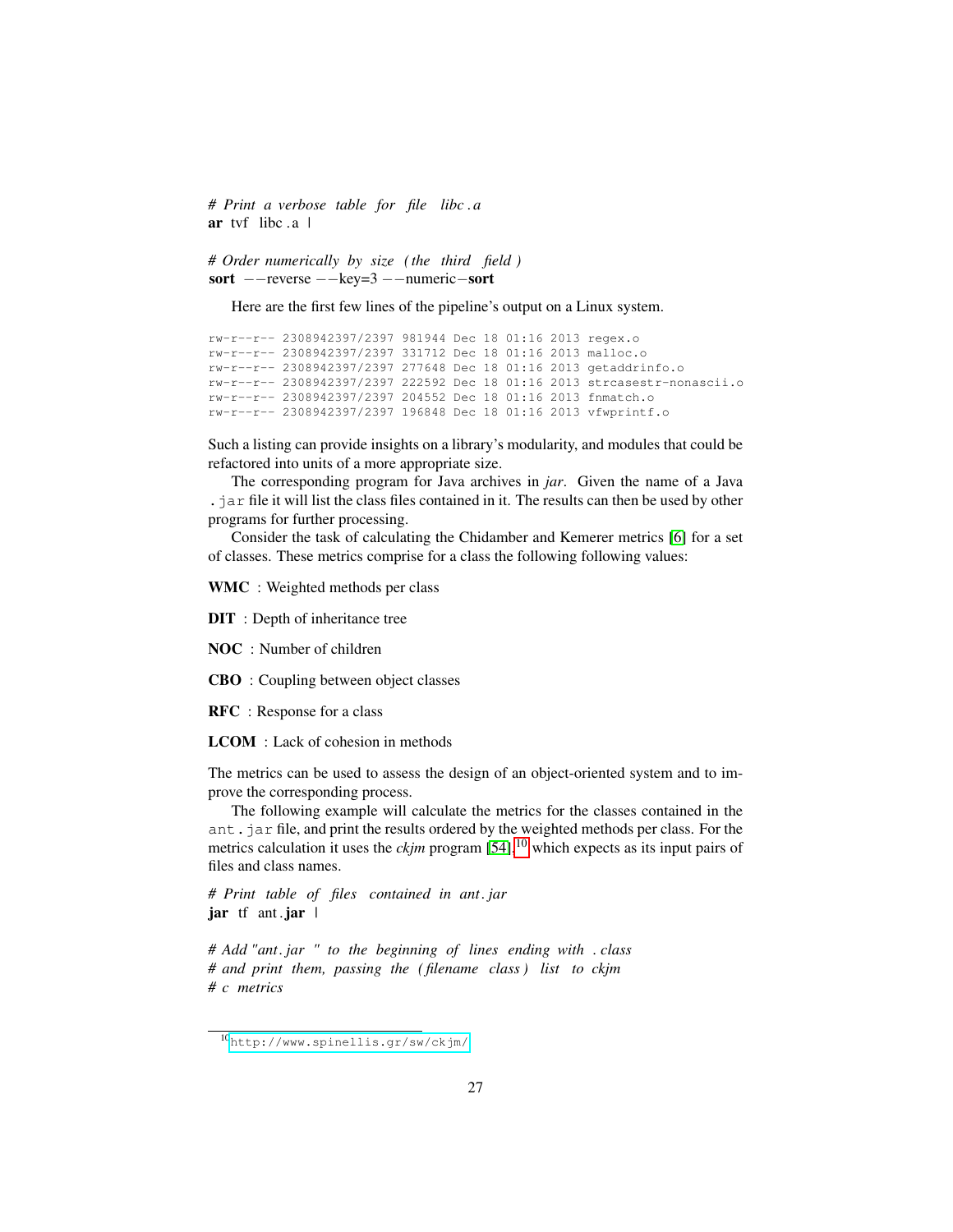```
# Print a verbose table for file libc.a
ar tvf libc.a |

# Order numerically by size (the third field)
sort --reverse --key=3 --numeric-sort
```

Here are the first few lines of the pipeline's output on a Linux system.

```
rw-r--r-- 2308942397/2397 981944 Dec 18 01:16 2013 regex.o
rw-r--r-- 2308942397/2397 331712 Dec 18 01:16 2013 malloc.o
rw-r--r-- 2308942397/2397 277648 Dec 18 01:16 2013 getaddrinfo.o
rw-r--r-- 2308942397/2397 222592 Dec 18 01:16 2013 strcasestr-nonascii.o
rw-r--r-- 2308942397/2397 204552 Dec 18 01:16 2013 fnmatch.o
rw-r--r-- 2308942397/2397 196848 Dec 18 01:16 2013 vfwprintf.o
```

Such a listing can provide insights on a library's modularity, and modules that could be refactored into units of a more appropriate size.

The corresponding program for Java archives in *jar*. Given the name of a Java `.jar` file it will list the class files contained in it. The results can then be used by other programs for further processing.

Consider the task of calculating the Chidamber and Kemerer metrics [6] for a set of classes. These metrics comprise for a class the following following values:

**WMC** : Weighted methods per class

**DIT** : Depth of inheritance tree

**NOC** : Number of children

**CBO** : Coupling between object classes

**RFC** : Response for a class

**LCOM** : Lack of cohesion in methods

The metrics can be used to assess the design of an object-oriented system and to improve the corresponding process.

The following example will calculate the metrics for the classes contained in the `ant.jar` file, and print the results ordered by the weighted methods per class. For the metrics calculation it uses the *ckjm* program [54],[10] which expects as its input pairs of files and class names.

```
# Print table of files contained in ant.jar
jar tf ant.jar |

# Add "ant.jar " to the beginning of lines ending with .class
# and print them, passing the (filename class) list to ckjm
# c metrics
```

[10] http://www.spinellis.gr/sw/ckjm/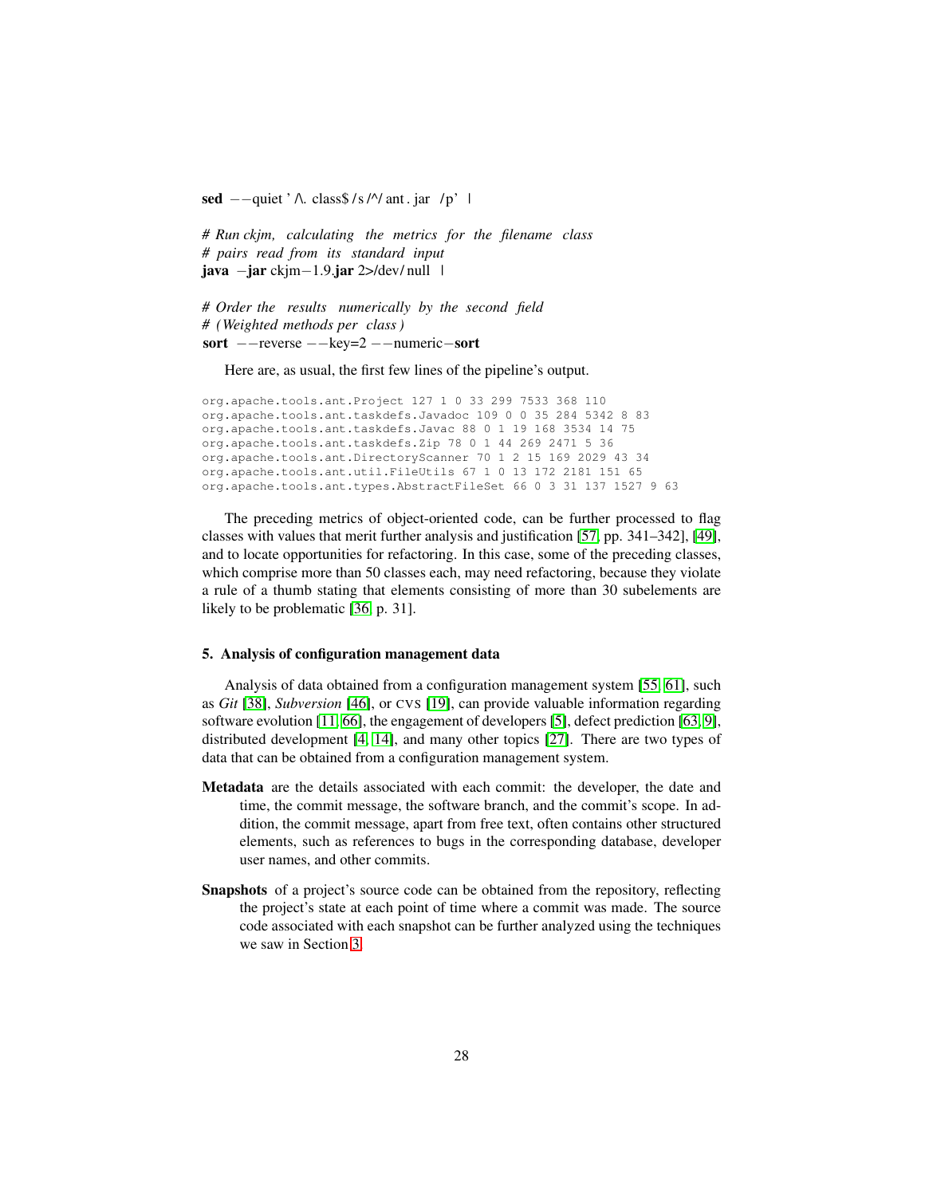```
sed --quiet '/\.class$/s/^/ant.jar /p' |

# Run ckjm, calculating the metrics for the filename class
# pairs read from its standard input
java -jar ckjm-1.9.jar 2>/dev/null |

# Order the results numerically by the second field
# (Weighted methods per class)
sort --reverse --key=2 --numeric-sort
```

Here are, as usual, the first few lines of the pipeline's output.

```
org.apache.tools.ant.Project 127 1 0 33 299 7533 368 110
org.apache.tools.ant.taskdefs.Javadoc 109 0 0 35 284 5342 8 83
org.apache.tools.ant.taskdefs.Javac 88 0 1 19 168 3534 14 75
org.apache.tools.ant.taskdefs.Zip 78 0 1 44 269 2471 5 36
org.apache.tools.ant.DirectoryScanner 70 1 2 15 169 2029 43 34
org.apache.tools.ant.util.FileUtils 67 1 0 13 172 2181 151 65
org.apache.tools.ant.types.AbstractFileSet 66 0 3 31 137 1527 9 63
```

The preceding metrics of object-oriented code, can be further processed to flag classes with values that merit further analysis and justification [57, pp. 341–342], [49], and to locate opportunities for refactoring. In this case, some of the preceding classes, which comprise more than 50 classes each, may need refactoring, because they violate a rule of a thumb stating that elements consisting of more than 30 subelements are likely to be problematic [36, p. 31].

## 5. Analysis of configuration management data

Analysis of data obtained from a configuration management system [55, 61], such as *Git* [38], *Subversion* [46], or CVS [19], can provide valuable information regarding software evolution [11, 66], the engagement of developers [5], defect prediction [63, 9], distributed development [4, 14], and many other topics [27]. There are two types of data that can be obtained from a configuration management system.

**Metadata** are the details associated with each commit: the developer, the date and time, the commit message, the software branch, and the commit's scope. In addition, the commit message, apart from free text, often contains other structured elements, such as references to bugs in the corresponding database, developer user names, and other commits.

**Snapshots** of a project's source code can be obtained from the repository, reflecting the project's state at each point of time where a commit was made. The source code associated with each snapshot can be further analyzed using the techniques we saw in Section 3.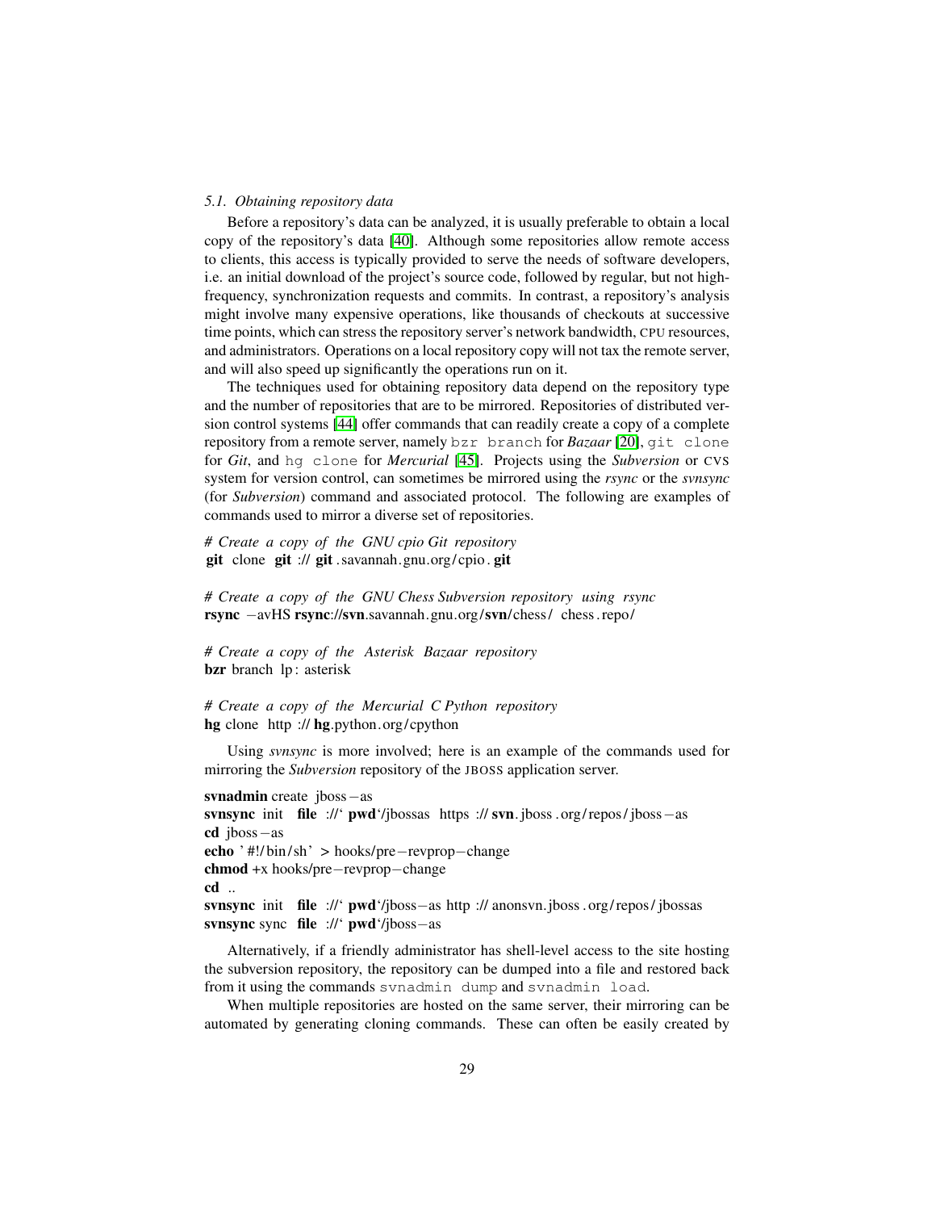### 5.1. Obtaining repository data

Before a repository's data can be analyzed, it is usually preferable to obtain a local copy of the repository's data [40]. Although some repositories allow remote access to clients, this access is typically provided to serve the needs of software developers, i.e. an initial download of the project's source code, followed by regular, but not high-frequency, synchronization requests and commits. In contrast, a repository's analysis might involve many expensive operations, like thousands of checkouts at successive time points, which can stress the repository server's network bandwidth, CPU resources, and administrators. Operations on a local repository copy will not tax the remote server, and will also speed up significantly the operations run on it.

The techniques used for obtaining repository data depend on the repository type and the number of repositories that are to be mirrored. Repositories of distributed version control systems [44] offer commands that can readily create a copy of a complete repository from a remote server, namely `bzr branch` for *Bazaar* [20], `git clone` for *Git*, and `hg clone` for *Mercurial* [45]. Projects using the *Subversion* or CVS system for version control, can sometimes be mirrored using the *rsync* or the *svnsync* (for *Subversion*) command and associated protocol. The following are examples of commands used to mirror a diverse set of repositories.

```
# Create a copy of the GNU cpio Git repository
git clone git://git.savannah.gnu.org/cpio.git

# Create a copy of the GNU Chess Subversion repository using rsync
rsync -avHS rsync://svn.savannah.gnu.org/svn/chess/ chess.repo/

# Create a copy of the Asterisk Bazaar repository
bzr branch lp:asterisk

# Create a copy of the Mercurial C Python repository
hg clone http://hg.python.org/cpython
```

Using *svnsync* is more involved; here is an example of the commands used for mirroring the *Subversion* repository of the JBOSS application server.

```
svnadmin create jboss-as
svnsync init file://`pwd`/jbossas https://svn.jboss.org/repos/jboss-as
cd jboss-as
echo '#!/bin/sh' > hooks/pre-revprop-change
chmod +x hooks/pre-revprop-change
cd ..
svnsync init file://`pwd`/jboss-as http://anonsvn.jboss.org/repos/jbossas
svnsync sync file://`pwd`/jboss-as
```

Alternatively, if a friendly administrator has shell-level access to the site hosting the subversion repository, the repository can be dumped into a file and restored back from it using the commands `svnadmin dump` and `svnadmin load`.

When multiple repositories are hosted on the same server, their mirroring can be automated by generating cloning commands. These can often be easily created by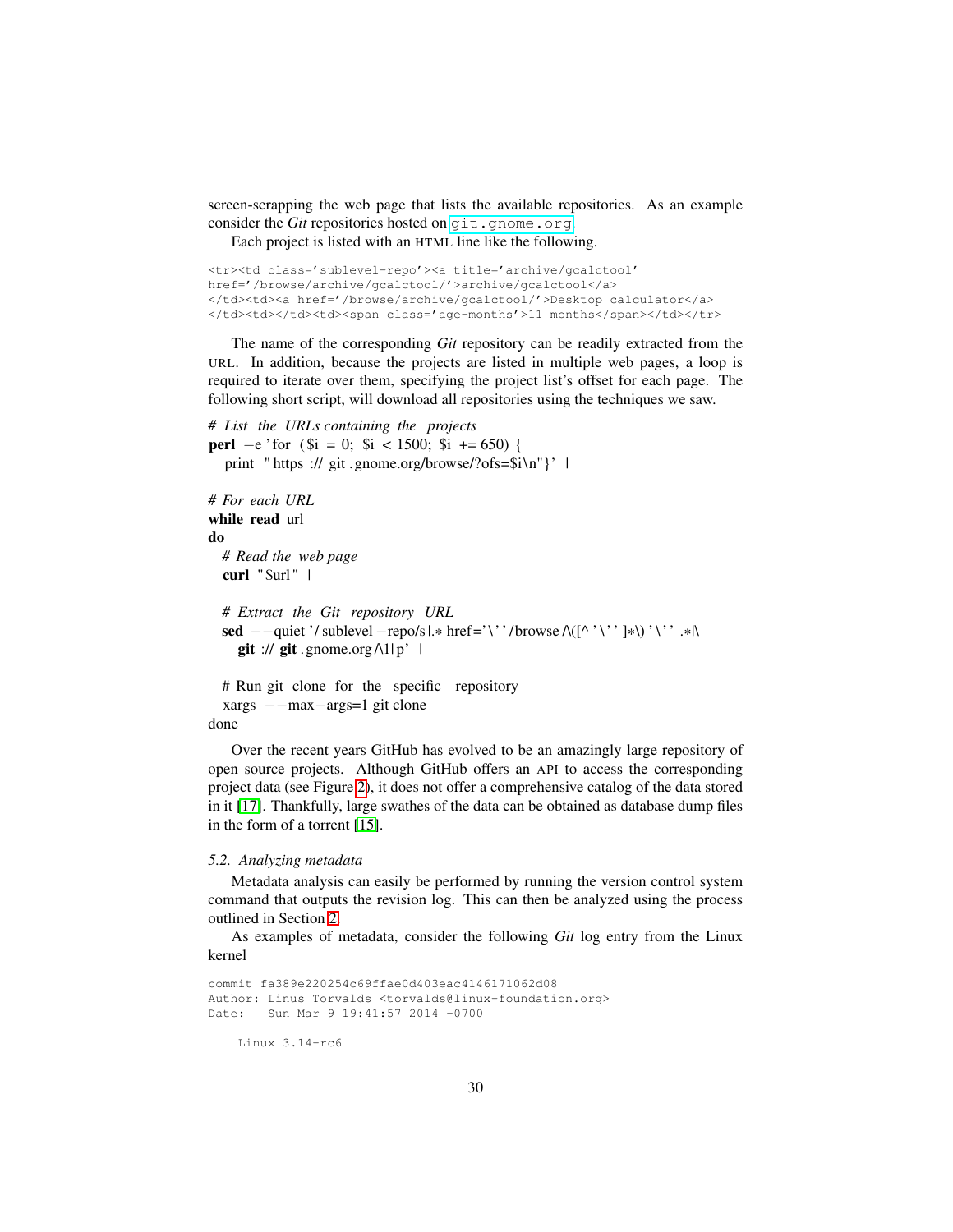screen-scrapping the web page that lists the available repositories. As an example consider the *Git* repositories hosted on `git.gnome.org`.

Each project is listed with an HTML line like the following.

```
<tr><td class='sublevel-repo'><a title='archive/gcalctool'
href='/browse/archive/gcalctool/'>archive/gcalctool</a>
</td><td><a href='/browse/archive/gcalctool/'>Desktop calculator</a>
</td><td></td><td><span class='age-months'>11 months</span></td></tr>
```

The name of the corresponding *Git* repository can be readily extracted from the URL. In addition, because the projects are listed in multiple web pages, a loop is required to iterate over them, specifying the project list's offset for each page. The following short script, will download all repositories using the techniques we saw.

```
# List the URLs containing the projects
perl -e 'for ($i = 0; $i < 1500; $i += 650) {
  print "https://git.gnome.org/browse/?ofs=$i\n"}' |

# For each URL
while read url
do
  # Read the web page
  curl "$url" |

  # Extract the Git repository URL
  sed --quiet '/sublevel-repo/s|.* href='\''/browse/\([^'\'']*\)'\''.*|\
    git://git.gnome.org/\1|p' |

  # Run git clone for the specific repository
  xargs --max-args=1 git clone
done
```

Over the recent years GitHub has evolved to be an amazingly large repository of open source projects. Although GitHub offers an API to access the corresponding project data (see Figure 2), it does not offer a comprehensive catalog of the data stored in it [17]. Thankfully, large swathes of the data can be obtained as database dump files in the form of a torrent [15].

### 5.2. Analyzing metadata

Metadata analysis can easily be performed by running the version control system command that outputs the revision log. This can then be analyzed using the process outlined in Section 2.

As examples of metadata, consider the following *Git* log entry from the Linux kernel

```
commit fa389e220254c69ffae0d403eac4146171062d08
Author: Linus Torvalds <torvalds@linux-foundation.org>
Date:   Sun Mar 9 19:41:57 2014 -0700

    Linux 3.14-rc6
```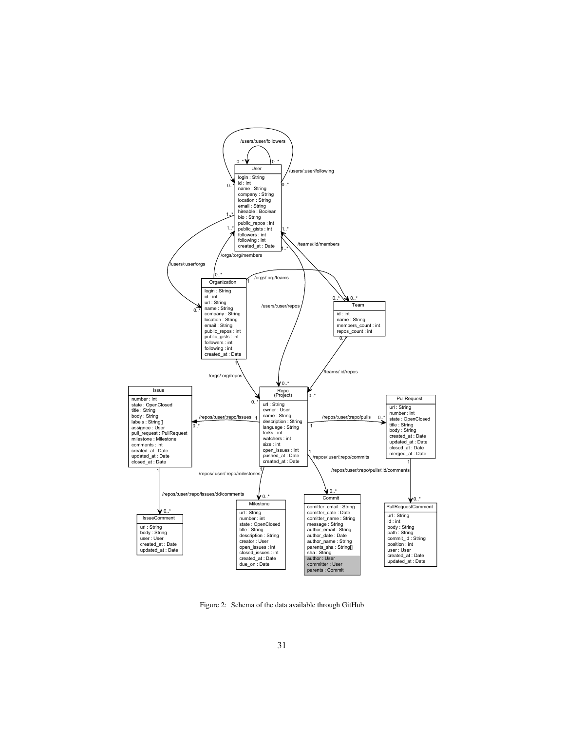Figure 2: Schema of the data available through GitHub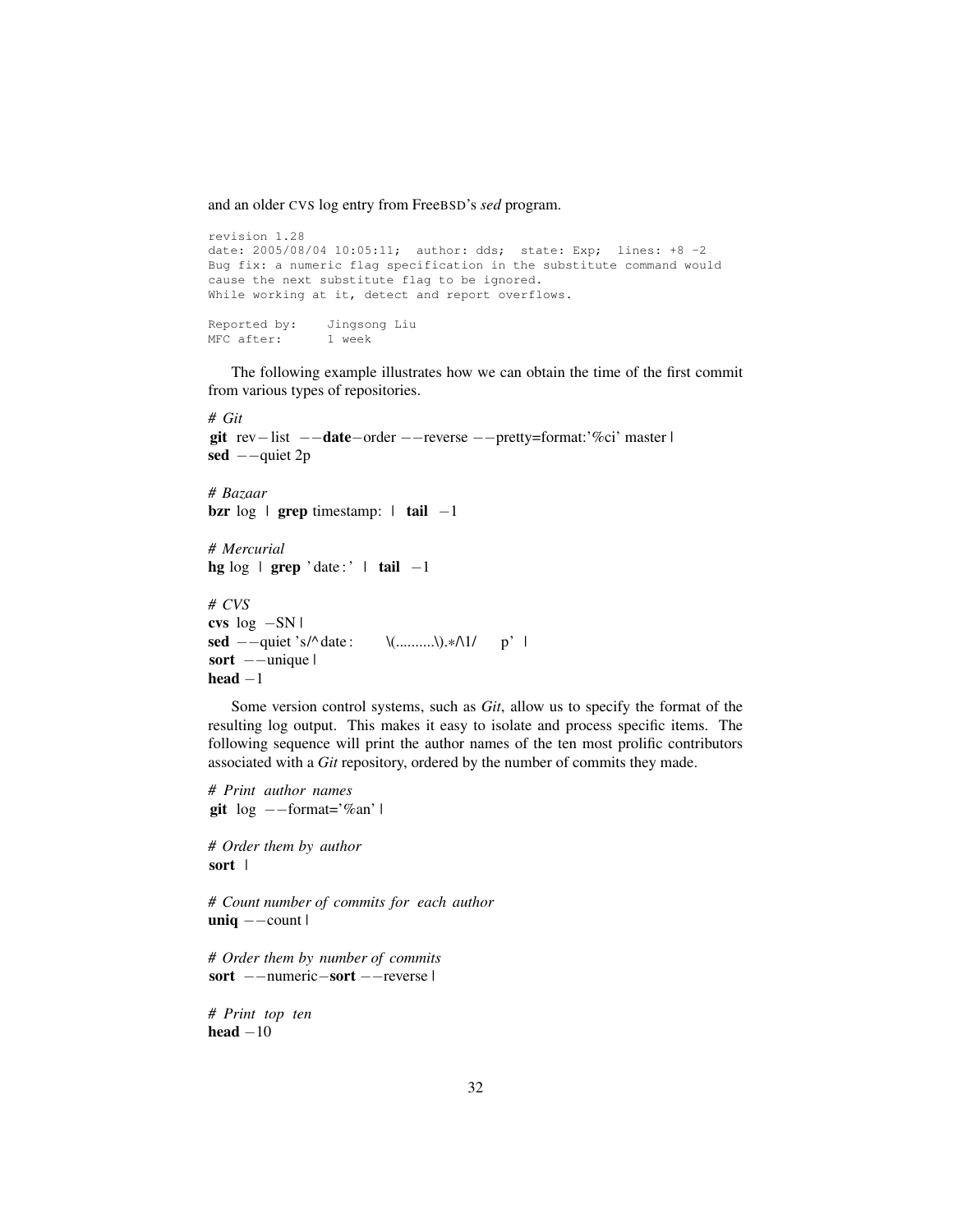and an older CVS log entry from FreeBSD's *sed* program.

```
revision 1.28
date: 2005/08/04 10:05:11;  author: dds;  state: Exp;  lines: +8 -2
Bug fix: a numeric flag specification in the substitute command would
cause the next substitute flag to be ignored.
While working at it, detect and report overflows.

Reported by:    Jingsong Liu
MFC after:      1 week
```

The following example illustrates how we can obtain the time of the first commit from various types of repositories.

```
# Git
git rev-list --date-order --reverse --pretty=format:'%ci' master |
sed --quiet 2p

# Bazaar
bzr log | grep timestamp: | tail -1

# Mercurial
hg log | grep 'date:' | tail -1

# CVS
cvs log -SN |
sed --quiet 's/^date: \(..........\).*/\1/p' |
sort --unique |
head -1
```

Some version control systems, such as *Git*, allow us to specify the format of the resulting log output. This makes it easy to isolate and process specific items. The following sequence will print the author names of the ten most prolific contributors associated with a *Git* repository, ordered by the number of commits they made.

```
# Print author names
git log --format='%an' |

# Order them by author
sort |

# Count number of commits for each author
uniq --count |

# Order them by number of commits
sort --numeric-sort --reverse |

# Print top ten
head -10
```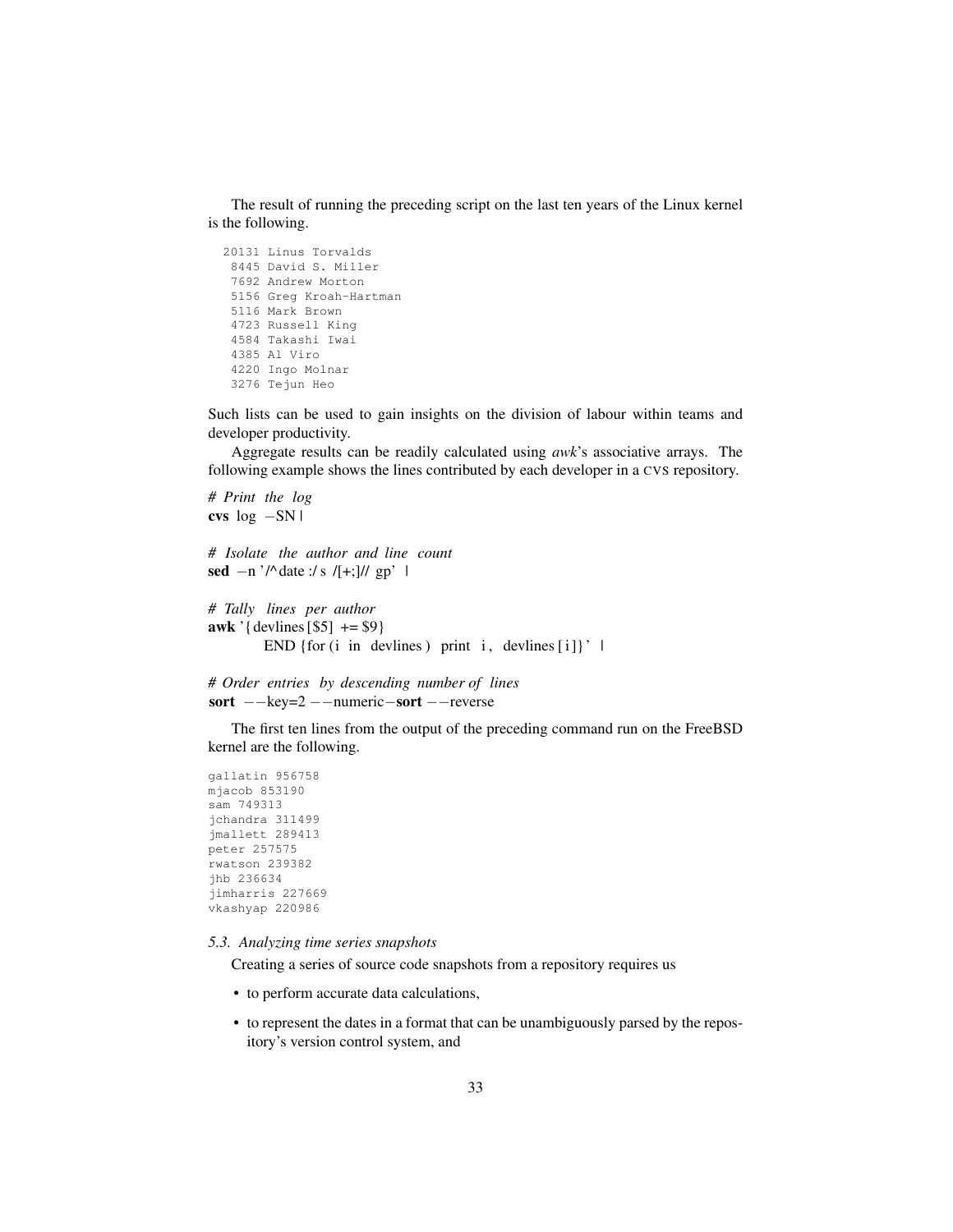The result of running the preceding script on the last ten years of the Linux kernel is the following.

```
  20131 Linus Torvalds
   8445 David S. Miller
   7692 Andrew Morton
   5156 Greg Kroah-Hartman
   5116 Mark Brown
   4723 Russell King
   4584 Takashi Iwai
   4385 Al Viro
   4220 Ingo Molnar
   3276 Tejun Heo
```

Such lists can be used to gain insights on the division of labour within teams and developer productivity.

Aggregate results can be readily calculated using *awk*'s associative arrays. The following example shows the lines contributed by each developer in a CVS repository.

```
# Print the log
cvs log -SN |

# Isolate the author and line count
sed -n '/^date:/s/[+;]//gp' |

# Tally lines per author
awk '{devlines[$5] += $9}
     END {for (i in devlines) print i, devlines[i]}' |

# Order entries by descending number of lines
sort --key=2 --numeric-sort --reverse
```

The first ten lines from the output of the preceding command run on the FreeBSD kernel are the following.

```
gallatin 956758
mjacob 853190
sam 749313
jchandra 311499
jmallett 289413
peter 257575
rwatson 239382
jhb 236634
jimharris 227669
vkashyap 220986
```

### *5.3. Analyzing time series snapshots*

Creating a series of source code snapshots from a repository requires us

- to perform accurate data calculations,
- to represent the dates in a format that can be unambiguously parsed by the repository's version control system, and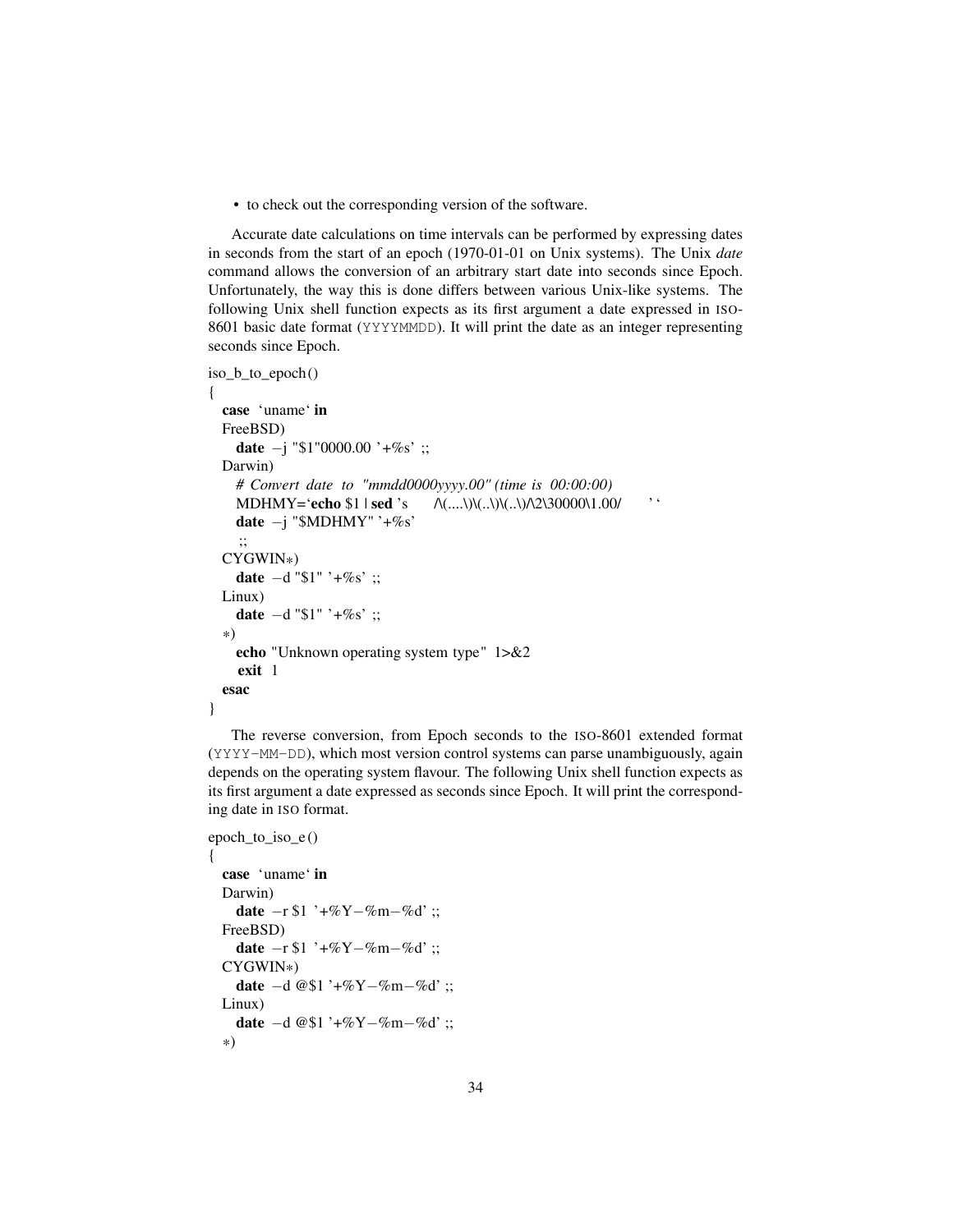- to check out the corresponding version of the software.

Accurate date calculations on time intervals can be performed by expressing dates in seconds from the start of an epoch (1970-01-01 on Unix systems). The Unix *date* command allows the conversion of an arbitrary start date into seconds since Epoch. Unfortunately, the way this is done differs between various Unix-like systems. The following Unix shell function expects as its first argument a date expressed in ISO-8601 basic date format (`YYYYMMDD`). It will print the date as an integer representing seconds since Epoch.

```
iso_b_to_epoch()
{
  case `uname` in
  FreeBSD)
    date -j "$1"0000.00 '+%s' ;;
  Darwin)
    # Convert date to "mmdd0000yyyy.00" (time is 00:00:00)
    MDHMY=`echo $1 | sed 's/\(....\)\(..\)\(..\)/\2\30000\1.00/'`
    date -j "$MDHMY" '+%s'
    ;;
  CYGWIN*)
    date -d "$1" '+%s' ;;
  Linux)
    date -d "$1" '+%s' ;;
  *)
    echo "Unknown operating system type" 1>&2
    exit 1
  esac
}
```

The reverse conversion, from Epoch seconds to the ISO-8601 extended format (`YYYY-MM-DD`), which most version control systems can parse unambiguously, again depends on the operating system flavour. The following Unix shell function expects as its first argument a date expressed as seconds since Epoch. It will print the corresponding date in ISO format.

```
epoch_to_iso_e()
{
  case `uname` in
  Darwin)
    date -r $1 '+%Y-%m-%d' ;;
  FreeBSD)
    date -r $1 '+%Y-%m-%d' ;;
  CYGWIN*)
    date -d @$1 '+%Y-%m-%d' ;;
  Linux)
    date -d @$1 '+%Y-%m-%d' ;;
  *)
```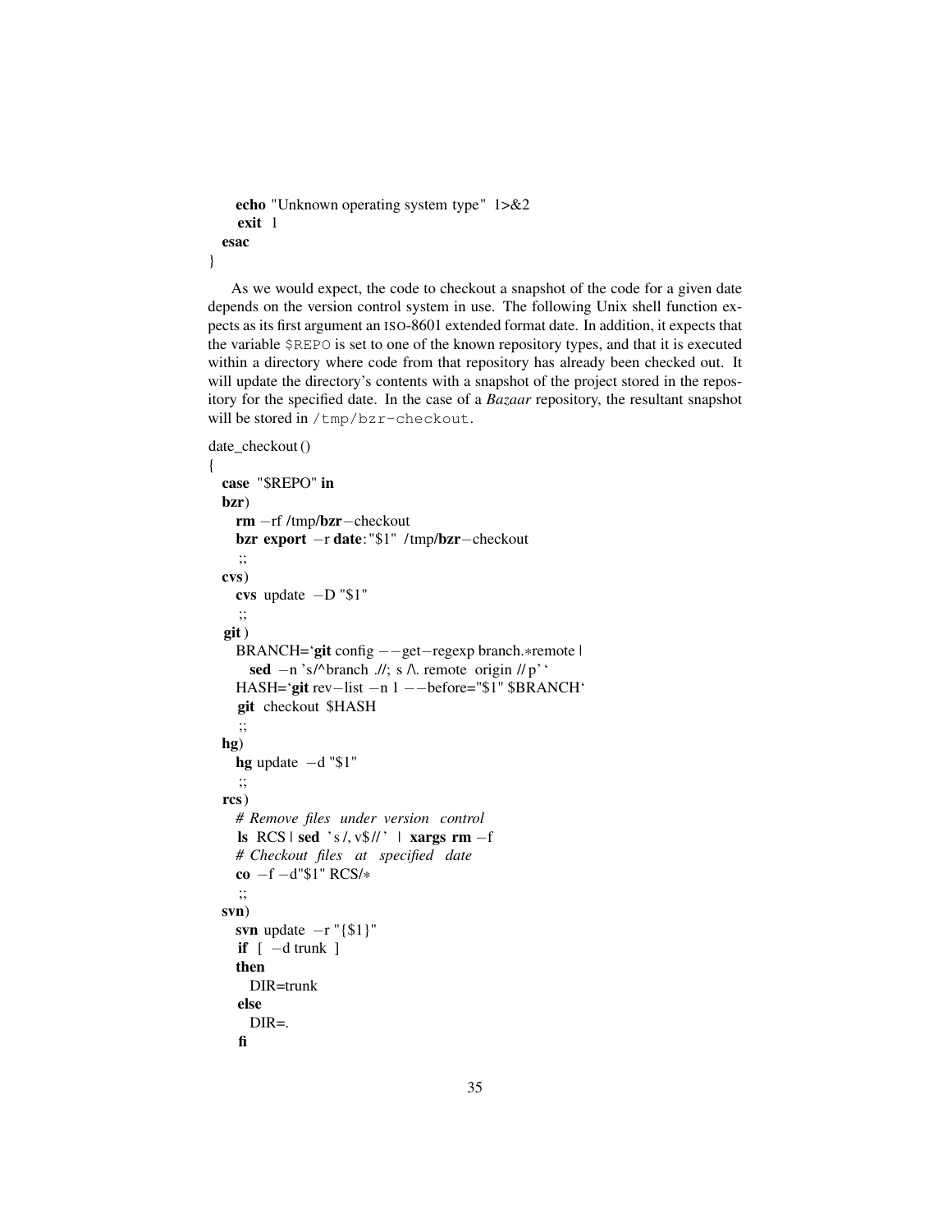```
    echo "Unknown operating system type" 1>&2
    exit 1
  esac
}
```

As we would expect, the code to checkout a snapshot of the code for a given date depends on the version control system in use. The following Unix shell function expects as its first argument an ISO-8601 extended format date. In addition, it expects that the variable `$REPO` is set to one of the known repository types, and that it is executed within a directory where code from that repository has already been checked out. It will update the directory's contents with a snapshot of the project stored in the repository for the specified date. In the case of a *Bazaar* repository, the resultant snapshot will be stored in `/tmp/bzr-checkout`.

```
date_checkout()
{
  case "$REPO" in
  bzr)
    rm -rf /tmp/bzr-checkout
    bzr export -r date:"$1" /tmp/bzr-checkout
    ;;
  cvs)
    cvs update -D "$1"
    ;;
  git)
    BRANCH=`git config --get-regexp branch.*remote |
      sed -n 's/^branch.//; s/\.remote origin//p'`
    HASH=`git rev-list -n 1 --before="$1" $BRANCH`
    git checkout $HASH
    ;;
  hg)
    hg update -d "$1"
    ;;
  rcs)
    # Remove files under version control
    ls RCS | sed 's/,v$//' | xargs rm -f
    # Checkout files at specified date
    co -f -d"$1" RCS/*
    ;;
  svn)
    svn update -r "{$1}"
    if [ -d trunk ]
    then
      DIR=trunk
    else
      DIR=.
    fi
```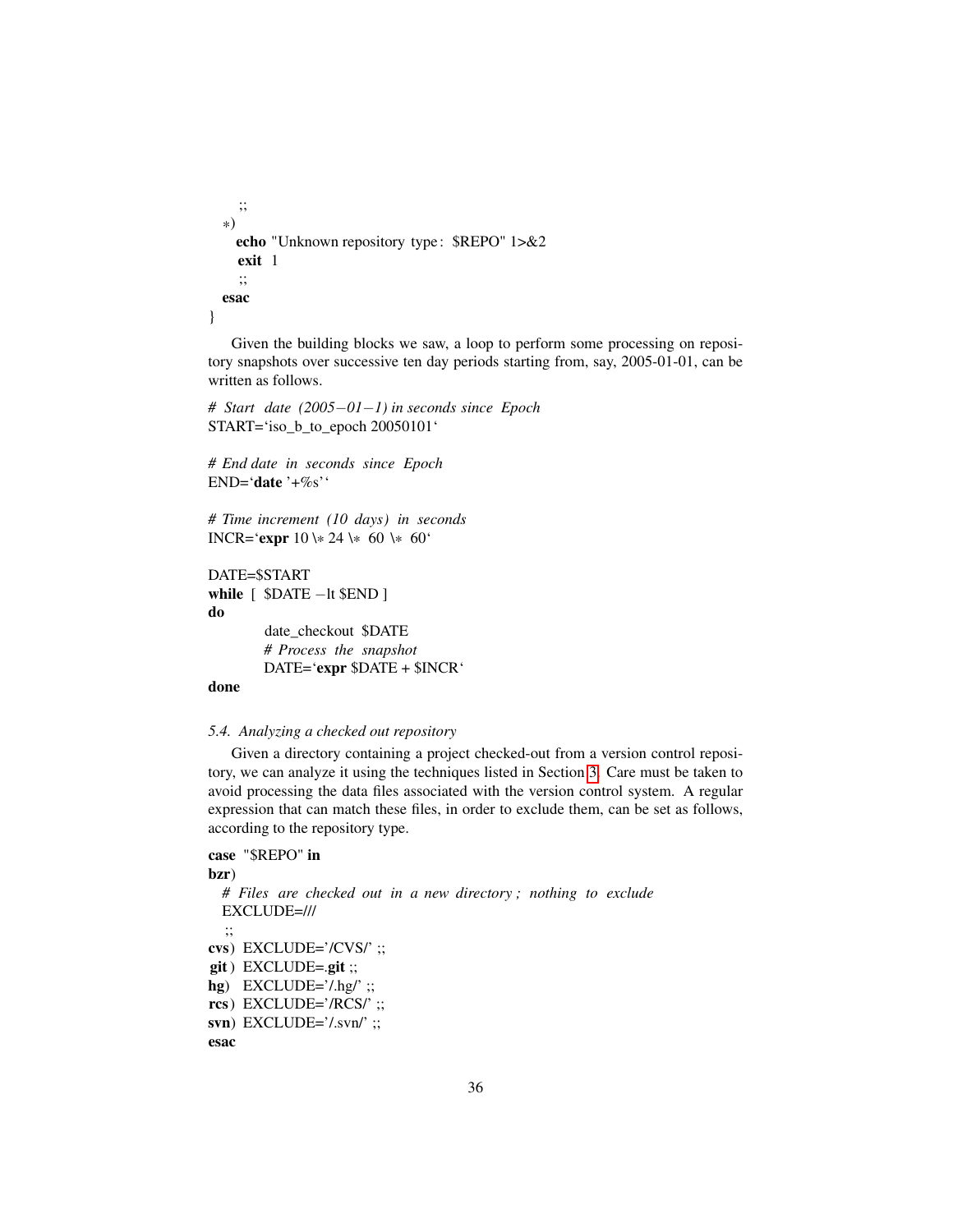```
    ;;
  *)
    echo "Unknown repository type: $REPO" 1>&2
    exit 1
    ;;
  esac
}
```

Given the building blocks we saw, a loop to perform some processing on repository snapshots over successive ten day periods starting from, say, 2005-01-01, can be written as follows.

```
# Start date (2005-01-1) in seconds since Epoch
START=`iso_b_to_epoch 20050101`

# End date in seconds since Epoch
END=`date '+%s'`

# Time increment (10 days) in seconds
INCR=`expr 10 \* 24 \* 60 \* 60`

DATE=$START
while [ $DATE -lt $END ]
do
        date_checkout $DATE
        # Process the snapshot
        DATE=`expr $DATE + $INCR`
done
```

*5.4. Analyzing a checked out repository*

Given a directory containing a project checked-out from a version control repository, we can analyze it using the techniques listed in Section 3. Care must be taken to avoid processing the data files associated with the version control system. A regular expression that can match these files, in order to exclude them, can be set as follows, according to the repository type.

```
case "$REPO" in
bzr)
  # Files are checked out in a new directory; nothing to exclude
  EXCLUDE=///
  ;;
cvs) EXCLUDE='/CVS/' ;;
git) EXCLUDE=.git ;;
hg)  EXCLUDE='/.hg/' ;;
rcs) EXCLUDE='/RCS/' ;;
svn) EXCLUDE='/.svn/' ;;
esac
```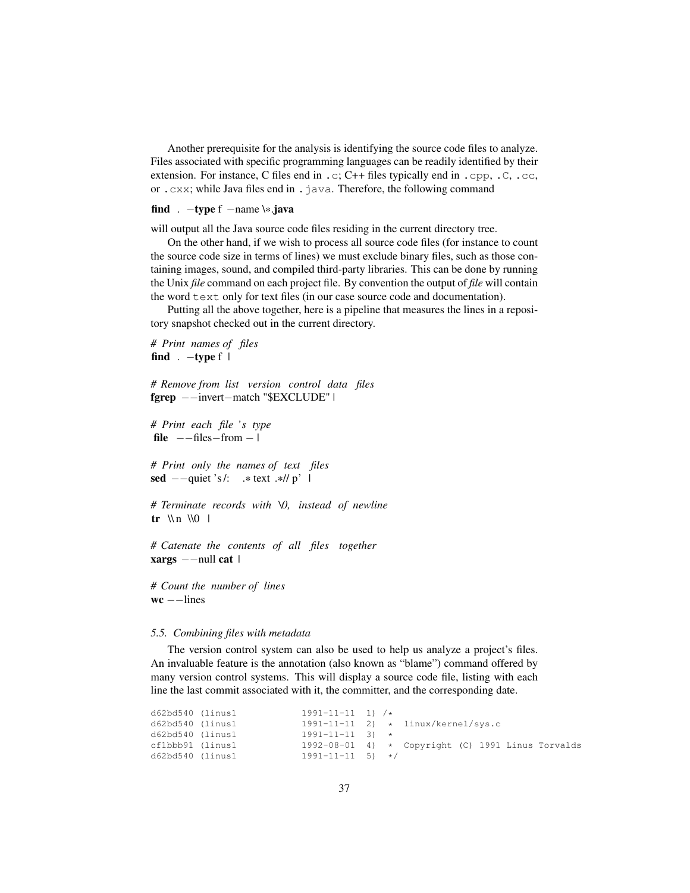Another prerequisite for the analysis is identifying the source code files to analyze. Files associated with specific programming languages can be readily identified by their extension. For instance, C files end in `.c`; C++ files typically end in `.cpp`, `.C`, `.cc`, or `.cxx`; while Java files end in `.java`. Therefore, the following command

```
find . -type f -name \*.java
```

will output all the Java source code files residing in the current directory tree.

On the other hand, if we wish to process all source code files (for instance to count the source code size in terms of lines) we must exclude binary files, such as those containing images, sound, and compiled third-party libraries. This can be done by running the Unix *file* command on each project file. By convention the output of *file* will contain the word `text` only for text files (in our case source code and documentation).

Putting all the above together, here is a pipeline that measures the lines in a repository snapshot checked out in the current directory.

```
# Print names of files
find . -type f |

# Remove from list version control data files
fgrep --invert-match "$EXCLUDE" |

# Print each file's type
file --files-from - |

# Print only the names of text files
sed --quiet 's/: .*text.*// p' |

# Terminate records with \0, instead of newline
tr \\n \\0 |

# Catenate the contents of all files together
xargs --null cat |

# Count the number of lines
wc --lines
```

### 5.5. Combining files with metadata

The version control system can also be used to help us analyze a project's files. An invaluable feature is the annotation (also known as "blame") command offered by many version control systems. This will display a source code file, listing with each line the last commit associated with it, the committer, and the corresponding date.

```
d62bd540 (linus1            1991-11-11  1) /*
d62bd540 (linus1            1991-11-11  2)  * linux/kernel/sys.c
d62bd540 (linus1            1991-11-11  3)  *
cf1bbb91 (linus1            1992-08-01  4)  * Copyright (C) 1991 Linus Torvalds
d62bd540 (linus1            1991-11-11  5)  */
```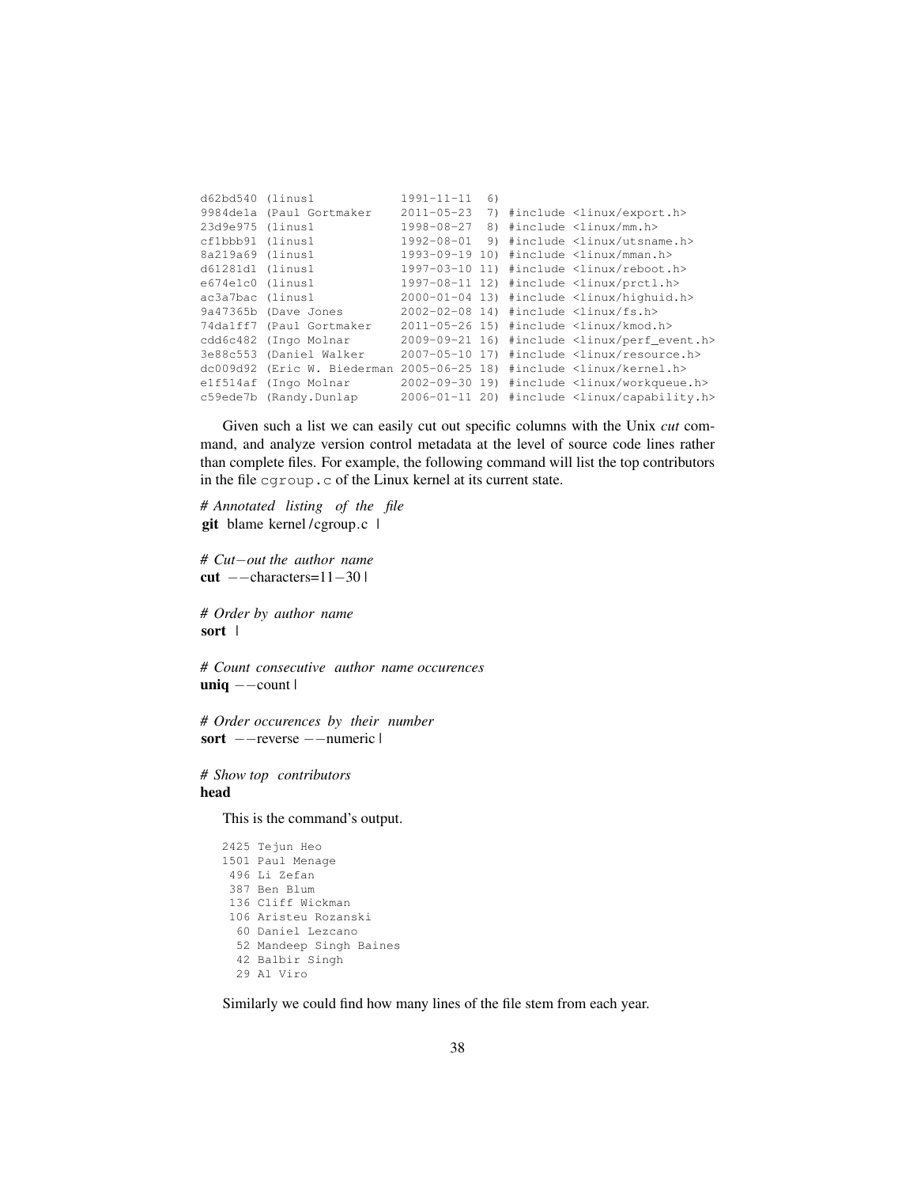```
d62bd540 (linus1            1991-11-11  6)
9984de1a (Paul Gortmaker    2011-05-23  7) #include <linux/export.h>
23d9e975 (linus1            1998-08-27  8) #include <linux/mm.h>
cf1bbb91 (linus1            1992-08-01  9) #include <linux/utsname.h>
8a219a69 (linus1            1993-09-19 10) #include <linux/mman.h>
d61281d1 (linus1            1997-03-10 11) #include <linux/reboot.h>
e674e1c0 (linus1            1997-08-11 12) #include <linux/prctl.h>
ac3a7bac (linus1            2000-01-04 13) #include <linux/highuid.h>
9a47365b (Dave Jones        2002-02-08 14) #include <linux/fs.h>
74da1ff7 (Paul Gortmaker    2011-05-26 15) #include <linux/kmod.h>
cdd6c482 (Ingo Molnar       2009-09-21 16) #include <linux/perf_event.h>
3e88c553 (Daniel Walker     2007-05-10 17) #include <linux/resource.h>
dc009d92 (Eric W. Biederman 2005-06-25 18) #include <linux/kernel.h>
e1f514af (Ingo Molnar       2002-09-30 19) #include <linux/workqueue.h>
c59ede7b (Randy.Dunlap      2006-01-11 20) #include <linux/capability.h>
```

Given such a list we can easily cut out specific columns with the Unix *cut* command, and analyze version control metadata at the level of source code lines rather than complete files. For example, the following command will list the top contributors in the file `cgroup.c` of the Linux kernel at its current state.

```
# Annotated listing of the file
git blame kernel/cgroup.c |

# Cut-out the author name
cut --characters=11-30 |

# Order by author name
sort |

# Count consecutive author name occurences
uniq --count |

# Order occurences by their number
sort --reverse --numeric |

# Show top contributors
head
```

This is the command's output.

```
2425 Tejun Heo
1501 Paul Menage
 496 Li Zefan
 387 Ben Blum
 136 Cliff Wickman
 106 Aristeu Rozanski
  60 Daniel Lezcano
  52 Mandeep Singh Baines
  42 Balbir Singh
  29 Al Viro
```

Similarly we could find how many lines of the file stem from each year.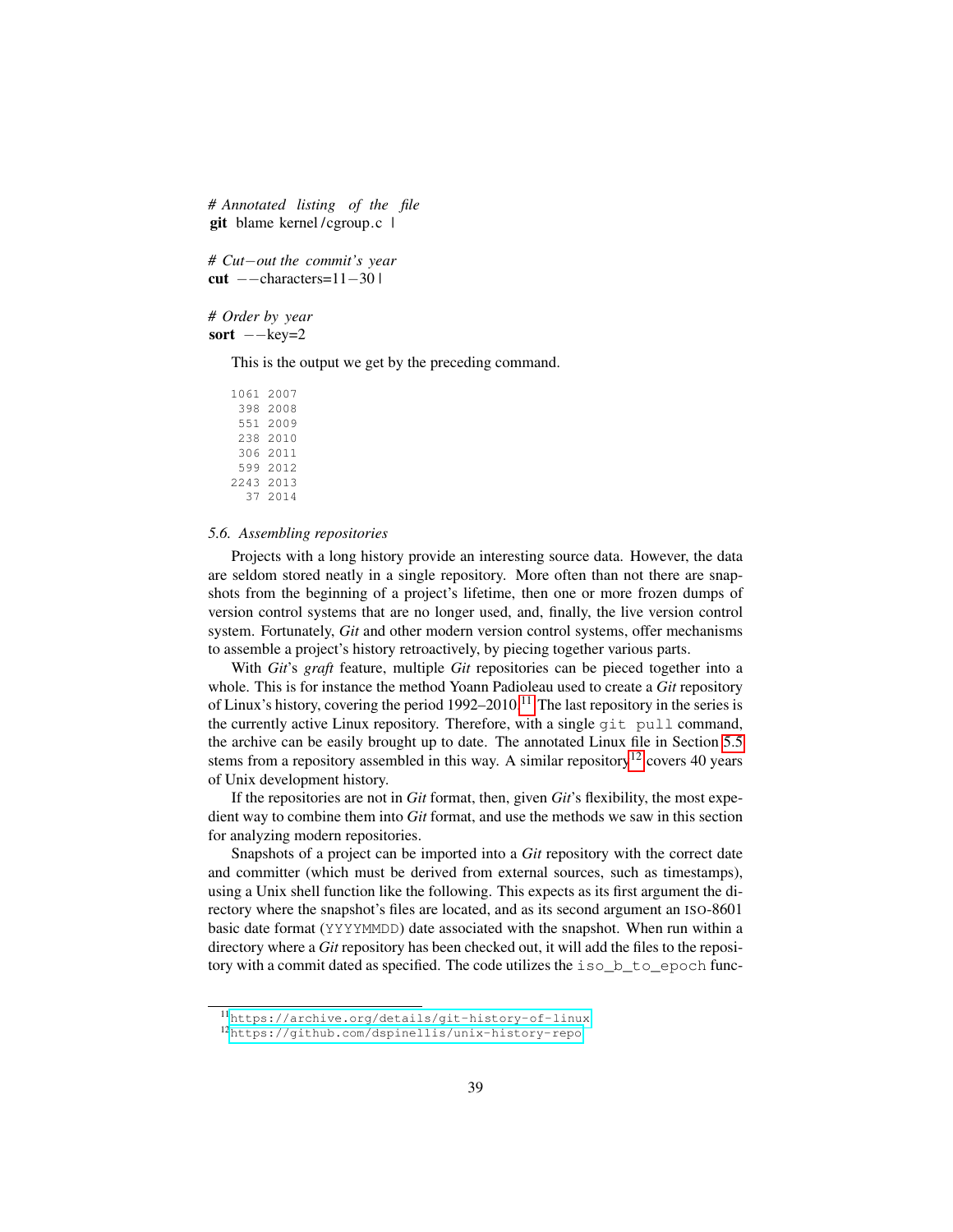```
# Annotated listing of the file
git blame kernel/cgroup.c |

# Cut-out the commit's year
cut --characters=11-30 |

# Order by year
sort --key=2
```

This is the output we get by the preceding command.

```
1061 2007
 398 2008
 551 2009
 238 2010
 306 2011
 599 2012
2243 2013
  37 2014
```

### 5.6. Assembling repositories

Projects with a long history provide an interesting source data. However, the data are seldom stored neatly in a single repository. More often than not there are snapshots from the beginning of a project's lifetime, then one or more frozen dumps of version control systems that are no longer used, and, finally, the live version control system. Fortunately, *Git* and other modern version control systems, offer mechanisms to assemble a project's history retroactively, by piecing together various parts.

With *Git*'s *graft* feature, multiple *Git* repositories can be pieced together into a whole. This is for instance the method Yoann Padioleau used to create a *Git* repository of Linux's history, covering the period 1992–2010.[11] The last repository in the series is the currently active Linux repository. Therefore, with a single `git pull` command, the archive can be easily brought up to date. The annotated Linux file in Section 5.5 stems from a repository assembled in this way. A similar repository[12] covers 40 years of Unix development history.

If the repositories are not in *Git* format, then, given *Git*'s flexibility, the most expedient way to combine them into *Git* format, and use the methods we saw in this section for analyzing modern repositories.

Snapshots of a project can be imported into a *Git* repository with the correct date and committer (which must be derived from external sources, such as timestamps), using a Unix shell function like the following. This expects as its first argument the directory where the snapshot's files are located, and as its second argument an ISO-8601 basic date format (`YYYYMMDD`) date associated with the snapshot. When run within a directory where a *Git* repository has been checked out, it will add the files to the repository with a commit dated as specified. The code utilizes the `iso_b_to_epoch` func-

[11] https://archive.org/details/git-history-of-linux

[12] https://github.com/dspinellis/unix-history-repo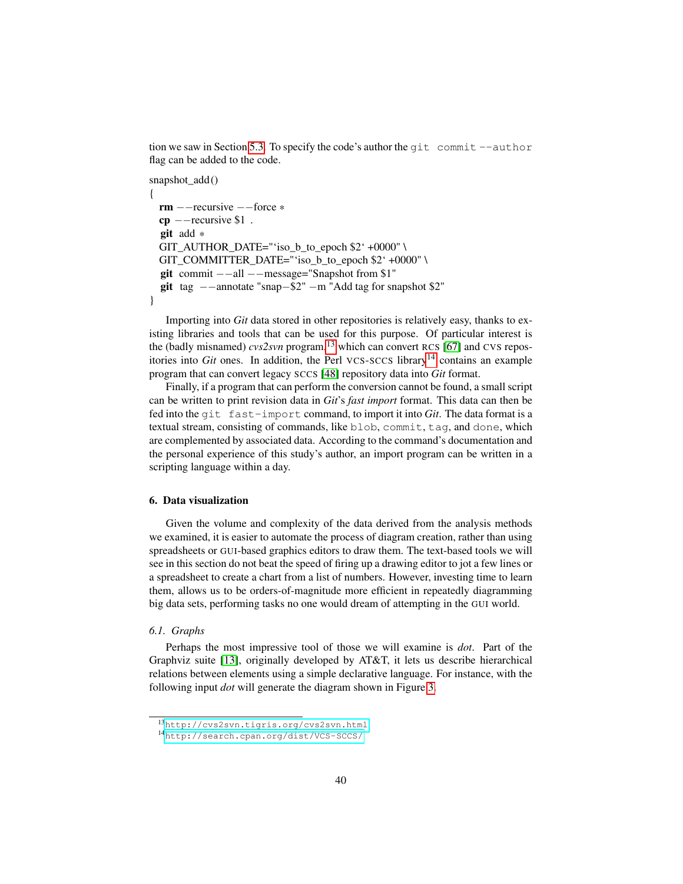tion we saw in Section 5.3. To specify the code's author the `git commit --author` flag can be added to the code.

```
snapshot_add()
{
  rm --recursive --force *
  cp --recursive $1 .
  git add *
  GIT_AUTHOR_DATE="`iso_b_to_epoch $2` +0000" \
  GIT_COMMITTER_DATE="`iso_b_to_epoch $2` +0000" \
  git commit --all --message="Snapshot from $1"
  git tag --annotate "snap-$2" -m "Add tag for snapshot $2"
}
```

Importing into *Git* data stored in other repositories is relatively easy, thanks to existing libraries and tools that can be used for this purpose. Of particular interest is the (badly misnamed) *cvs2svn* program,[13] which can convert RCS [67] and CVS repositories into *Git* ones. In addition, the Perl VCS-SCCS library[14] contains an example program that can convert legacy SCCS [48] repository data into *Git* format.

Finally, if a program that can perform the conversion cannot be found, a small script can be written to print revision data in *Git*'s *fast import* format. This data can then be fed into the `git fast-import` command, to import it into *Git*. The data format is a textual stream, consisting of commands, like `blob`, `commit`, `tag`, and `done`, which are complemented by associated data. According to the command's documentation and the personal experience of this study's author, an import program can be written in a scripting language within a day.

## 6. Data visualization

Given the volume and complexity of the data derived from the analysis methods we examined, it is easier to automate the process of diagram creation, rather than using spreadsheets or GUI-based graphics editors to draw them. The text-based tools we will see in this section do not beat the speed of firing up a drawing editor to jot a few lines or a spreadsheet to create a chart from a list of numbers. However, investing time to learn them, allows us to be orders-of-magnitude more efficient in repeatedly diagramming big data sets, performing tasks no one would dream of attempting in the GUI world.

### *6.1. Graphs*

Perhaps the most impressive tool of those we will examine is *dot*. Part of the Graphviz suite [13], originally developed by AT&T, it lets us describe hierarchical relations between elements using a simple declarative language. For instance, with the following input *dot* will generate the diagram shown in Figure 3.

[13] http://cvs2svn.tigris.org/cvs2svn.html

[14] http://search.cpan.org/dist/VCS-SCCS/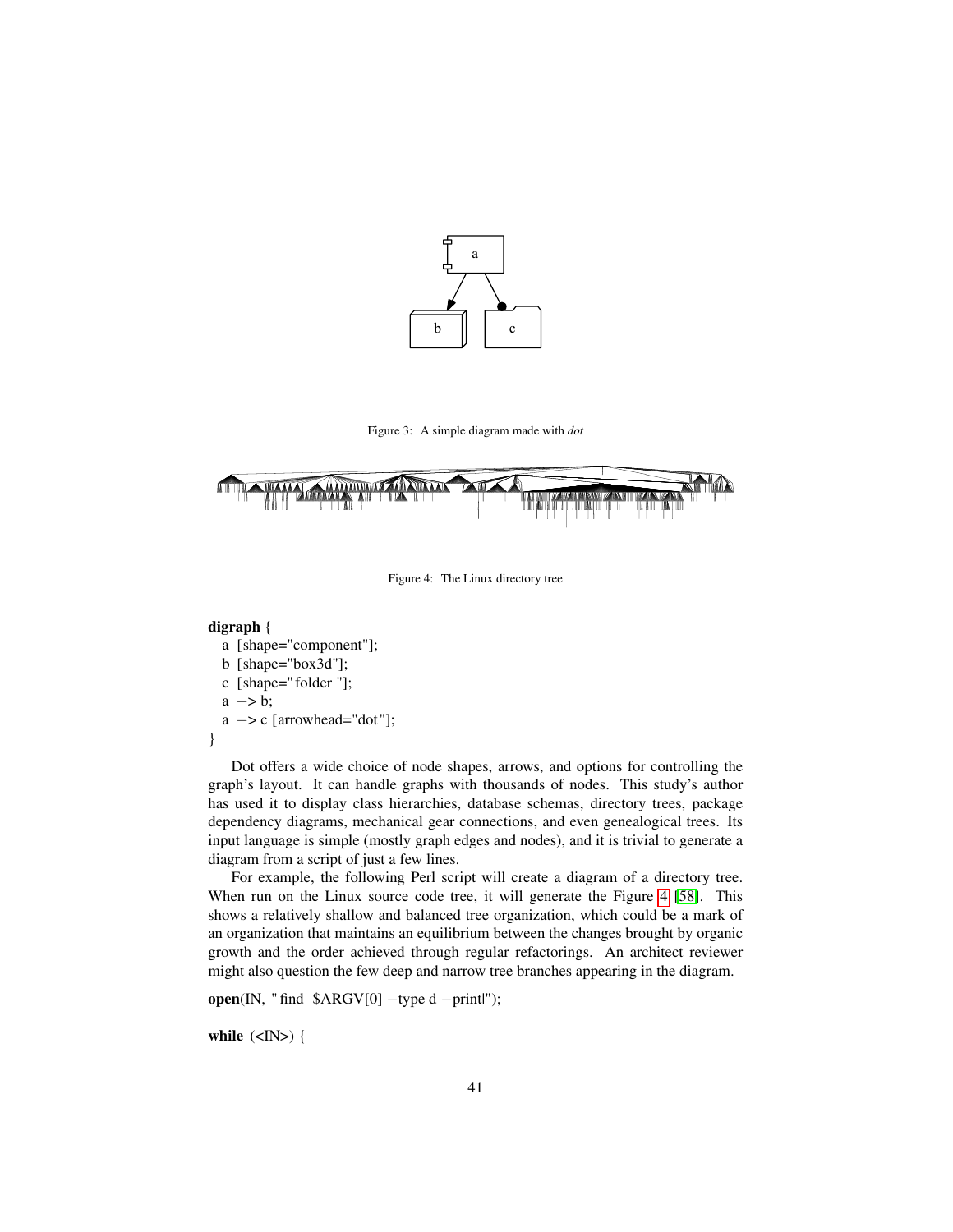Figure 3: A simple diagram made with *dot*

Figure 4: The Linux directory tree

```
digraph {
  a [shape="component"];
  b [shape="box3d"];
  c [shape="folder"];
  a -> b;
  a -> c [arrowhead="dot"];
}
```

Dot offers a wide choice of node shapes, arrows, and options for controlling the graph's layout. It can handle graphs with thousands of nodes. This study's author has used it to display class hierarchies, database schemas, directory trees, package dependency diagrams, mechanical gear connections, and even genealogical trees. Its input language is simple (mostly graph edges and nodes), and it is trivial to generate a diagram from a script of just a few lines.

For example, the following Perl script will create a diagram of a directory tree. When run on the Linux source code tree, it will generate the Figure 4 [58]. This shows a relatively shallow and balanced tree organization, which could be a mark of an organization that maintains an equilibrium between the changes brought by organic growth and the order achieved through regular refactorings. An architect reviewer might also question the few deep and narrow tree branches appearing in the diagram.

```
open(IN, "find $ARGV[0] -type d -print|");

while (<IN>) {
```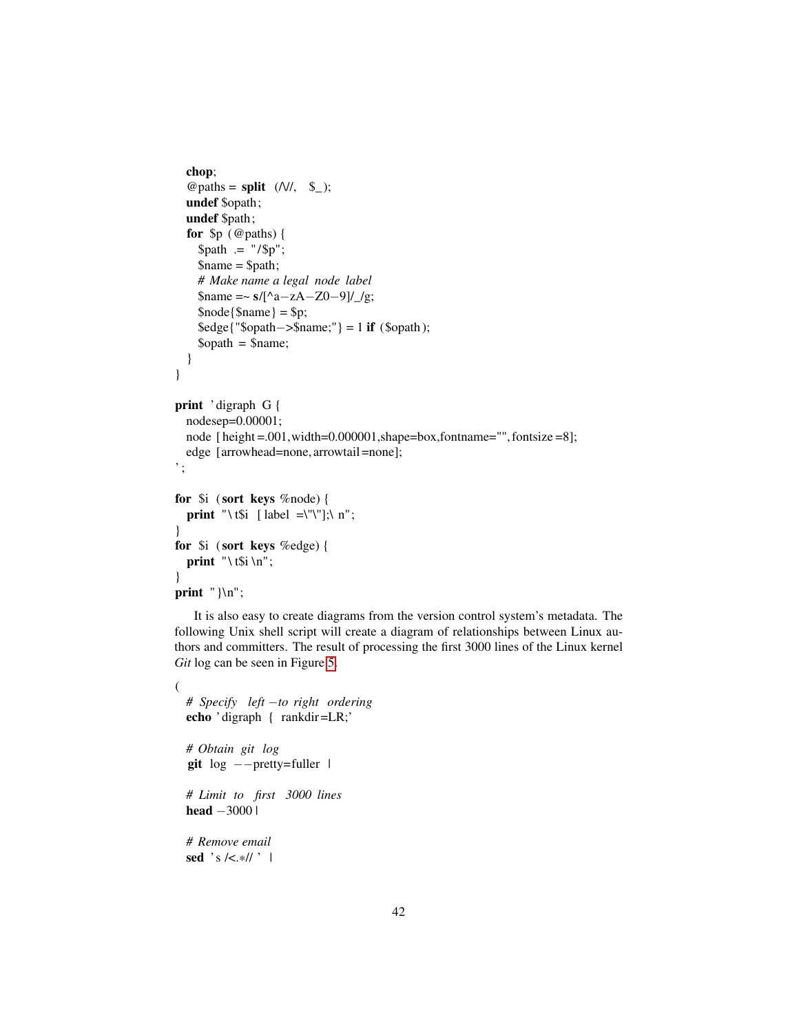```perl
	chop;
	@paths = split(/\//, $_);
	undef $opath;
	undef $path;
	for $p (@paths) {
		$path .= "/$p";
		$name = $path;
		# Make name a legal node label
		$name =~ s/[^a-zA-Z0-9]/_/g;
		$node{$name} = $p;
		$edge{"$opath->$name;"} = 1 if ($opath);
		$opath = $name;
	}
}

print 'digraph G {
	nodesep=0.00001;
	node [height=.001,width=0.000001,shape=box,fontname="",fontsize=8];
	edge [arrowhead=none,arrowtail=none];
';

for $i (sort keys %node) {
	print "\t$i [label=\"\"];\n";
}
for $i (sort keys %edge) {
	print "\t$i\n";
}
print "}\n";
```

It is also easy to create diagrams from the version control system's metadata. The following Unix shell script will create a diagram of relationships between Linux authors and committers. The result of processing the first 3000 lines of the Linux kernel *Git* log can be seen in Figure 5.

```sh
(
	# Specify left-to right ordering
	echo 'digraph { rankdir=LR;'

	# Obtain git log
	git log --pretty=fuller |

	# Limit to first 3000 lines
	head -3000 |

	# Remove email
	sed 's/<.*//' |
```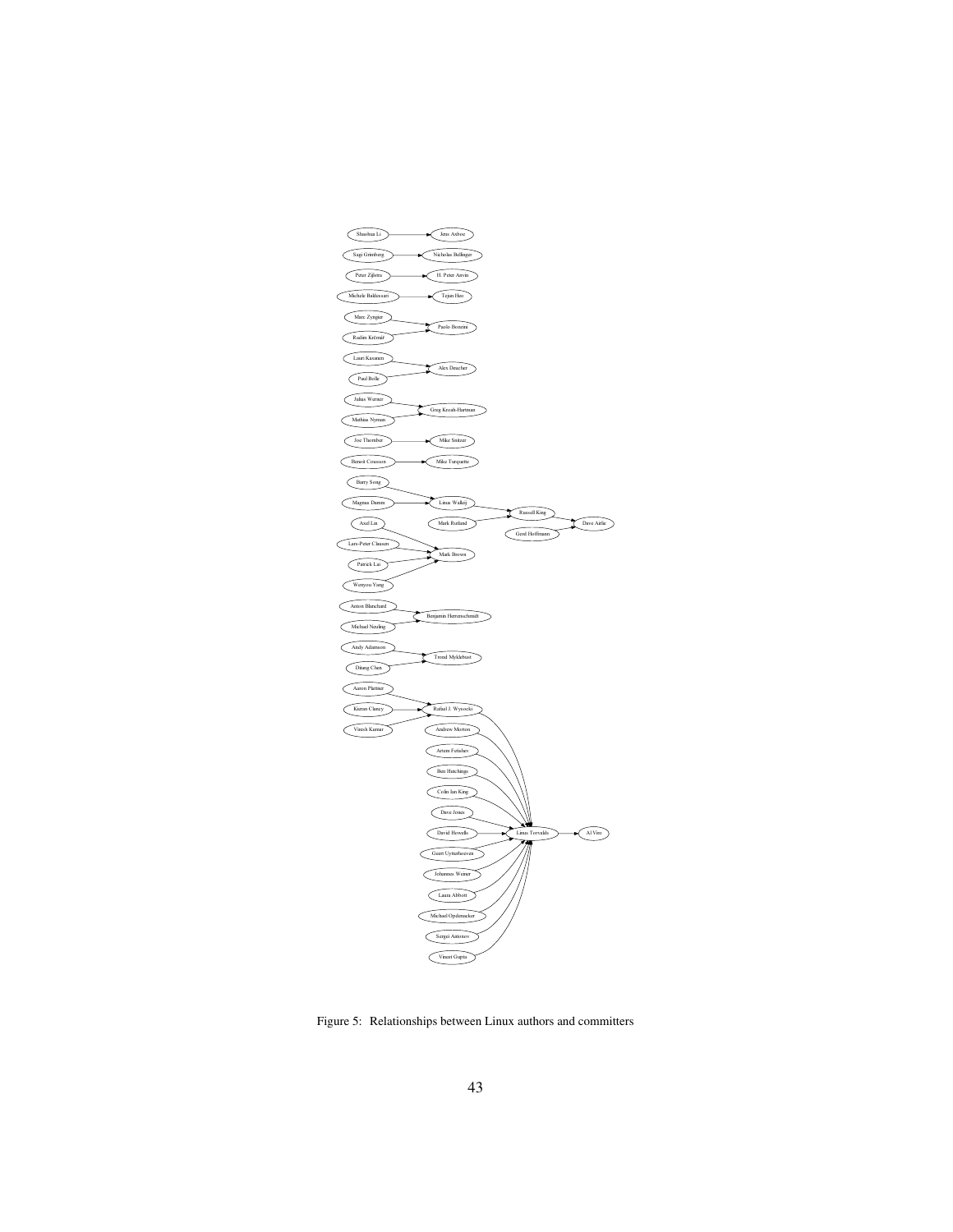Figure 5: Relationships between Linux authors and committers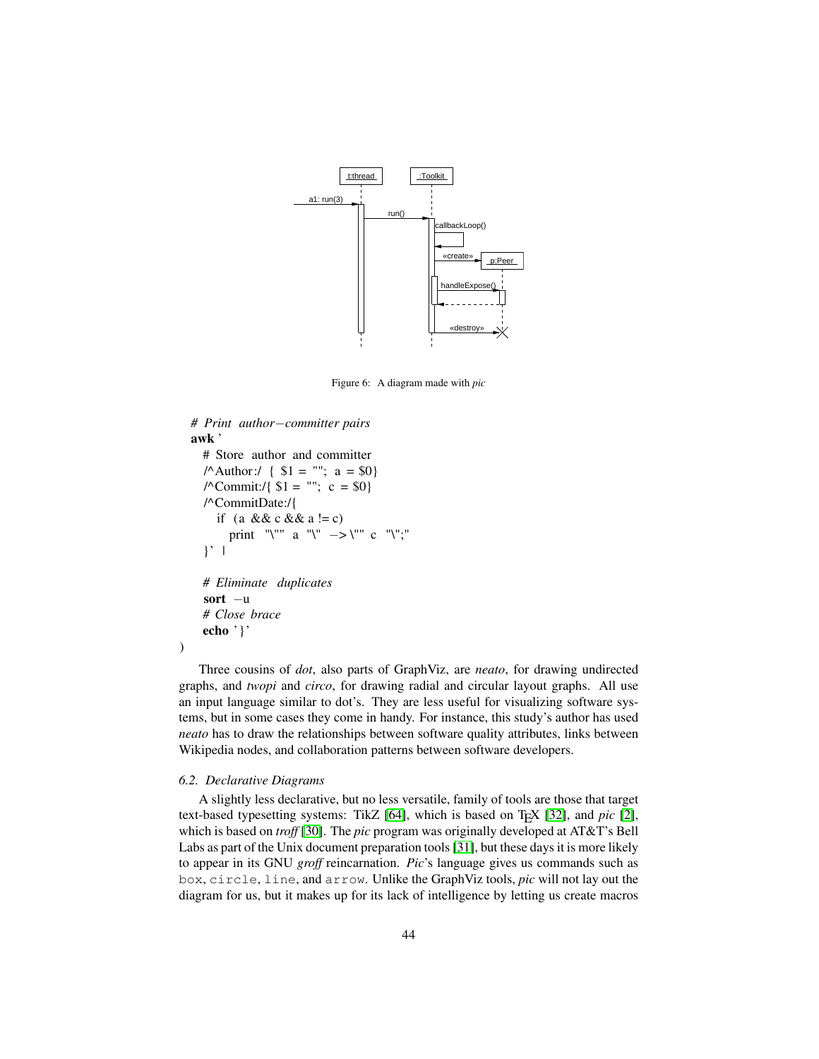Figure 6: A diagram made with *pic*

```
# Print author−committer pairs
awk '
  # Store author and committer
  /^Author:/ { $1 = ""; a = $0}
  /^Commit:/{ $1 = ""; c = $0}
  /^CommitDate:/{
    if (a && c && a != c)
      print "\"" a "\" −> \"" c "\";"
  }' |

  # Eliminate duplicates
  sort −u
  # Close brace
  echo '}'
)
```

Three cousins of *dot*, also parts of GraphViz, are *neato*, for drawing undirected graphs, and *twopi* and *circo*, for drawing radial and circular layout graphs. All use an input language similar to dot's. They are less useful for visualizing software systems, but in some cases they come in handy. For instance, this study's author has used *neato* has to draw the relationships between software quality attributes, links between Wikipedia nodes, and collaboration patterns between software developers.

*6.2. Declarative Diagrams*

A slightly less declarative, but no less versatile, family of tools are those that target text-based typesetting systems: TikZ [64], which is based on TEX [32], and *pic* [2], which is based on *troff* [30]. The *pic* program was originally developed at AT&T's Bell Labs as part of the Unix document preparation tools [31], but these days it is more likely to appear in its GNU *groff* reincarnation. *Pic*'s language gives us commands such as `box`, `circle`, `line`, and `arrow`. Unlike the GraphViz tools, *pic* will not lay out the diagram for us, but it makes up for its lack of intelligence by letting us create macros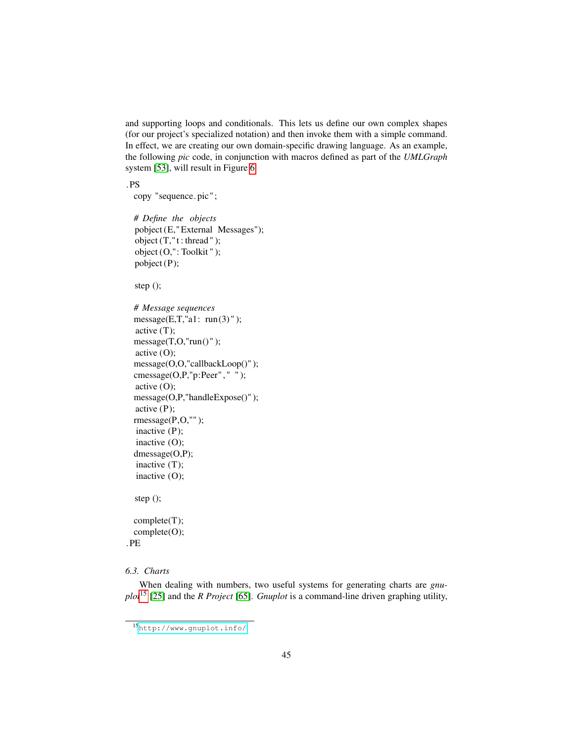and supporting loops and conditionals. This lets us define our own complex shapes (for our project's specialized notation) and then invoke them with a simple command. In effect, we are creating our own domain-specific drawing language. As an example, the following *pic* code, in conjunction with macros defined as part of the *UMLGraph* system [53], will result in Figure 6.

```
.PS
  copy "sequence.pic";

  # Define the objects
  pobject(E,"External Messages");
  object(T,"t:thread");
  object(O,":Toolkit");
  pobject(P);

  step();

  # Message sequences
  message(E,T,"a1: run(3)");
  active(T);
  message(T,O,"run()");
  active(O);
  message(O,O,"callbackLoop()");
  cmessage(O,P,"p:Peer"," ");
  active(O);
  message(O,P,"handleExpose()");
  active(P);
  rmessage(P,O,"");
  inactive(P);
  inactive(O);
  dmessage(O,P);
  inactive(T);
  inactive(O);

  step();

  complete(T);
  complete(O);
.PE
```

### 6.3. Charts

When dealing with numbers, two useful systems for generating charts are *gnuplot*[15] [25] and the *R Project* [65]. *Gnuplot* is a command-line driven graphing utility,

[15] http://www.gnuplot.info/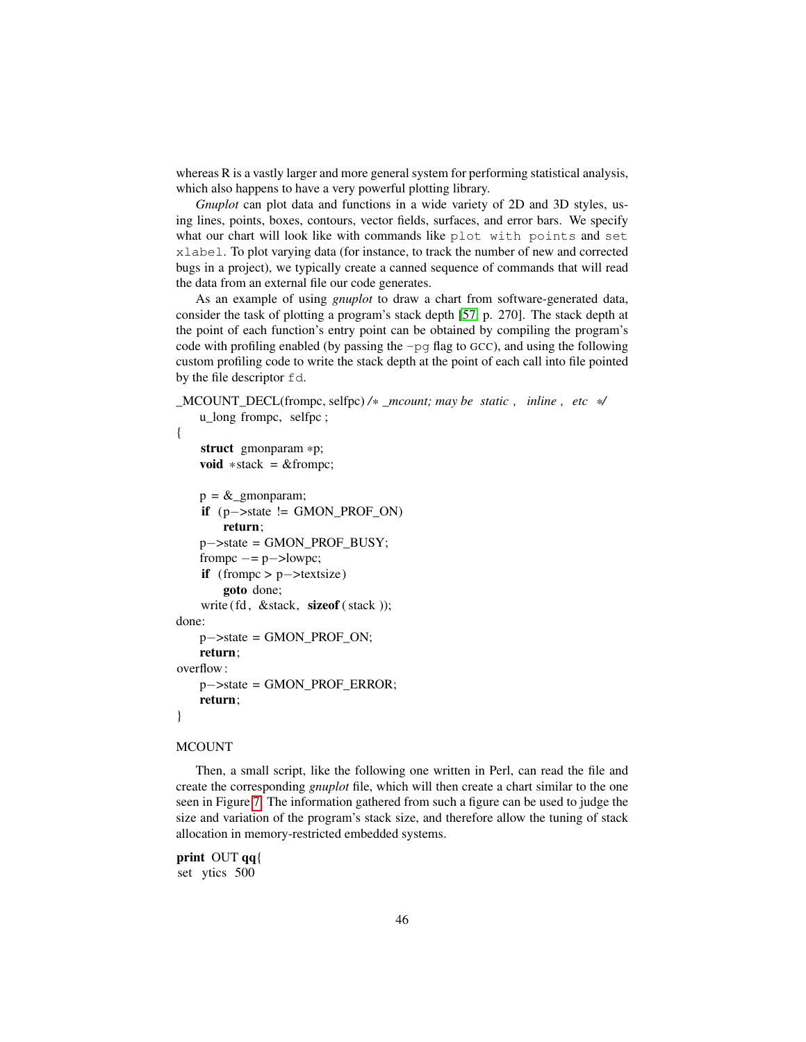whereas R is a vastly larger and more general system for performing statistical analysis, which also happens to have a very powerful plotting library.

*Gnuplot* can plot data and functions in a wide variety of 2D and 3D styles, using lines, points, boxes, contours, vector fields, surfaces, and error bars. We specify what our chart will look like with commands like `plot with points` and `set xlabel`. To plot varying data (for instance, to track the number of new and corrected bugs in a project), we typically create a canned sequence of commands that will read the data from an external file our code generates.

As an example of using *gnuplot* to draw a chart from software-generated data, consider the task of plotting a program's stack depth [57, p. 270]. The stack depth at the point of each function's entry point can be obtained by compiling the program's code with profiling enabled (by passing the `-pg` flag to GCC), and using the following custom profiling code to write the stack depth at the point of each call into file pointed by the file descriptor `fd`.

```
_MCOUNT_DECL(frompc, selfpc) /* _mcount; may be static, inline, etc */
    u_long frompc, selfpc;
{
    struct gmonparam *p;
    void *stack = &frompc;

    p = &_gmonparam;
    if (p->state != GMON_PROF_ON)
        return;
    p->state = GMON_PROF_BUSY;
    frompc -= p->lowpc;
    if (frompc > p->textsize)
        goto done;
    write(fd, &stack, sizeof(stack));
done:
    p->state = GMON_PROF_ON;
    return;
overflow:
    p->state = GMON_PROF_ERROR;
    return;
}
```

MCOUNT

Then, a small script, like the following one written in Perl, can read the file and create the corresponding *gnuplot* file, which will then create a chart similar to the one seen in Figure 7. The information gathered from such a figure can be used to judge the size and variation of the program's stack size, and therefore allow the tuning of stack allocation in memory-restricted embedded systems.

```
print OUT qq{
set ytics 500
```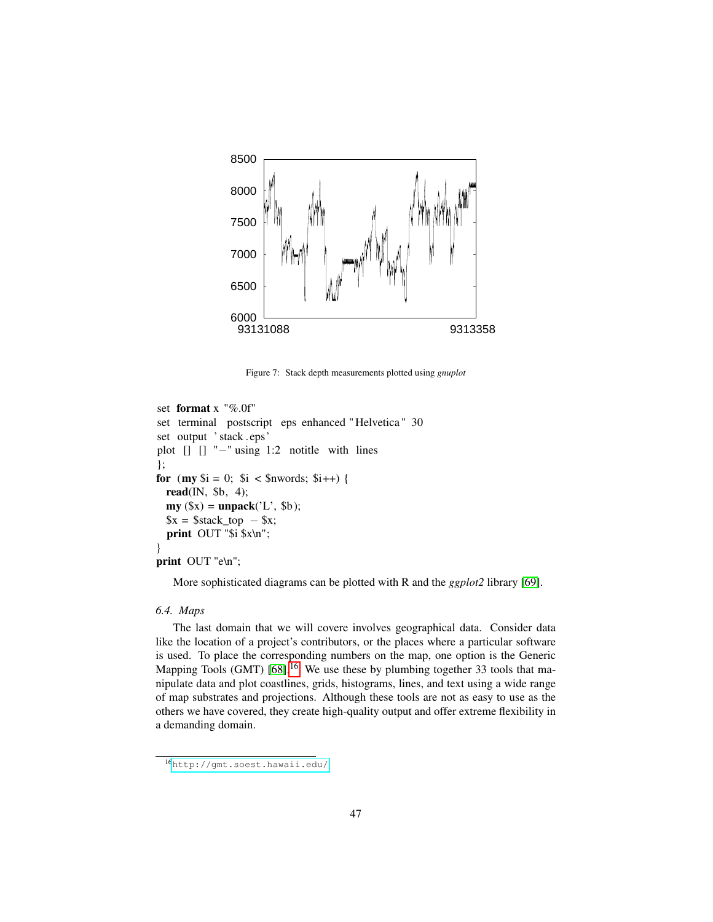Figure 7: Stack depth measurements plotted using *gnuplot*

```
set format x "%.0f"
set terminal postscript eps enhanced "Helvetica" 30
set output 'stack.eps'
plot [] [] "-" using 1:2 notitle with lines
};
for (my $i = 0; $i < $nwords; $i++) {
  read(IN, $b, 4);
  my ($x) = unpack('L', $b);
  $x = $stack_top - $x;
  print OUT "$i $x\n";
}
print OUT "e\n";
```

More sophisticated diagrams can be plotted with R and the *ggplot2* library [69].

### 6.4. Maps

The last domain that we will covere involves geographical data. Consider data like the location of a project's contributors, or the places where a particular software is used. To place the corresponding numbers on the map, one option is the Generic Mapping Tools (GMT) [68].[16] We use these by plumbing together 33 tools that manipulate data and plot coastlines, grids, histograms, lines, and text using a wide range of map substrates and projections. Although these tools are not as easy to use as the others we have covered, they create high-quality output and offer extreme flexibility in a demanding domain.

[16] http://gmt.soest.hawaii.edu/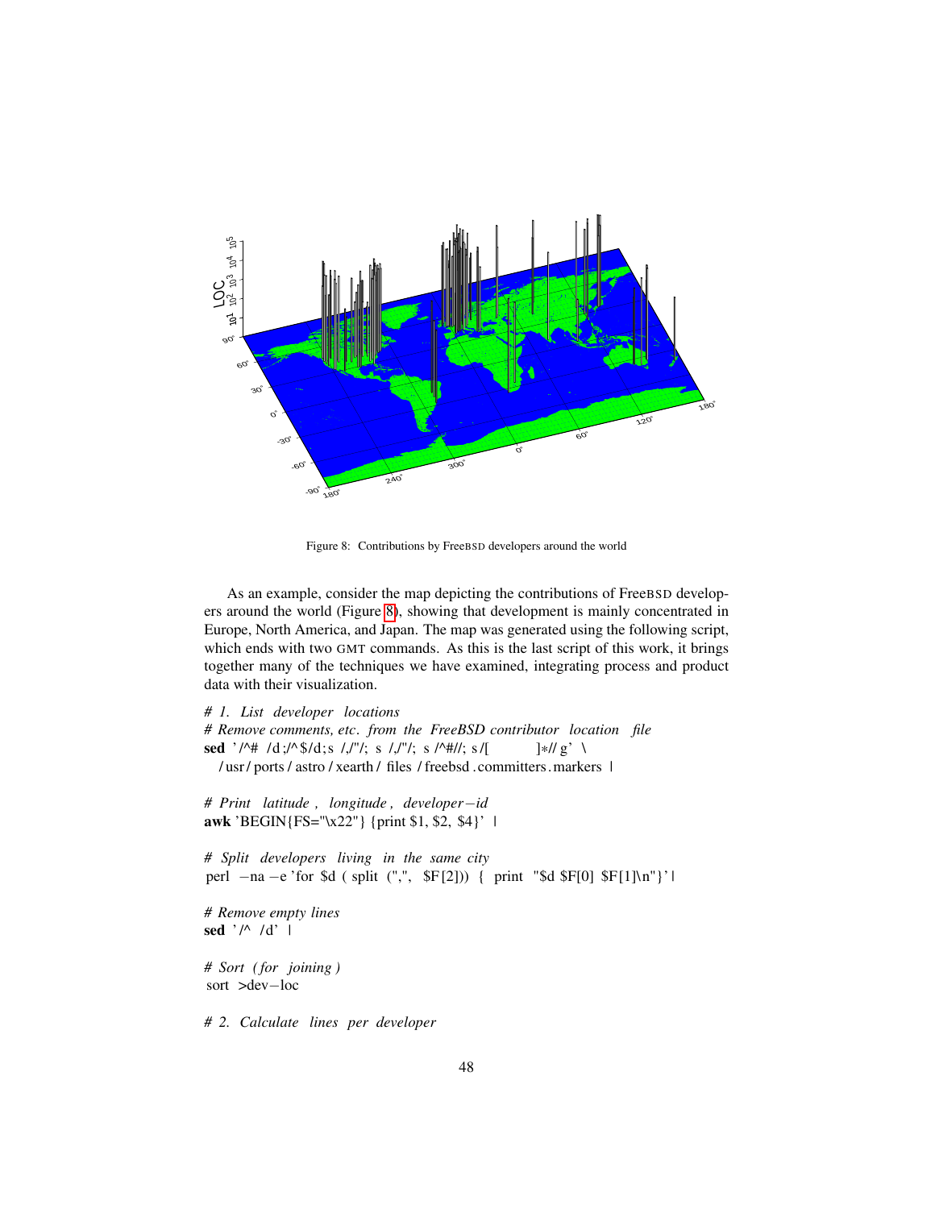Figure 8: Contributions by FreeBSD developers around the world

As an example, consider the map depicting the contributions of FreeBSD developers around the world (Figure 8), showing that development is mainly concentrated in Europe, North America, and Japan. The map was generated using the following script, which ends with two GMT commands. As this is the last script of this work, it brings together many of the techniques we have examined, integrating process and product data with their visualization.

```
# 1. List developer locations
# Remove comments, etc. from the FreeBSD contributor location file
sed '/^# /d;/^$/d;s/,/"/; s/,/"/; s/^#//; s/[        ]*//g' \
  /usr/ports/astro/xearth/files/freebsd.committers.markers |

# Print latitude, longitude, developer-id
awk 'BEGIN{FS="\x22"} {print $1, $2, $4}' |

# Split developers living in the same city
perl -na -e 'for $d (split(",", $F[2])) { print "$d $F[0] $F[1]\n"}' |

# Remove empty lines
sed '/^ /d' |

# Sort (for joining)
sort >dev-loc

# 2. Calculate lines per developer
```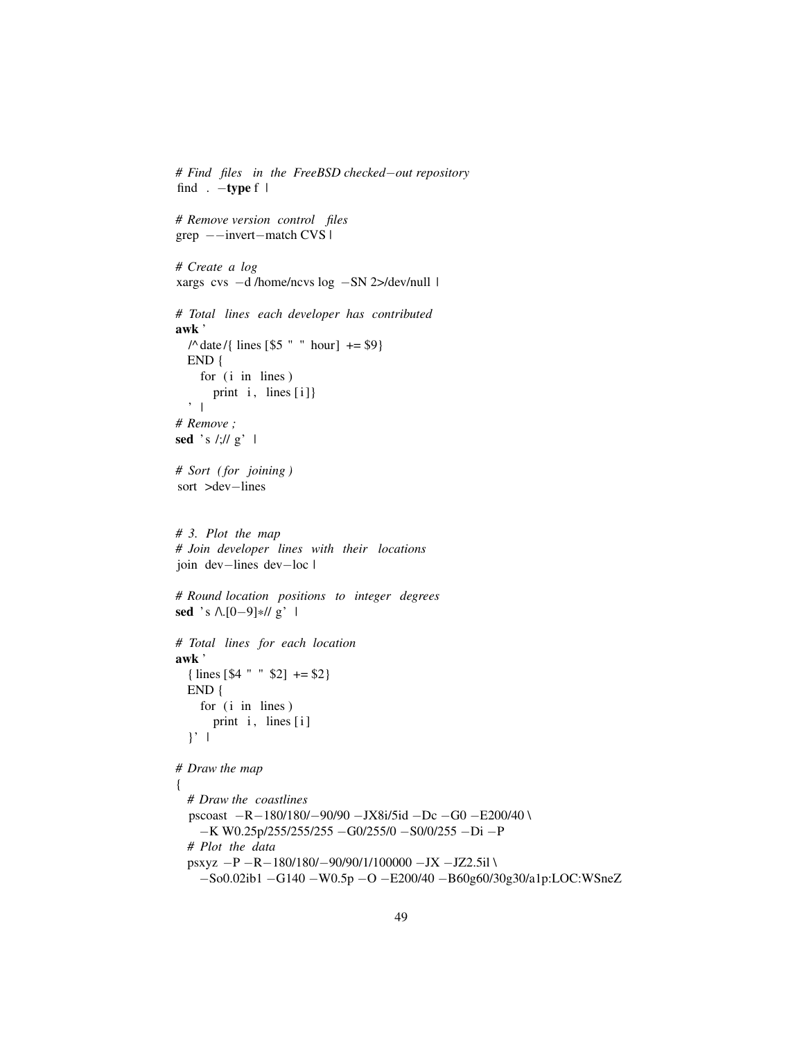```
# Find files in the FreeBSD checked-out repository
find . -type f |

# Remove version control files
grep --invert-match CVS |

# Create a log
xargs cvs -d /home/ncvs log -SN 2>/dev/null |

# Total lines each developer has contributed
awk '
  /^date/{ lines[$5 " " hour] += $9}
  END {
    for (i in lines)
      print i, lines[i]}
  ' |
# Remove ;
sed 's/;//g' |

# Sort (for joining)
sort >dev-lines


# 3. Plot the map
# Join developer lines with their locations
join dev-lines dev-loc |

# Round location positions to integer degrees
sed 's/\.[0-9]*//g' |

# Total lines for each location
awk '
  { lines[$4 " " $2] += $2}
  END {
    for (i in lines)
      print i, lines[i]
  }' |

# Draw the map
{
  # Draw the coastlines
  pscoast -R-180/180/-90/90 -JX8i/5id -Dc -G0 -E200/40 \
    -K W0.25p/255/255/255 -G0/255/0 -S0/0/255 -Di -P
  # Plot the data
  psxyz -P -R-180/180/-90/90/1/100000 -JX -JZ2.5il \
    -So0.02ib1 -G140 -W0.5p -O -E200/40 -B60g60/30g30/a1p:LOC:WSneZ
```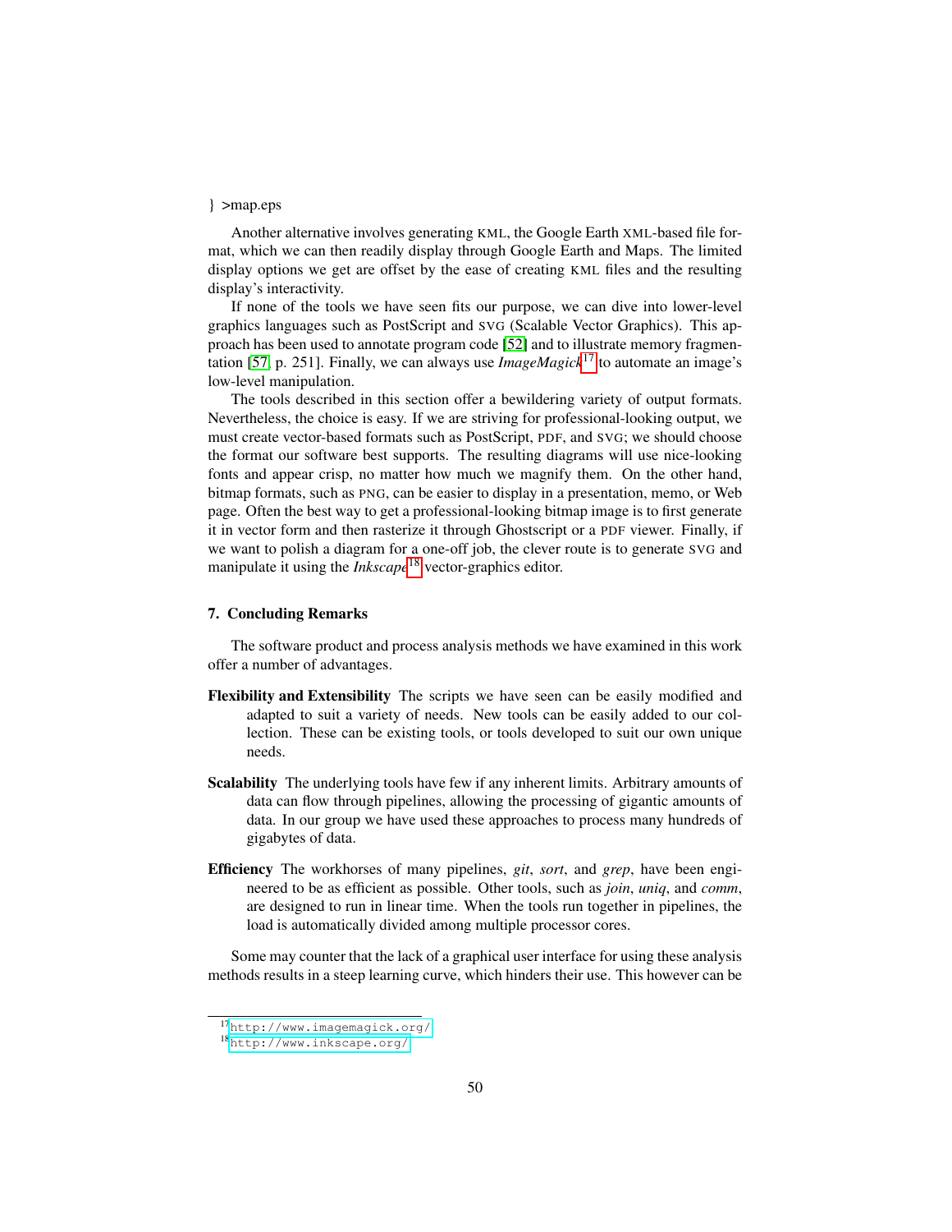} >map.eps

Another alternative involves generating KML, the Google Earth XML-based file format, which we can then readily display through Google Earth and Maps. The limited display options we get are offset by the ease of creating KML files and the resulting display's interactivity.

If none of the tools we have seen fits our purpose, we can dive into lower-level graphics languages such as PostScript and SVG (Scalable Vector Graphics). This approach has been used to annotate program code [52] and to illustrate memory fragmentation [57, p. 251]. Finally, we can always use *ImageMagick*[17] to automate an image's low-level manipulation.

The tools described in this section offer a bewildering variety of output formats. Nevertheless, the choice is easy. If we are striving for professional-looking output, we must create vector-based formats such as PostScript, PDF, and SVG; we should choose the format our software best supports. The resulting diagrams will use nice-looking fonts and appear crisp, no matter how much we magnify them. On the other hand, bitmap formats, such as PNG, can be easier to display in a presentation, memo, or Web page. Often the best way to get a professional-looking bitmap image is to first generate it in vector form and then rasterize it through Ghostscript or a PDF viewer. Finally, if we want to polish a diagram for a one-off job, the clever route is to generate SVG and manipulate it using the *Inkscape*[18] vector-graphics editor.

## 7. Concluding Remarks

The software product and process analysis methods we have examined in this work offer a number of advantages.

**Flexibility and Extensibility** The scripts we have seen can be easily modified and adapted to suit a variety of needs. New tools can be easily added to our collection. These can be existing tools, or tools developed to suit our own unique needs.

**Scalability** The underlying tools have few if any inherent limits. Arbitrary amounts of data can flow through pipelines, allowing the processing of gigantic amounts of data. In our group we have used these approaches to process many hundreds of gigabytes of data.

**Efficiency** The workhorses of many pipelines, *git*, *sort*, and *grep*, have been engineered to be as efficient as possible. Other tools, such as *join*, *uniq*, and *comm*, are designed to run in linear time. When the tools run together in pipelines, the load is automatically divided among multiple processor cores.

Some may counter that the lack of a graphical user interface for using these analysis methods results in a steep learning curve, which hinders their use. This however can be

[17] http://www.imagemagick.org/

[18] http://www.inkscape.org/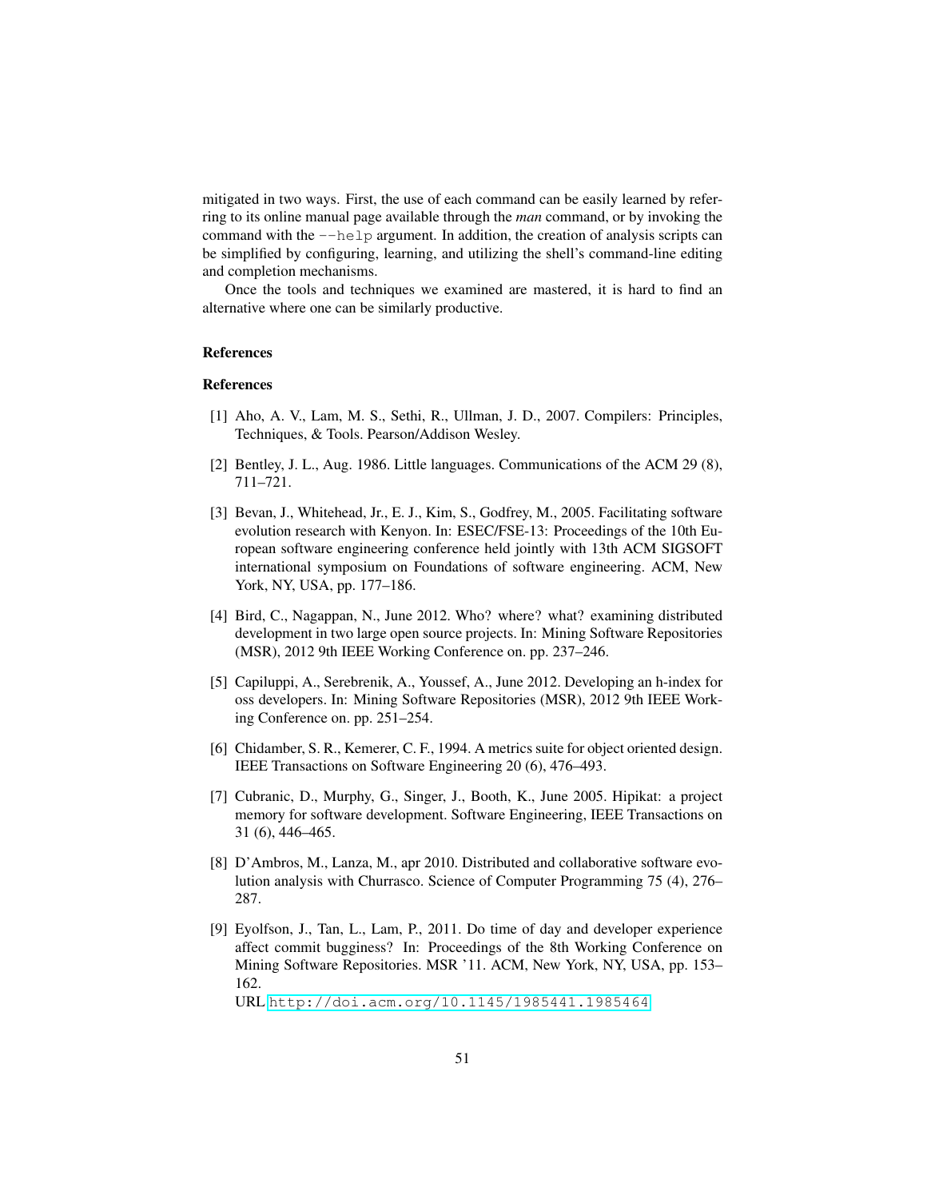mitigated in two ways. First, the use of each command can be easily learned by referring to its online manual page available through the *man* command, or by invoking the command with the `--help` argument. In addition, the creation of analysis scripts can be simplified by configuring, learning, and utilizing the shell's command-line editing and completion mechanisms.

Once the tools and techniques we examined are mastered, it is hard to find an alternative where one can be similarly productive.

## References

## References

[1] Aho, A. V., Lam, M. S., Sethi, R., Ullman, J. D., 2007. Compilers: Principles, Techniques, & Tools. Pearson/Addison Wesley.

[2] Bentley, J. L., Aug. 1986. Little languages. Communications of the ACM 29 (8), 711–721.

[3] Bevan, J., Whitehead, Jr., E. J., Kim, S., Godfrey, M., 2005. Facilitating software evolution research with Kenyon. In: ESEC/FSE-13: Proceedings of the 10th European software engineering conference held jointly with 13th ACM SIGSOFT international symposium on Foundations of software engineering. ACM, New York, NY, USA, pp. 177–186.

[4] Bird, C., Nagappan, N., June 2012. Who? where? what? examining distributed development in two large open source projects. In: Mining Software Repositories (MSR), 2012 9th IEEE Working Conference on. pp. 237–246.

[5] Capiluppi, A., Serebrenik, A., Youssef, A., June 2012. Developing an h-index for oss developers. In: Mining Software Repositories (MSR), 2012 9th IEEE Working Conference on. pp. 251–254.

[6] Chidamber, S. R., Kemerer, C. F., 1994. A metrics suite for object oriented design. IEEE Transactions on Software Engineering 20 (6), 476–493.

[7] Cubranic, D., Murphy, G., Singer, J., Booth, K., June 2005. Hipikat: a project memory for software development. Software Engineering, IEEE Transactions on 31 (6), 446–465.

[8] D'Ambros, M., Lanza, M., apr 2010. Distributed and collaborative software evolution analysis with Churrasco. Science of Computer Programming 75 (4), 276–287.

[9] Eyolfson, J., Tan, L., Lam, P., 2011. Do time of day and developer experience affect commit bugginess? In: Proceedings of the 8th Working Conference on Mining Software Repositories. MSR '11. ACM, New York, NY, USA, pp. 153–162.
URL http://doi.acm.org/10.1145/1985441.1985464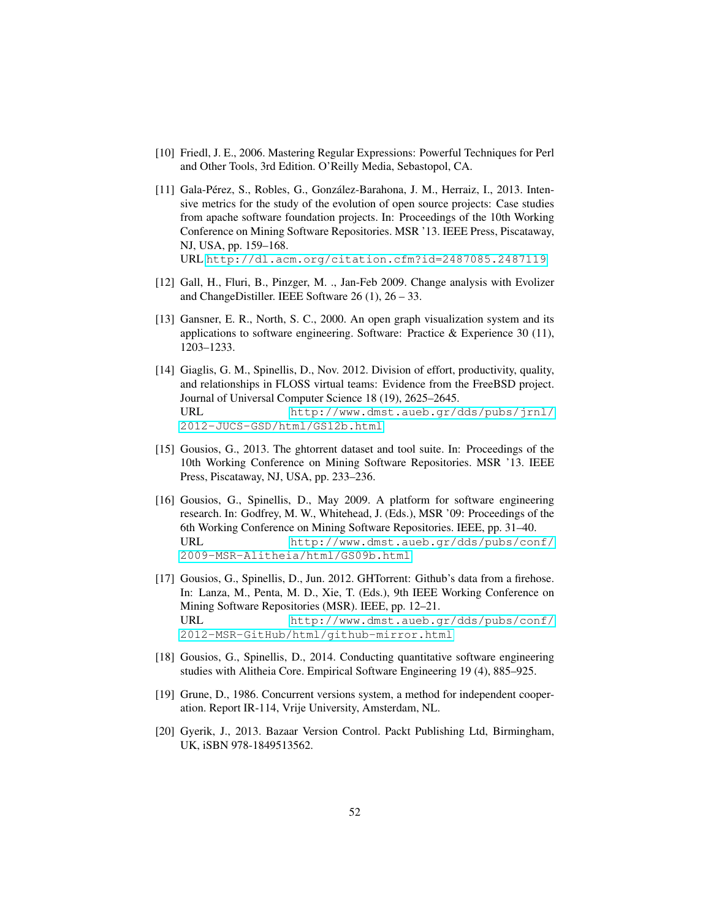[10] Friedl, J. E., 2006. Mastering Regular Expressions: Powerful Techniques for Perl and Other Tools, 3rd Edition. O'Reilly Media, Sebastopol, CA.

[11] Gala-Pérez, S., Robles, G., González-Barahona, J. M., Herraiz, I., 2013. Intensive metrics for the study of the evolution of open source projects: Case studies from apache software foundation projects. In: Proceedings of the 10th Working Conference on Mining Software Repositories. MSR '13. IEEE Press, Piscataway, NJ, USA, pp. 159–168.
URL http://dl.acm.org/citation.cfm?id=2487085.2487119

[12] Gall, H., Fluri, B., Pinzger, M. ., Jan-Feb 2009. Change analysis with Evolizer and ChangeDistiller. IEEE Software 26 (1), 26 – 33.

[13] Gansner, E. R., North, S. C., 2000. An open graph visualization system and its applications to software engineering. Software: Practice & Experience 30 (11), 1203–1233.

[14] Giaglis, G. M., Spinellis, D., Nov. 2012. Division of effort, productivity, quality, and relationships in FLOSS virtual teams: Evidence from the FreeBSD project. Journal of Universal Computer Science 18 (19), 2625–2645.
URL http://www.dmst.aueb.gr/dds/pubs/jrnl/2012-JUCS-GSD/html/GS12b.html

[15] Gousios, G., 2013. The ghtorrent dataset and tool suite. In: Proceedings of the 10th Working Conference on Mining Software Repositories. MSR '13. IEEE Press, Piscataway, NJ, USA, pp. 233–236.

[16] Gousios, G., Spinellis, D., May 2009. A platform for software engineering research. In: Godfrey, M. W., Whitehead, J. (Eds.), MSR '09: Proceedings of the 6th Working Conference on Mining Software Repositories. IEEE, pp. 31–40.
URL http://www.dmst.aueb.gr/dds/pubs/conf/2009-MSR-Alitheia/html/GS09b.html

[17] Gousios, G., Spinellis, D., Jun. 2012. GHTorrent: Github's data from a firehose. In: Lanza, M., Penta, M. D., Xie, T. (Eds.), 9th IEEE Working Conference on Mining Software Repositories (MSR). IEEE, pp. 12–21.
URL http://www.dmst.aueb.gr/dds/pubs/conf/2012-MSR-GitHub/html/github-mirror.html

[18] Gousios, G., Spinellis, D., 2014. Conducting quantitative software engineering studies with Alitheia Core. Empirical Software Engineering 19 (4), 885–925.

[19] Grune, D., 1986. Concurrent versions system, a method for independent cooperation. Report IR-114, Vrije University, Amsterdam, NL.

[20] Gyerik, J., 2013. Bazaar Version Control. Packt Publishing Ltd, Birmingham, UK, iSBN 978-1849513562.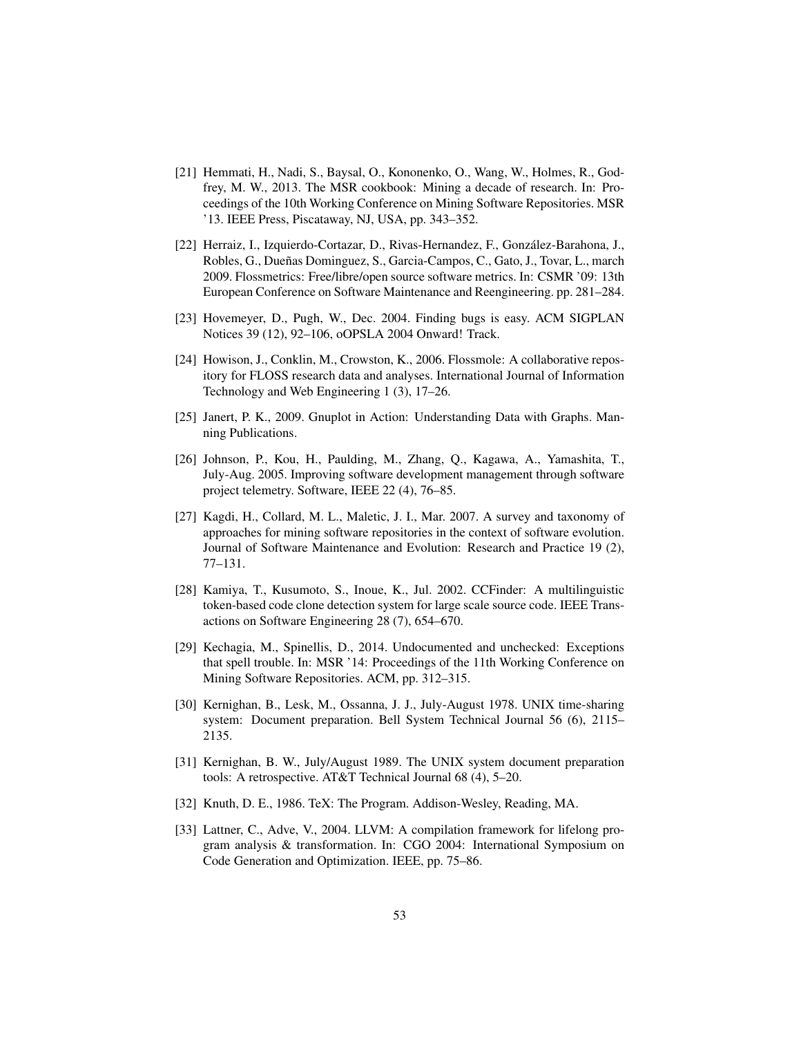[21] Hemmati, H., Nadi, S., Baysal, O., Kononenko, O., Wang, W., Holmes, R., Godfrey, M. W., 2013. The MSR cookbook: Mining a decade of research. In: Proceedings of the 10th Working Conference on Mining Software Repositories. MSR '13. IEEE Press, Piscataway, NJ, USA, pp. 343–352.

[22] Herraiz, I., Izquierdo-Cortazar, D., Rivas-Hernandez, F., González-Barahona, J., Robles, G., Dueñas Dominguez, S., Garcia-Campos, C., Gato, J., Tovar, L., march 2009. Flossmetrics: Free/libre/open source software metrics. In: CSMR '09: 13th European Conference on Software Maintenance and Reengineering. pp. 281–284.

[23] Hovemeyer, D., Pugh, W., Dec. 2004. Finding bugs is easy. ACM SIGPLAN Notices 39 (12), 92–106, oOPSLA 2004 Onward! Track.

[24] Howison, J., Conklin, M., Crowston, K., 2006. Flossmole: A collaborative repository for FLOSS research data and analyses. International Journal of Information Technology and Web Engineering 1 (3), 17–26.

[25] Janert, P. K., 2009. Gnuplot in Action: Understanding Data with Graphs. Manning Publications.

[26] Johnson, P., Kou, H., Paulding, M., Zhang, Q., Kagawa, A., Yamashita, T., July-Aug. 2005. Improving software development management through software project telemetry. Software, IEEE 22 (4), 76–85.

[27] Kagdi, H., Collard, M. L., Maletic, J. I., Mar. 2007. A survey and taxonomy of approaches for mining software repositories in the context of software evolution. Journal of Software Maintenance and Evolution: Research and Practice 19 (2), 77–131.

[28] Kamiya, T., Kusumoto, S., Inoue, K., Jul. 2002. CCFinder: A multilinguistic token-based code clone detection system for large scale source code. IEEE Transactions on Software Engineering 28 (7), 654–670.

[29] Kechagia, M., Spinellis, D., 2014. Undocumented and unchecked: Exceptions that spell trouble. In: MSR '14: Proceedings of the 11th Working Conference on Mining Software Repositories. ACM, pp. 312–315.

[30] Kernighan, B., Lesk, M., Ossanna, J. J., July-August 1978. UNIX time-sharing system: Document preparation. Bell System Technical Journal 56 (6), 2115–2135.

[31] Kernighan, B. W., July/August 1989. The UNIX system document preparation tools: A retrospective. AT&T Technical Journal 68 (4), 5–20.

[32] Knuth, D. E., 1986. TeX: The Program. Addison-Wesley, Reading, MA.

[33] Lattner, C., Adve, V., 2004. LLVM: A compilation framework for lifelong program analysis & transformation. In: CGO 2004: International Symposium on Code Generation and Optimization. IEEE, pp. 75–86.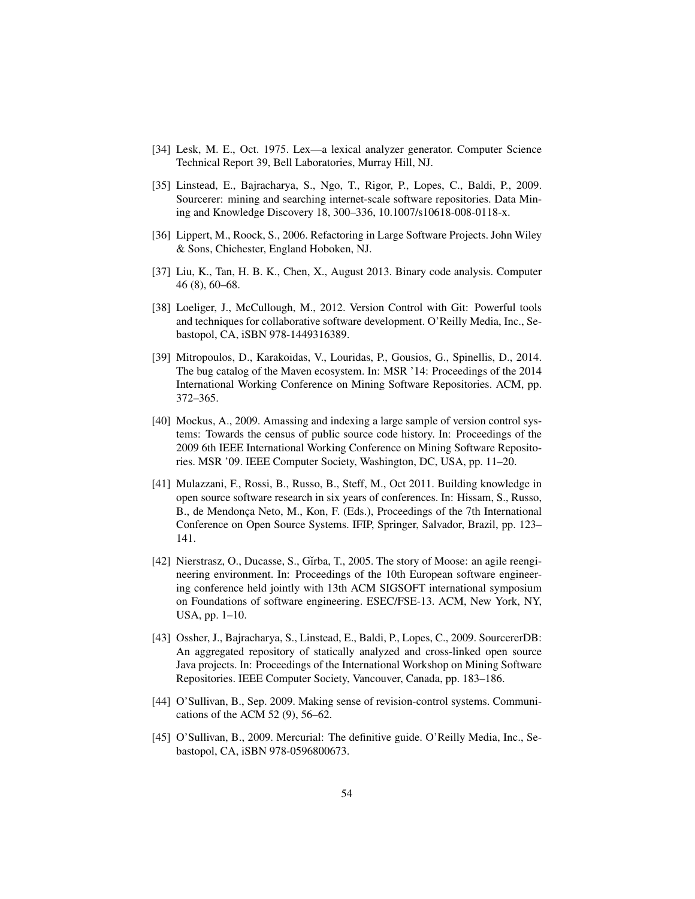[34] Lesk, M. E., Oct. 1975. Lex—a lexical analyzer generator. Computer Science Technical Report 39, Bell Laboratories, Murray Hill, NJ.

[35] Linstead, E., Bajracharya, S., Ngo, T., Rigor, P., Lopes, C., Baldi, P., 2009. Sourcerer: mining and searching internet-scale software repositories. Data Mining and Knowledge Discovery 18, 300–336, 10.1007/s10618-008-0118-x.

[36] Lippert, M., Roock, S., 2006. Refactoring in Large Software Projects. John Wiley & Sons, Chichester, England Hoboken, NJ.

[37] Liu, K., Tan, H. B. K., Chen, X., August 2013. Binary code analysis. Computer 46 (8), 60–68.

[38] Loeliger, J., McCullough, M., 2012. Version Control with Git: Powerful tools and techniques for collaborative software development. O'Reilly Media, Inc., Sebastopol, CA, iSBN 978-1449316389.

[39] Mitropoulos, D., Karakoidas, V., Louridas, P., Gousios, G., Spinellis, D., 2014. The bug catalog of the Maven ecosystem. In: MSR '14: Proceedings of the 2014 International Working Conference on Mining Software Repositories. ACM, pp. 372–365.

[40] Mockus, A., 2009. Amassing and indexing a large sample of version control systems: Towards the census of public source code history. In: Proceedings of the 2009 6th IEEE International Working Conference on Mining Software Repositories. MSR '09. IEEE Computer Society, Washington, DC, USA, pp. 11–20.

[41] Mulazzani, F., Rossi, B., Russo, B., Steff, M., Oct 2011. Building knowledge in open source software research in six years of conferences. In: Hissam, S., Russo, B., de Mendonça Neto, M., Kon, F. (Eds.), Proceedings of the 7th International Conference on Open Source Systems. IFIP, Springer, Salvador, Brazil, pp. 123–141.

[42] Nierstrasz, O., Ducasse, S., Gîrba, T., 2005. The story of Moose: an agile reengineering environment. In: Proceedings of the 10th European software engineering conference held jointly with 13th ACM SIGSOFT international symposium on Foundations of software engineering. ESEC/FSE-13. ACM, New York, NY, USA, pp. 1–10.

[43] Ossher, J., Bajracharya, S., Linstead, E., Baldi, P., Lopes, C., 2009. SourcererDB: An aggregated repository of statically analyzed and cross-linked open source Java projects. In: Proceedings of the International Workshop on Mining Software Repositories. IEEE Computer Society, Vancouver, Canada, pp. 183–186.

[44] O'Sullivan, B., Sep. 2009. Making sense of revision-control systems. Communications of the ACM 52 (9), 56–62.

[45] O'Sullivan, B., 2009. Mercurial: The definitive guide. O'Reilly Media, Inc., Sebastopol, CA, iSBN 978-0596800673.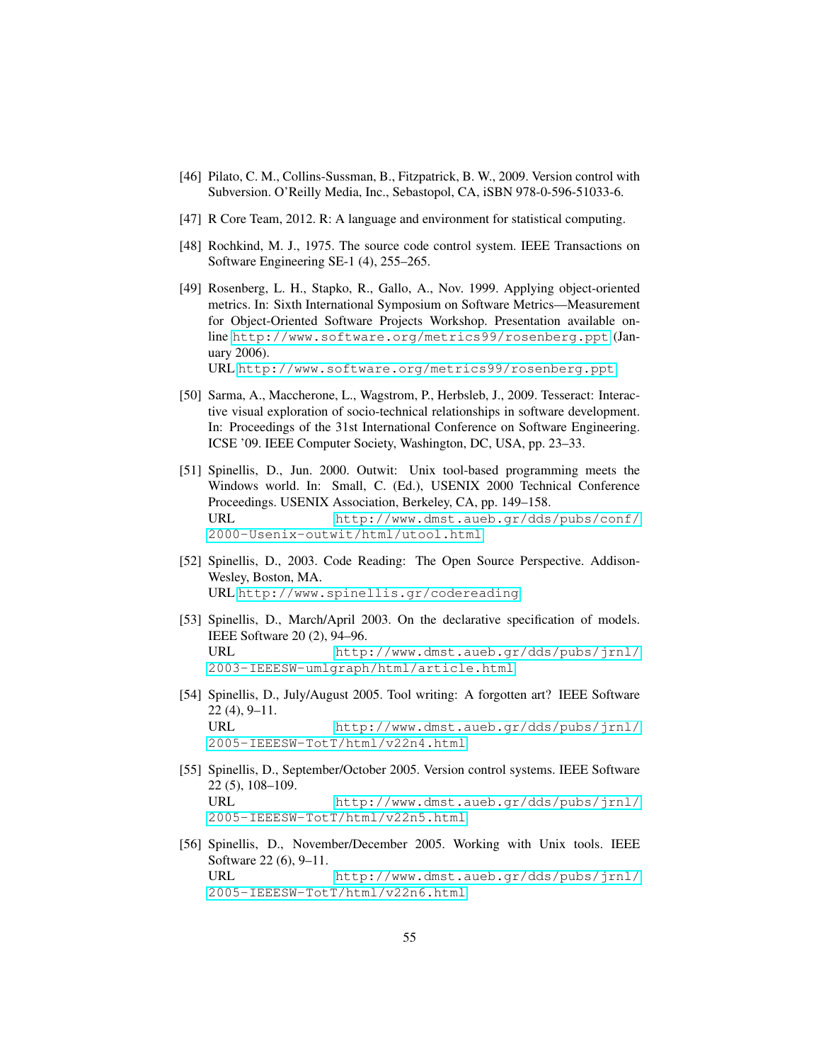[46] Pilato, C. M., Collins-Sussman, B., Fitzpatrick, B. W., 2009. Version control with Subversion. O'Reilly Media, Inc., Sebastopol, CA, iSBN 978-0-596-51033-6.

[47] R Core Team, 2012. R: A language and environment for statistical computing.

[48] Rochkind, M. J., 1975. The source code control system. IEEE Transactions on Software Engineering SE-1 (4), 255–265.

[49] Rosenberg, L. H., Stapko, R., Gallo, A., Nov. 1999. Applying object-oriented metrics. In: Sixth International Symposium on Software Metrics—Measurement for Object-Oriented Software Projects Workshop. Presentation available online http://www.software.org/metrics99/rosenberg.ppt (January 2006).
URL http://www.software.org/metrics99/rosenberg.ppt

[50] Sarma, A., Maccherone, L., Wagstrom, P., Herbsleb, J., 2009. Tesseract: Interactive visual exploration of socio-technical relationships in software development. In: Proceedings of the 31st International Conference on Software Engineering. ICSE '09. IEEE Computer Society, Washington, DC, USA, pp. 23–33.

[51] Spinellis, D., Jun. 2000. Outwit: Unix tool-based programming meets the Windows world. In: Small, C. (Ed.), USENIX 2000 Technical Conference Proceedings. USENIX Association, Berkeley, CA, pp. 149–158.
URL http://www.dmst.aueb.gr/dds/pubs/conf/2000-Usenix-outwit/html/utool.html

[52] Spinellis, D., 2003. Code Reading: The Open Source Perspective. Addison-Wesley, Boston, MA.
URL http://www.spinellis.gr/codereading

[53] Spinellis, D., March/April 2003. On the declarative specification of models. IEEE Software 20 (2), 94–96.
URL http://www.dmst.aueb.gr/dds/pubs/jrnl/2003-IEEESW-umlgraph/html/article.html

[54] Spinellis, D., July/August 2005. Tool writing: A forgotten art? IEEE Software 22 (4), 9–11.
URL http://www.dmst.aueb.gr/dds/pubs/jrnl/2005-IEEESW-TotT/html/v22n4.html

[55] Spinellis, D., September/October 2005. Version control systems. IEEE Software 22 (5), 108–109.
URL http://www.dmst.aueb.gr/dds/pubs/jrnl/2005-IEEESW-TotT/html/v22n5.html

[56] Spinellis, D., November/December 2005. Working with Unix tools. IEEE Software 22 (6), 9–11.
URL http://www.dmst.aueb.gr/dds/pubs/jrnl/2005-IEEESW-TotT/html/v22n6.html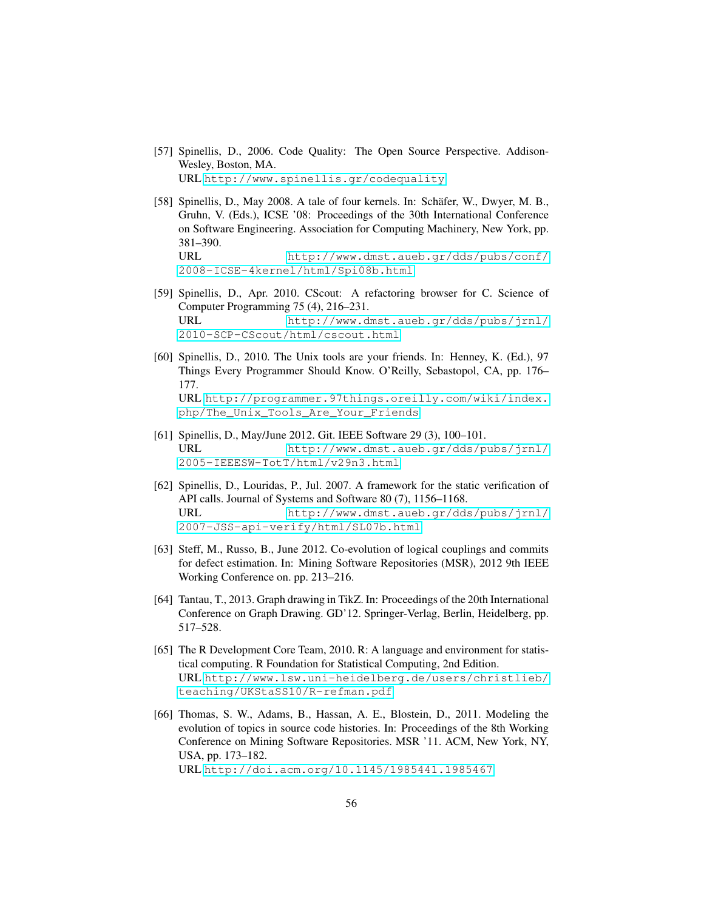[57] Spinellis, D., 2006. Code Quality: The Open Source Perspective. Addison-Wesley, Boston, MA.
URL http://www.spinellis.gr/codequality

[58] Spinellis, D., May 2008. A tale of four kernels. In: Schäfer, W., Dwyer, M. B., Gruhn, V. (Eds.), ICSE '08: Proceedings of the 30th International Conference on Software Engineering. Association for Computing Machinery, New York, pp. 381–390.
URL http://www.dmst.aueb.gr/dds/pubs/conf/2008-ICSE-4kernel/html/Spi08b.html

[59] Spinellis, D., Apr. 2010. CScout: A refactoring browser for C. Science of Computer Programming 75 (4), 216–231.
URL http://www.dmst.aueb.gr/dds/pubs/jrnl/2010-SCP-CScout/html/cscout.html

[60] Spinellis, D., 2010. The Unix tools are your friends. In: Henney, K. (Ed.), 97 Things Every Programmer Should Know. O'Reilly, Sebastopol, CA, pp. 176–177.
URL http://programmer.97things.oreilly.com/wiki/index.php/The_Unix_Tools_Are_Your_Friends

[61] Spinellis, D., May/June 2012. Git. IEEE Software 29 (3), 100–101.
URL http://www.dmst.aueb.gr/dds/pubs/jrnl/2005-IEEESW-TotT/html/v29n3.html

[62] Spinellis, D., Louridas, P., Jul. 2007. A framework for the static verification of API calls. Journal of Systems and Software 80 (7), 1156–1168.
URL http://www.dmst.aueb.gr/dds/pubs/jrnl/2007-JSS-api-verify/html/SL07b.html

[63] Steff, M., Russo, B., June 2012. Co-evolution of logical couplings and commits for defect estimation. In: Mining Software Repositories (MSR), 2012 9th IEEE Working Conference on. pp. 213–216.

[64] Tantau, T., 2013. Graph drawing in TikZ. In: Proceedings of the 20th International Conference on Graph Drawing. GD'12. Springer-Verlag, Berlin, Heidelberg, pp. 517–528.

[65] The R Development Core Team, 2010. R: A language and environment for statistical computing. R Foundation for Statistical Computing, 2nd Edition.
URL http://www.lsw.uni-heidelberg.de/users/christlieb/teaching/UKStaSS10/R-refman.pdf

[66] Thomas, S. W., Adams, B., Hassan, A. E., Blostein, D., 2011. Modeling the evolution of topics in source code histories. In: Proceedings of the 8th Working Conference on Mining Software Repositories. MSR '11. ACM, New York, NY, USA, pp. 173–182.
URL http://doi.acm.org/10.1145/1985441.1985467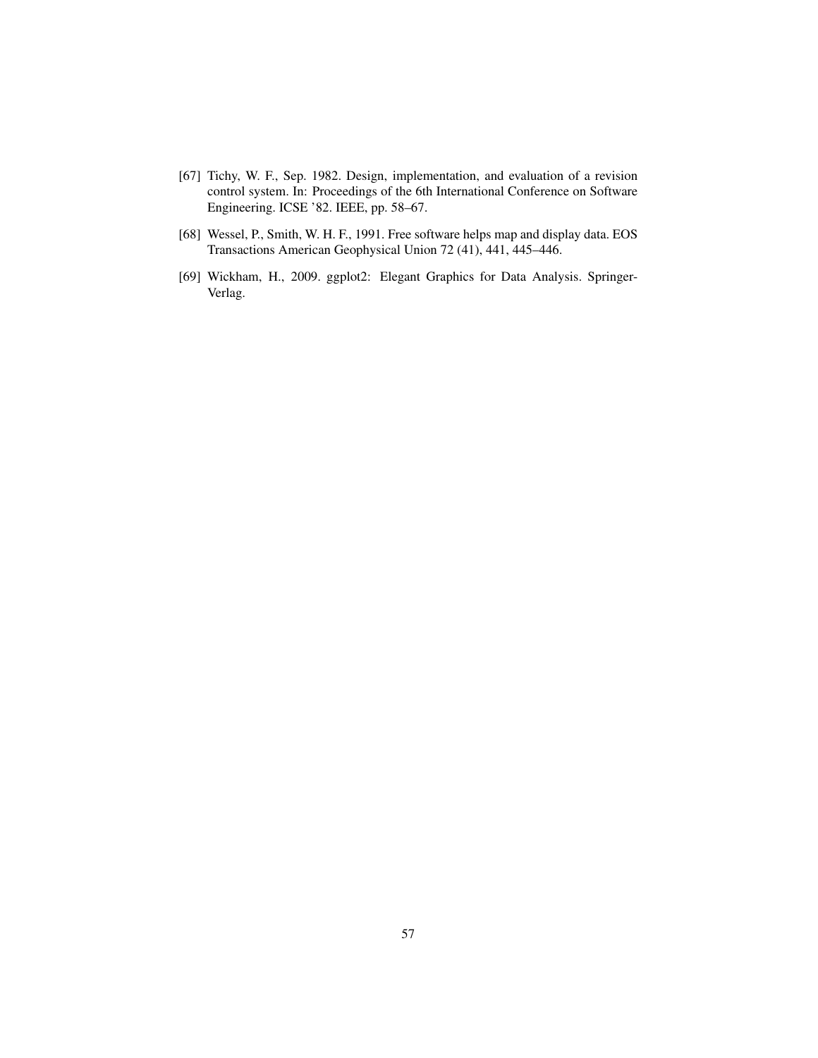[67] Tichy, W. F., Sep. 1982. Design, implementation, and evaluation of a revision control system. In: Proceedings of the 6th International Conference on Software Engineering. ICSE '82. IEEE, pp. 58–67.

[68] Wessel, P., Smith, W. H. F., 1991. Free software helps map and display data. EOS Transactions American Geophysical Union 72 (41), 441, 445–446.

[69] Wickham, H., 2009. ggplot2: Elegant Graphics for Data Analysis. Springer-Verlag.